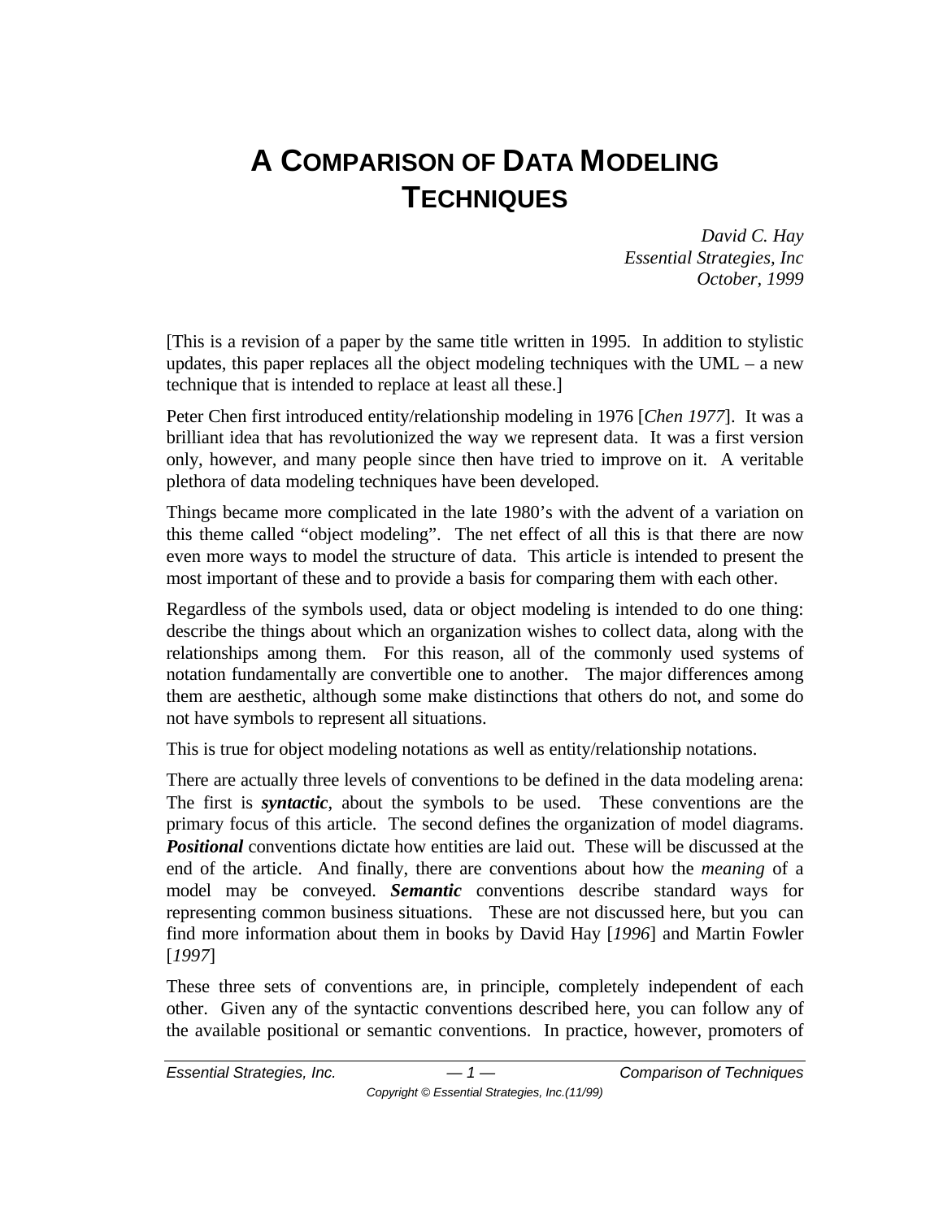# A COMPARISON OF DATA MODELING TECHNIQUES

*David C. Hay*
*Essential Strategies, Inc*
*October, 1999*

[This is a revision of a paper by the same title written in 1995. In addition to stylistic updates, this paper replaces all the object modeling techniques with the UML – a new technique that is intended to replace at least all these.]

Peter Chen first introduced entity/relationship modeling in 1976 [*Chen 1977*]. It was a brilliant idea that has revolutionized the way we represent data. It was a first version only, however, and many people since then have tried to improve on it. A veritable plethora of data modeling techniques have been developed.

Things became more complicated in the late 1980's with the advent of a variation on this theme called "object modeling". The net effect of all this is that there are now even more ways to model the structure of data. This article is intended to present the most important of these and to provide a basis for comparing them with each other.

Regardless of the symbols used, data or object modeling is intended to do one thing: describe the things about which an organization wishes to collect data, along with the relationships among them. For this reason, all of the commonly used systems of notation fundamentally are convertible one to another. The major differences among them are aesthetic, although some make distinctions that others do not, and some do not have symbols to represent all situations.

This is true for object modeling notations as well as entity/relationship notations.

There are actually three levels of conventions to be defined in the data modeling arena: The first is ***syntactic***, about the symbols to be used. These conventions are the primary focus of this article. The second defines the organization of model diagrams. ***Positional*** conventions dictate how entities are laid out. These will be discussed at the end of the article. And finally, there are conventions about how the *meaning* of a model may be conveyed. ***Semantic*** conventions describe standard ways for representing common business situations. These are not discussed here, but you can find more information about them in books by David Hay [*1996*] and Martin Fowler [*1997*]

These three sets of conventions are, in principle, completely independent of each other. Given any of the syntactic conventions described here, you can follow any of the available positional or semantic conventions. In practice, however, promoters of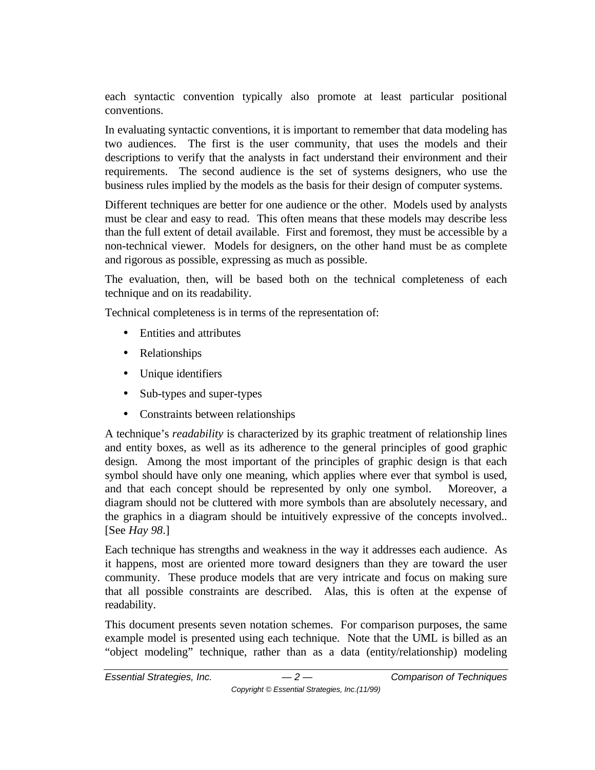each syntactic convention typically also promote at least particular positional conventions.

In evaluating syntactic conventions, it is important to remember that data modeling has two audiences. The first is the user community, that uses the models and their descriptions to verify that the analysts in fact understand their environment and their requirements. The second audience is the set of systems designers, who use the business rules implied by the models as the basis for their design of computer systems.

Different techniques are better for one audience or the other. Models used by analysts must be clear and easy to read. This often means that these models may describe less than the full extent of detail available. First and foremost, they must be accessible by a non-technical viewer. Models for designers, on the other hand must be as complete and rigorous as possible, expressing as much as possible.

The evaluation, then, will be based both on the technical completeness of each technique and on its readability.

Technical completeness is in terms of the representation of:

- Entities and attributes
- Relationships
- Unique identifiers
- Sub-types and super-types
- Constraints between relationships

A technique's *readability* is characterized by its graphic treatment of relationship lines and entity boxes, as well as its adherence to the general principles of good graphic design. Among the most important of the principles of graphic design is that each symbol should have only one meaning, which applies where ever that symbol is used, and that each concept should be represented by only one symbol. Moreover, a diagram should not be cluttered with more symbols than are absolutely necessary, and the graphics in a diagram should be intuitively expressive of the concepts involved.. [See *Hay 98*.]

Each technique has strengths and weakness in the way it addresses each audience. As it happens, most are oriented more toward designers than they are toward the user community. These produce models that are very intricate and focus on making sure that all possible constraints are described. Alas, this is often at the expense of readability.

This document presents seven notation schemes. For comparison purposes, the same example model is presented using each technique. Note that the UML is billed as an "object modeling" technique, rather than as a data (entity/relationship) modeling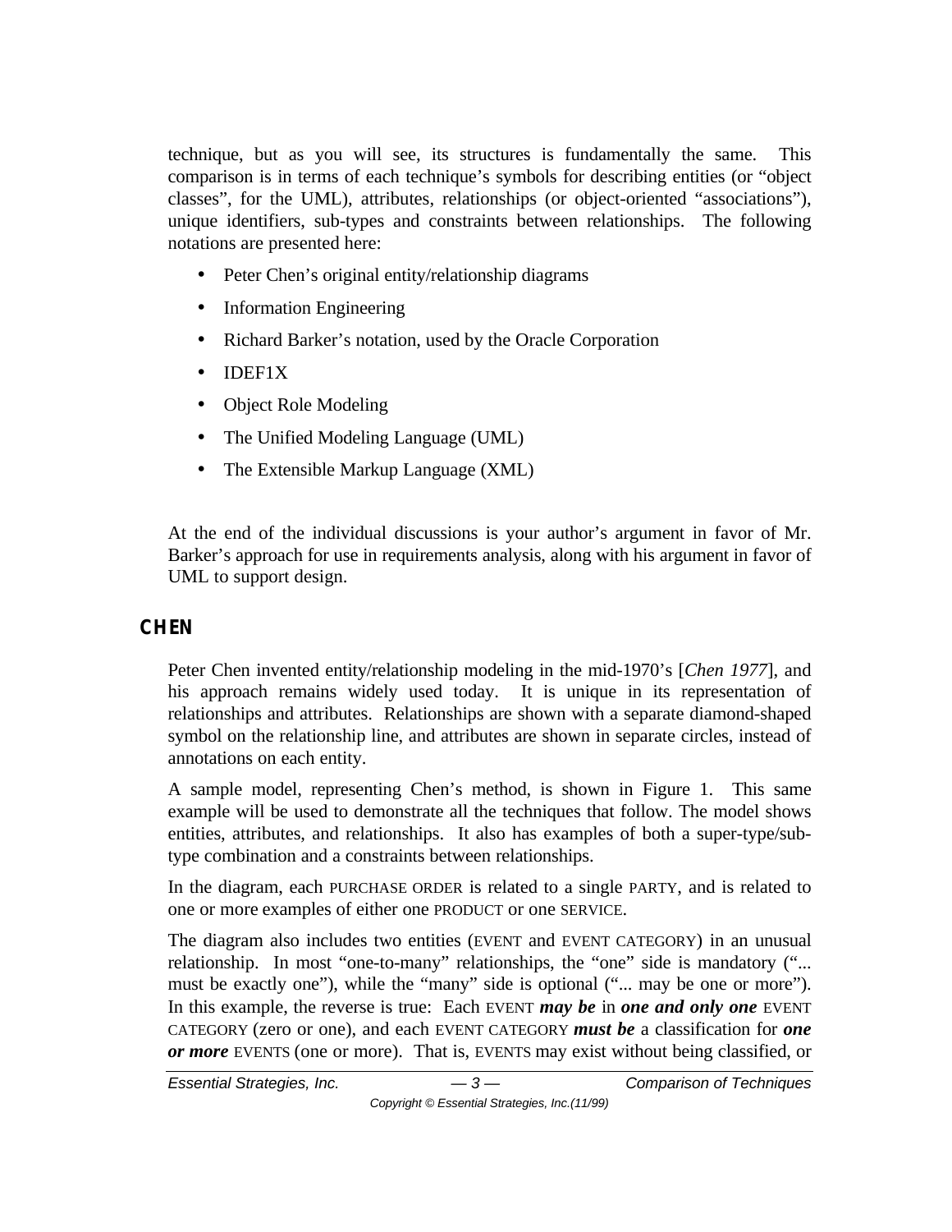technique, but as you will see, its structures is fundamentally the same. This comparison is in terms of each technique's symbols for describing entities (or "object classes", for the UML), attributes, relationships (or object-oriented "associations"), unique identifiers, sub-types and constraints between relationships. The following notations are presented here:

- Peter Chen's original entity/relationship diagrams
- Information Engineering
- Richard Barker's notation, used by the Oracle Corporation
- IDEF1X
- Object Role Modeling
- The Unified Modeling Language (UML)
- The Extensible Markup Language (XML)

At the end of the individual discussions is your author's argument in favor of Mr. Barker's approach for use in requirements analysis, along with his argument in favor of UML to support design.

## CHEN

Peter Chen invented entity/relationship modeling in the mid-1970's [*Chen 1977*], and his approach remains widely used today. It is unique in its representation of relationships and attributes. Relationships are shown with a separate diamond-shaped symbol on the relationship line, and attributes are shown in separate circles, instead of annotations on each entity.

A sample model, representing Chen's method, is shown in Figure 1. This same example will be used to demonstrate all the techniques that follow. The model shows entities, attributes, and relationships. It also has examples of both a super-type/sub-type combination and a constraints between relationships.

In the diagram, each PURCHASE ORDER is related to a single PARTY, and is related to one or more examples of either one PRODUCT or one SERVICE.

The diagram also includes two entities (EVENT and EVENT CATEGORY) in an unusual relationship. In most "one-to-many" relationships, the "one" side is mandatory ("... must be exactly one"), while the "many" side is optional ("... may be one or more"). In this example, the reverse is true: Each EVENT ***may be*** in ***one and only one*** EVENT CATEGORY (zero or one), and each EVENT CATEGORY ***must be*** a classification for ***one or more*** EVENTS (one or more). That is, EVENTS may exist without being classified, or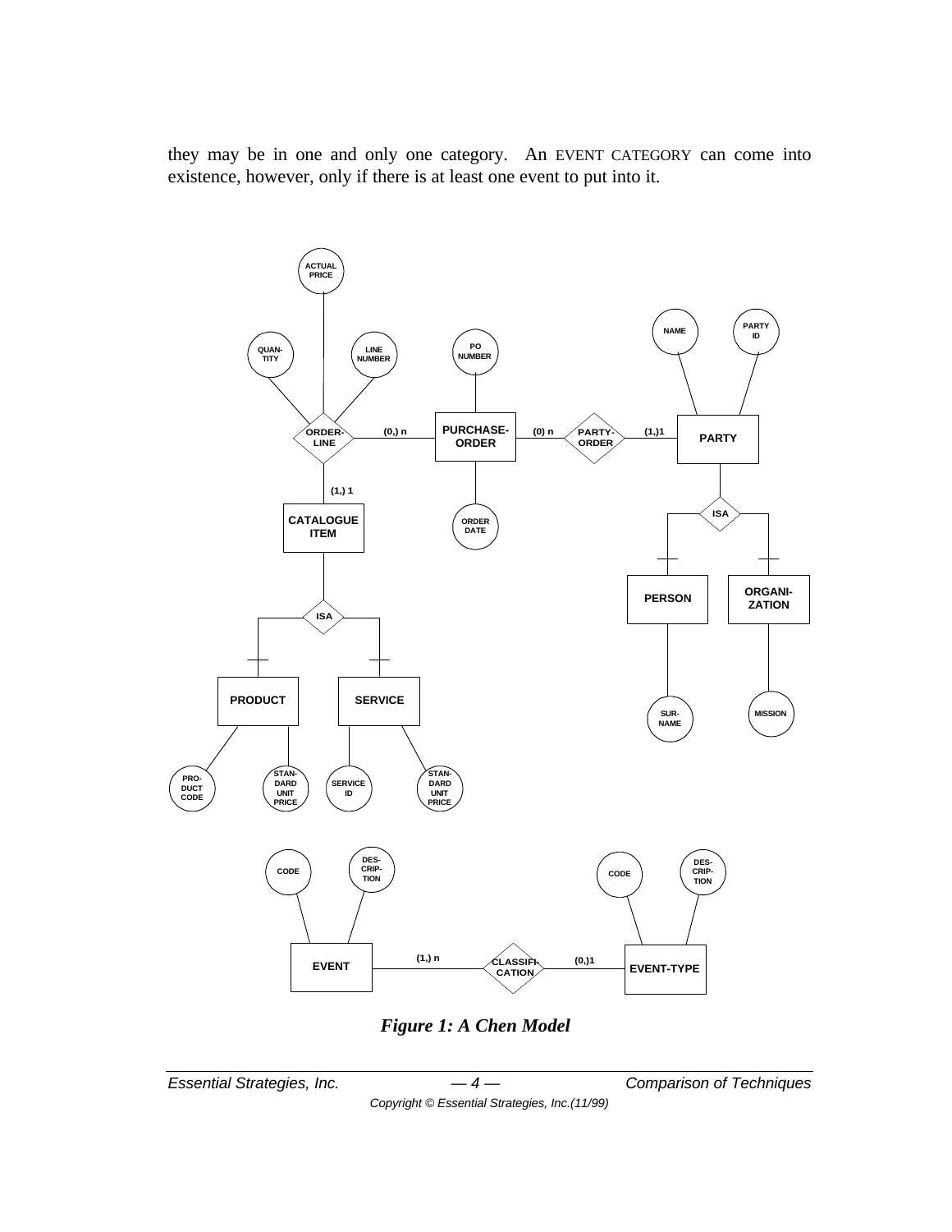they may be in one and only one category. An EVENT CATEGORY can come into existence, however, only if there is at least one event to put into it.

*Figure 1: A Chen Model*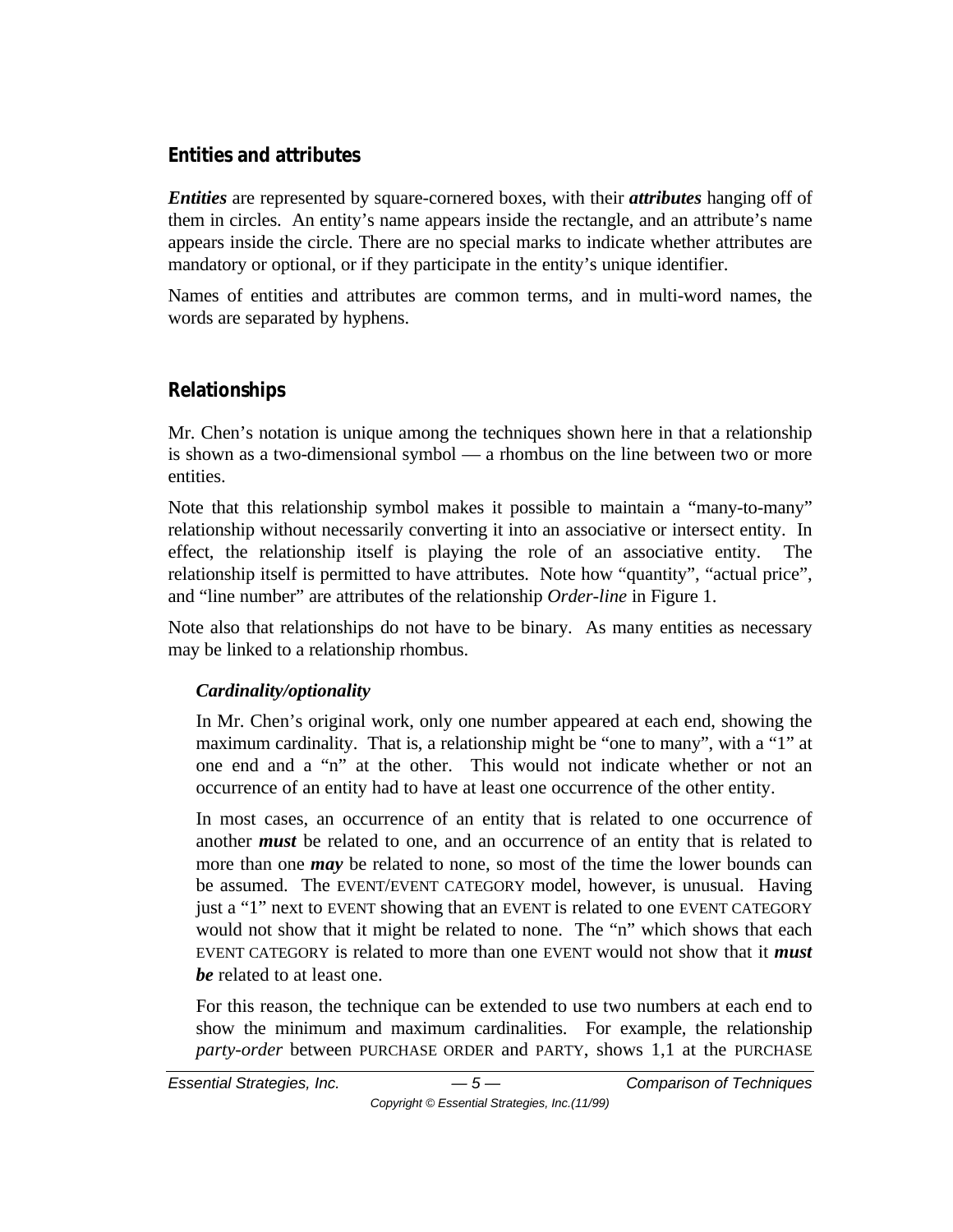## Entities and attributes

***Entities*** are represented by square-cornered boxes, with their ***attributes*** hanging off of them in circles. An entity's name appears inside the rectangle, and an attribute's name appears inside the circle. There are no special marks to indicate whether attributes are mandatory or optional, or if they participate in the entity's unique identifier.

Names of entities and attributes are common terms, and in multi-word names, the words are separated by hyphens.

## Relationships

Mr. Chen's notation is unique among the techniques shown here in that a relationship is shown as a two-dimensional symbol — a rhombus on the line between two or more entities.

Note that this relationship symbol makes it possible to maintain a "many-to-many" relationship without necessarily converting it into an associative or intersect entity. In effect, the relationship itself is playing the role of an associative entity. The relationship itself is permitted to have attributes. Note how "quantity", "actual price", and "line number" are attributes of the relationship *Order-line* in Figure 1.

Note also that relationships do not have to be binary. As many entities as necessary may be linked to a relationship rhombus.

### *Cardinality/optionality*

In Mr. Chen's original work, only one number appeared at each end, showing the maximum cardinality. That is, a relationship might be "one to many", with a "1" at one end and a "n" at the other. This would not indicate whether or not an occurrence of an entity had to have at least one occurrence of the other entity.

In most cases, an occurrence of an entity that is related to one occurrence of another ***must*** be related to one, and an occurrence of an entity that is related to more than one ***may*** be related to none, so most of the time the lower bounds can be assumed. The EVENT/EVENT CATEGORY model, however, is unusual. Having just a "1" next to EVENT showing that an EVENT is related to one EVENT CATEGORY would not show that it might be related to none. The "n" which shows that each EVENT CATEGORY is related to more than one EVENT would not show that it ***must be*** related to at least one.

For this reason, the technique can be extended to use two numbers at each end to show the minimum and maximum cardinalities. For example, the relationship *party-order* between PURCHASE ORDER and PARTY, shows 1,1 at the PURCHASE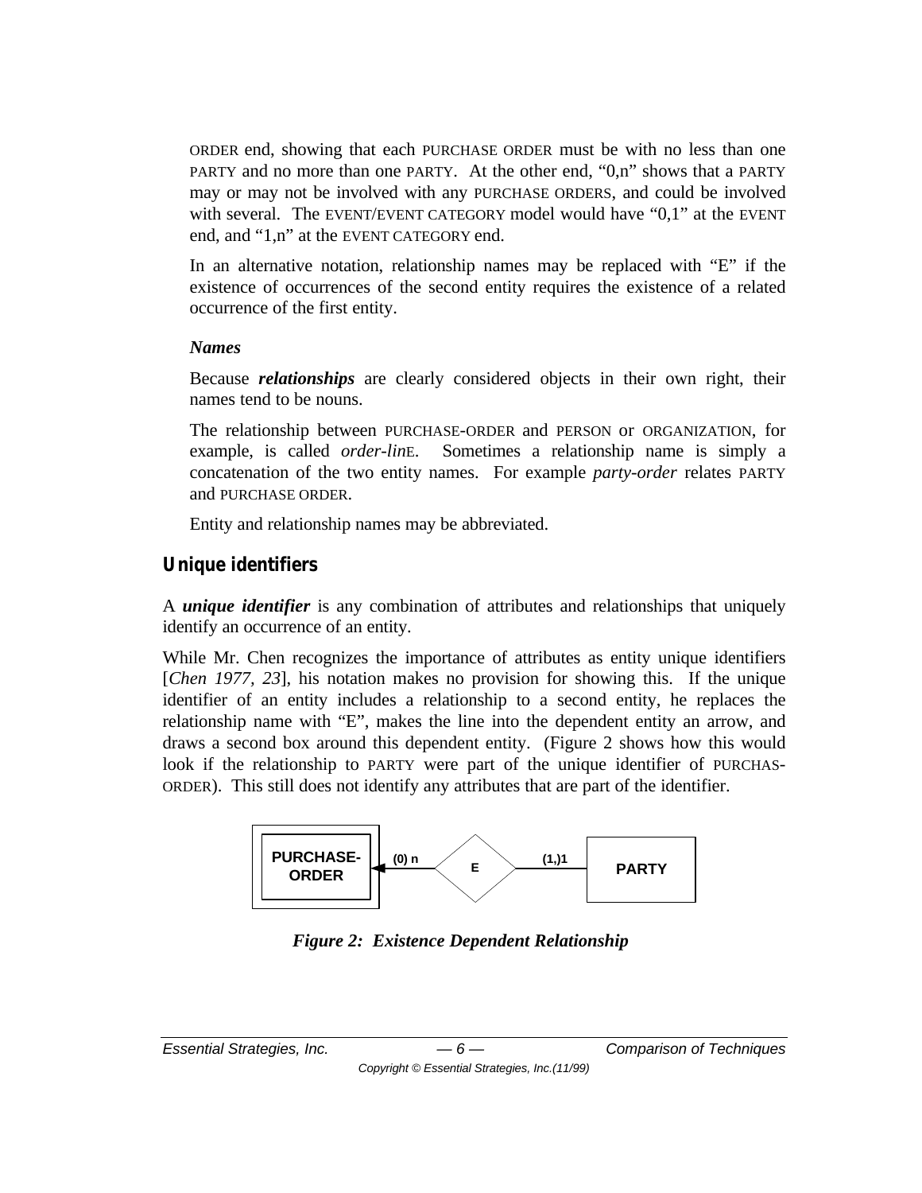ORDER end, showing that each PURCHASE ORDER must be with no less than one PARTY and no more than one PARTY. At the other end, "0,n" shows that a PARTY may or may not be involved with any PURCHASE ORDERS, and could be involved with several. The EVENT/EVENT CATEGORY model would have "0,1" at the EVENT end, and "1,n" at the EVENT CATEGORY end.

In an alternative notation, relationship names may be replaced with "E" if the existence of occurrences of the second entity requires the existence of a related occurrence of the first entity.

***Names***

Because ***relationships*** are clearly considered objects in their own right, their names tend to be nouns.

The relationship between PURCHASE-ORDER and PERSON or ORGANIZATION, for example, is called *order-linE*. Sometimes a relationship name is simply a concatenation of the two entity names. For example *party-order* relates PARTY and PURCHASE ORDER.

Entity and relationship names may be abbreviated.

## Unique identifiers

A ***unique identifier*** is any combination of attributes and relationships that uniquely identify an occurrence of an entity.

While Mr. Chen recognizes the importance of attributes as entity unique identifiers [*Chen 1977, 23*], his notation makes no provision for showing this. If the unique identifier of an entity includes a relationship to a second entity, he replaces the relationship name with "E", makes the line into the dependent entity an arrow, and draws a second box around this dependent entity. (Figure 2 shows how this would look if the relationship to PARTY were part of the unique identifier of PURCHAS-ORDER). This still does not identify any attributes that are part of the identifier.

PURCHASE-ORDER (0) n — E — (1,)1 PARTY

***Figure 2: Existence Dependent Relationship***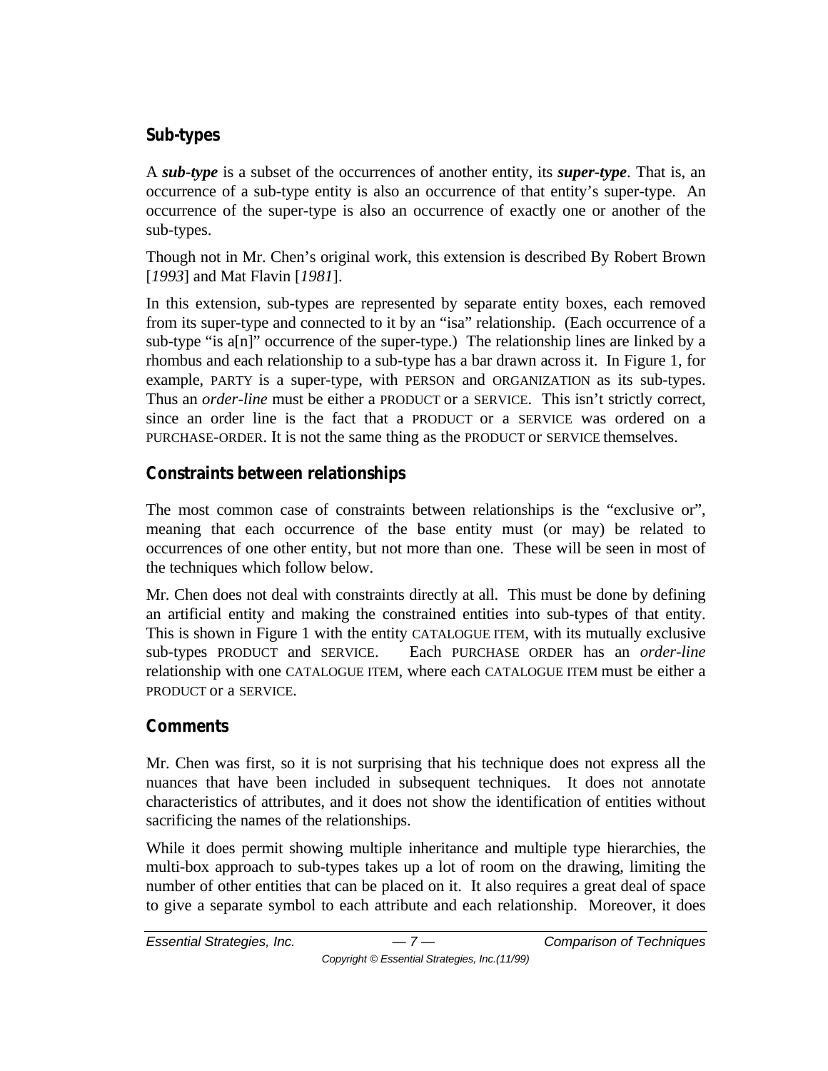## Sub-types

A ***sub-type*** is a subset of the occurrences of another entity, its ***super-type***. That is, an occurrence of a sub-type entity is also an occurrence of that entity's super-type. An occurrence of the super-type is also an occurrence of exactly one or another of the sub-types.

Though not in Mr. Chen's original work, this extension is described By Robert Brown [*1993*] and Mat Flavin [*1981*].

In this extension, sub-types are represented by separate entity boxes, each removed from its super-type and connected to it by an "isa" relationship. (Each occurrence of a sub-type "is a[n]" occurrence of the super-type.) The relationship lines are linked by a rhombus and each relationship to a sub-type has a bar drawn across it. In Figure 1, for example, PARTY is a super-type, with PERSON and ORGANIZATION as its sub-types. Thus an *order-line* must be either a PRODUCT or a SERVICE. This isn't strictly correct, since an order line is the fact that a PRODUCT or a SERVICE was ordered on a PURCHASE-ORDER. It is not the same thing as the PRODUCT or SERVICE themselves.

## Constraints between relationships

The most common case of constraints between relationships is the "exclusive or", meaning that each occurrence of the base entity must (or may) be related to occurrences of one other entity, but not more than one. These will be seen in most of the techniques which follow below.

Mr. Chen does not deal with constraints directly at all. This must be done by defining an artificial entity and making the constrained entities into sub-types of that entity. This is shown in Figure 1 with the entity CATALOGUE ITEM, with its mutually exclusive sub-types PRODUCT and SERVICE. Each PURCHASE ORDER has an *order-line* relationship with one CATALOGUE ITEM, where each CATALOGUE ITEM must be either a PRODUCT or a SERVICE.

## Comments

Mr. Chen was first, so it is not surprising that his technique does not express all the nuances that have been included in subsequent techniques. It does not annotate characteristics of attributes, and it does not show the identification of entities without sacrificing the names of the relationships.

While it does permit showing multiple inheritance and multiple type hierarchies, the multi-box approach to sub-types takes up a lot of room on the drawing, limiting the number of other entities that can be placed on it. It also requires a great deal of space to give a separate symbol to each attribute and each relationship. Moreover, it does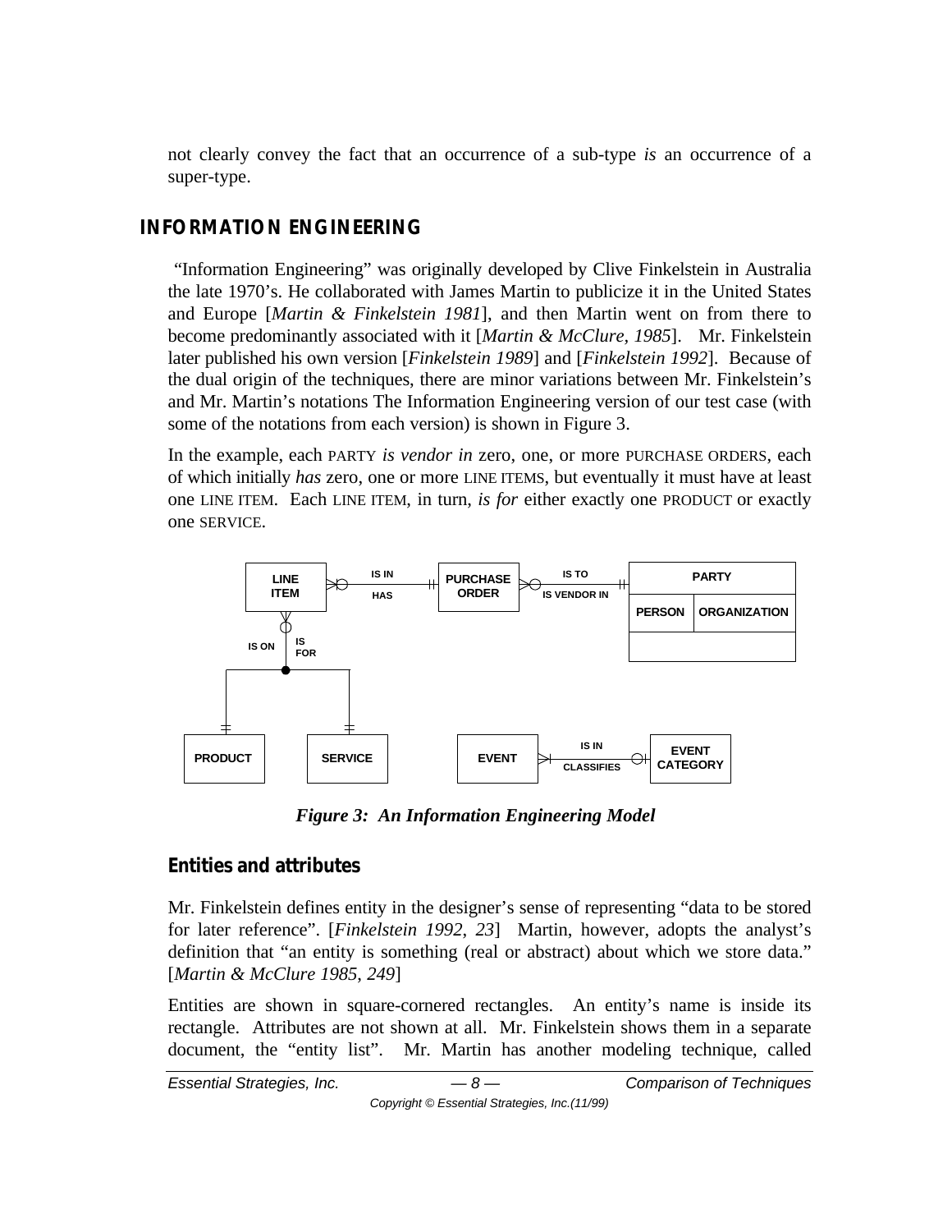not clearly convey the fact that an occurrence of a sub-type *is* an occurrence of a super-type.

## INFORMATION ENGINEERING

"Information Engineering" was originally developed by Clive Finkelstein in Australia the late 1970's. He collaborated with James Martin to publicize it in the United States and Europe [*Martin & Finkelstein 1981*], and then Martin went on from there to become predominantly associated with it [*Martin & McClure, 1985*]. Mr. Finkelstein later published his own version [*Finkelstein 1989*] and [*Finkelstein 1992*]. Because of the dual origin of the techniques, there are minor variations between Mr. Finkelstein's and Mr. Martin's notations The Information Engineering version of our test case (with some of the notations from each version) is shown in Figure 3.

In the example, each PARTY *is vendor in* zero, one, or more PURCHASE ORDERS, each of which initially *has* zero, one or more LINE ITEMS, but eventually it must have at least one LINE ITEM. Each LINE ITEM, in turn, *is for* either exactly one PRODUCT or exactly one SERVICE.

*Figure 3: An Information Engineering Model*

### Entities and attributes

Mr. Finkelstein defines entity in the designer's sense of representing "data to be stored for later reference". [*Finkelstein 1992, 23*] Martin, however, adopts the analyst's definition that "an entity is something (real or abstract) about which we store data." [*Martin & McClure 1985, 249*]

Entities are shown in square-cornered rectangles. An entity's name is inside its rectangle. Attributes are not shown at all. Mr. Finkelstein shows them in a separate document, the "entity list". Mr. Martin has another modeling technique, called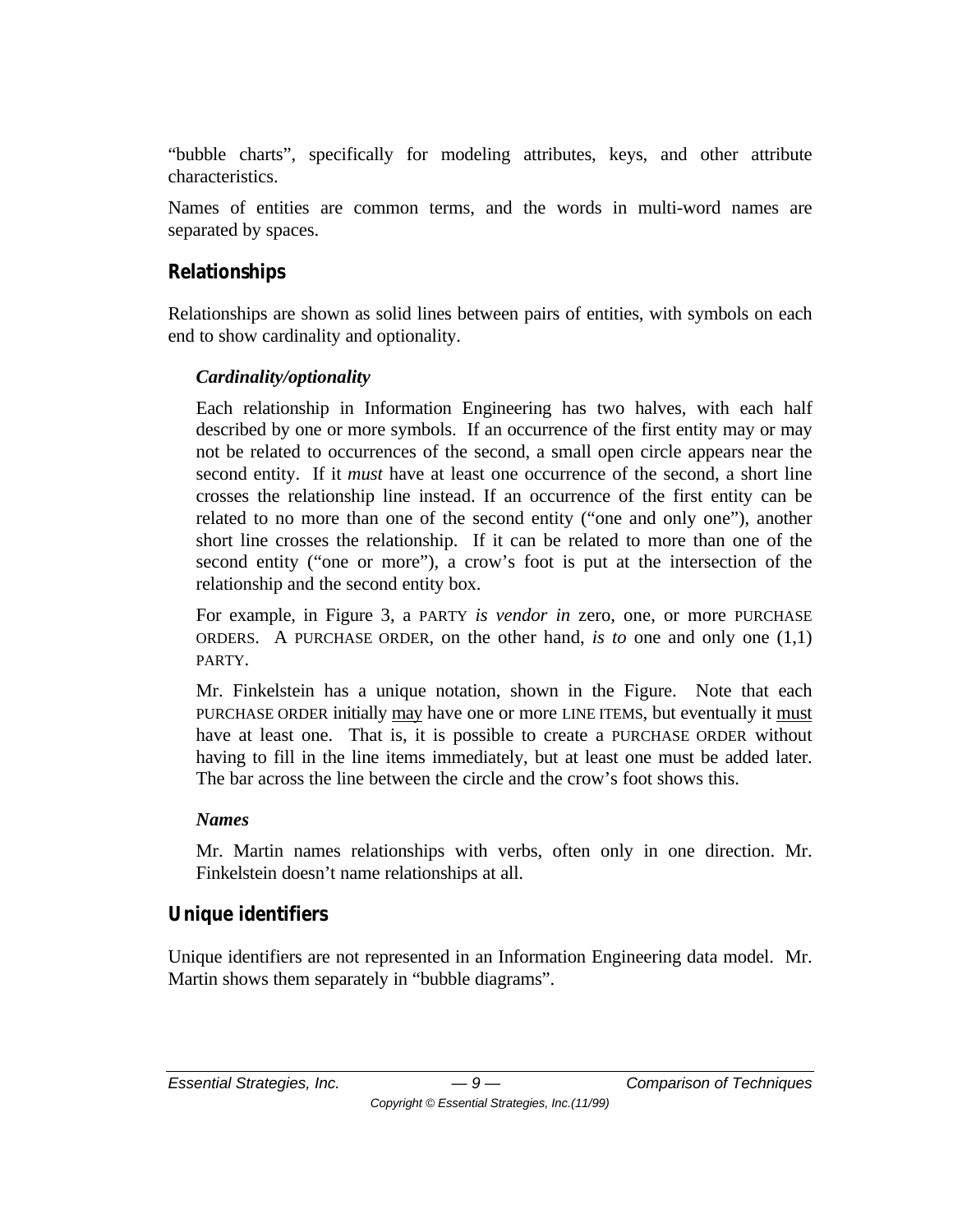"bubble charts", specifically for modeling attributes, keys, and other attribute characteristics.

Names of entities are common terms, and the words in multi-word names are separated by spaces.

## Relationships

Relationships are shown as solid lines between pairs of entities, with symbols on each end to show cardinality and optionality.

### *Cardinality/optionality*

Each relationship in Information Engineering has two halves, with each half described by one or more symbols. If an occurrence of the first entity may or may not be related to occurrences of the second, a small open circle appears near the second entity. If it *must* have at least one occurrence of the second, a short line crosses the relationship line instead. If an occurrence of the first entity can be related to no more than one of the second entity ("one and only one"), another short line crosses the relationship. If it can be related to more than one of the second entity ("one or more"), a crow's foot is put at the intersection of the relationship and the second entity box.

For example, in Figure 3, a PARTY *is vendor in* zero, one, or more PURCHASE ORDERS. A PURCHASE ORDER, on the other hand, *is to* one and only one (1,1) PARTY.

Mr. Finkelstein has a unique notation, shown in the Figure. Note that each PURCHASE ORDER initially may have one or more LINE ITEMS, but eventually it must have at least one. That is, it is possible to create a PURCHASE ORDER without having to fill in the line items immediately, but at least one must be added later. The bar across the line between the circle and the crow's foot shows this.

### *Names*

Mr. Martin names relationships with verbs, often only in one direction. Mr. Finkelstein doesn't name relationships at all.

## Unique identifiers

Unique identifiers are not represented in an Information Engineering data model. Mr. Martin shows them separately in "bubble diagrams".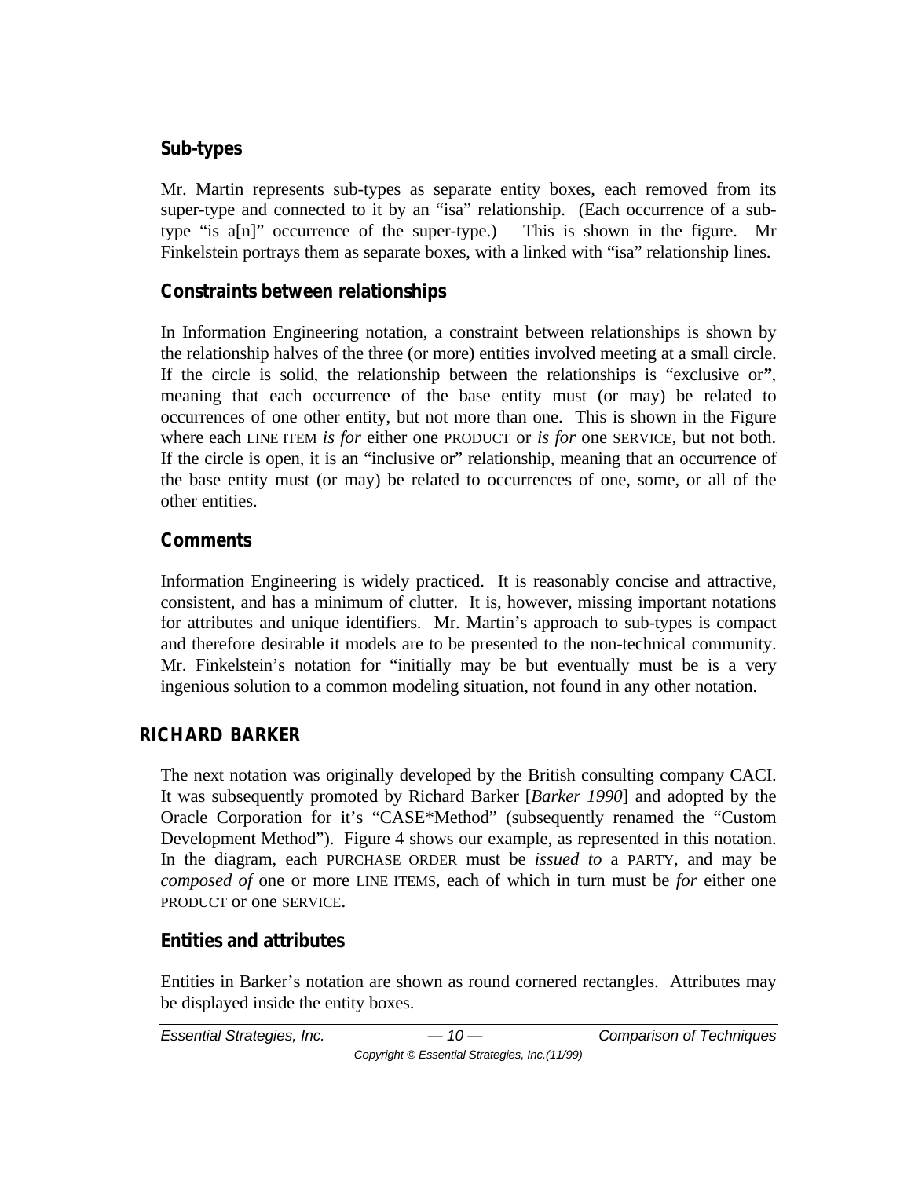### Sub-types

Mr. Martin represents sub-types as separate entity boxes, each removed from its super-type and connected to it by an "isa" relationship. (Each occurrence of a sub-type "is a[n]" occurrence of the super-type.) This is shown in the figure. Mr Finkelstein portrays them as separate boxes, with a linked with "isa" relationship lines.

### Constraints between relationships

In Information Engineering notation, a constraint between relationships is shown by the relationship halves of the three (or more) entities involved meeting at a small circle. If the circle is solid, the relationship between the relationships is "exclusive or**"**, meaning that each occurrence of the base entity must (or may) be related to occurrences of one other entity, but not more than one. This is shown in the Figure where each LINE ITEM *is for* either one PRODUCT or *is for* one SERVICE, but not both. If the circle is open, it is an "inclusive or" relationship, meaning that an occurrence of the base entity must (or may) be related to occurrences of one, some, or all of the other entities.

### Comments

Information Engineering is widely practiced. It is reasonably concise and attractive, consistent, and has a minimum of clutter. It is, however, missing important notations for attributes and unique identifiers. Mr. Martin's approach to sub-types is compact and therefore desirable it models are to be presented to the non-technical community. Mr. Finkelstein's notation for "initially may be but eventually must be is a very ingenious solution to a common modeling situation, not found in any other notation.

## RICHARD BARKER

The next notation was originally developed by the British consulting company CACI. It was subsequently promoted by Richard Barker [*Barker 1990*] and adopted by the Oracle Corporation for it's "CASE*Method" (subsequently renamed the "Custom Development Method"). Figure 4 shows our example, as represented in this notation. In the diagram, each PURCHASE ORDER must be *issued to* a PARTY, and may be *composed of* one or more LINE ITEMS, each of which in turn must be *for* either one PRODUCT or one SERVICE.

### Entities and attributes

Entities in Barker's notation are shown as round cornered rectangles. Attributes may be displayed inside the entity boxes.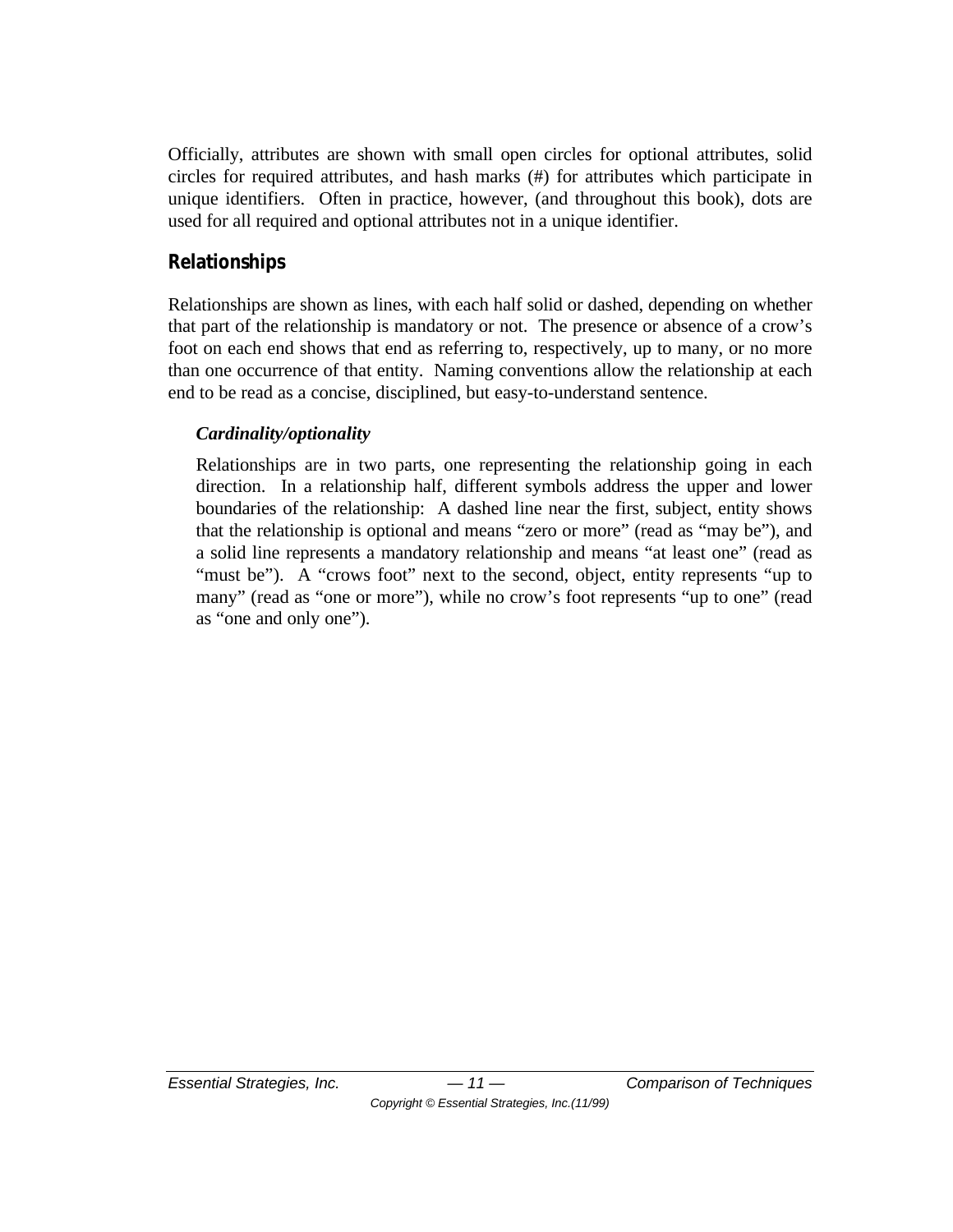Officially, attributes are shown with small open circles for optional attributes, solid circles for required attributes, and hash marks (#) for attributes which participate in unique identifiers. Often in practice, however, (and throughout this book), dots are used for all required and optional attributes not in a unique identifier.

## Relationships

Relationships are shown as lines, with each half solid or dashed, depending on whether that part of the relationship is mandatory or not. The presence or absence of a crow's foot on each end shows that end as referring to, respectively, up to many, or no more than one occurrence of that entity. Naming conventions allow the relationship at each end to be read as a concise, disciplined, but easy-to-understand sentence.

### *Cardinality/optionality*

Relationships are in two parts, one representing the relationship going in each direction. In a relationship half, different symbols address the upper and lower boundaries of the relationship: A dashed line near the first, subject, entity shows that the relationship is optional and means "zero or more" (read as "may be"), and a solid line represents a mandatory relationship and means "at least one" (read as "must be"). A "crows foot" next to the second, object, entity represents "up to many" (read as "one or more"), while no crow's foot represents "up to one" (read as "one and only one").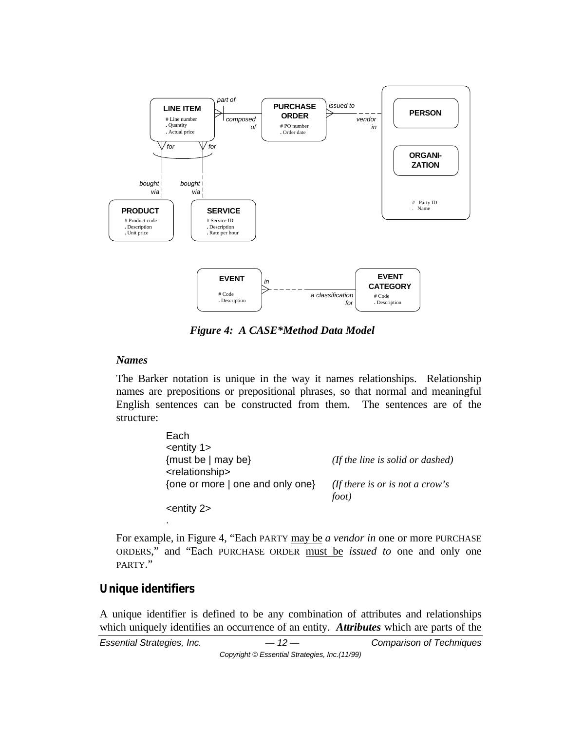*Figure 4:  A CASE\*Method Data Model*

### *Names*

The Barker notation is unique in the way it names relationships.  Relationship names are prepositions or prepositional phrases, so that normal and meaningful English sentences can be constructed from them.  The sentences are of the structure:

| | |
|---|---|
| Each | |
| <entity 1> | |
| {must be \| may be} | *(If the line is solid or dashed)* |
| <relationship> | |
| {one or more \| one and only one} | *(If there is or is not a crow's foot)* |
| <entity 2> | |
| . | |

For example, in Figure 4, "Each PARTY <u>may be</u> *a vendor in* one or more PURCHASE ORDERS," and "Each PURCHASE ORDER <u>must be</u> *issued to* one and only one PARTY."

## Unique identifiers

A unique identifier is defined to be any combination of attributes and relationships which uniquely identifies an occurrence of an entity.  ***Attributes*** which are parts of the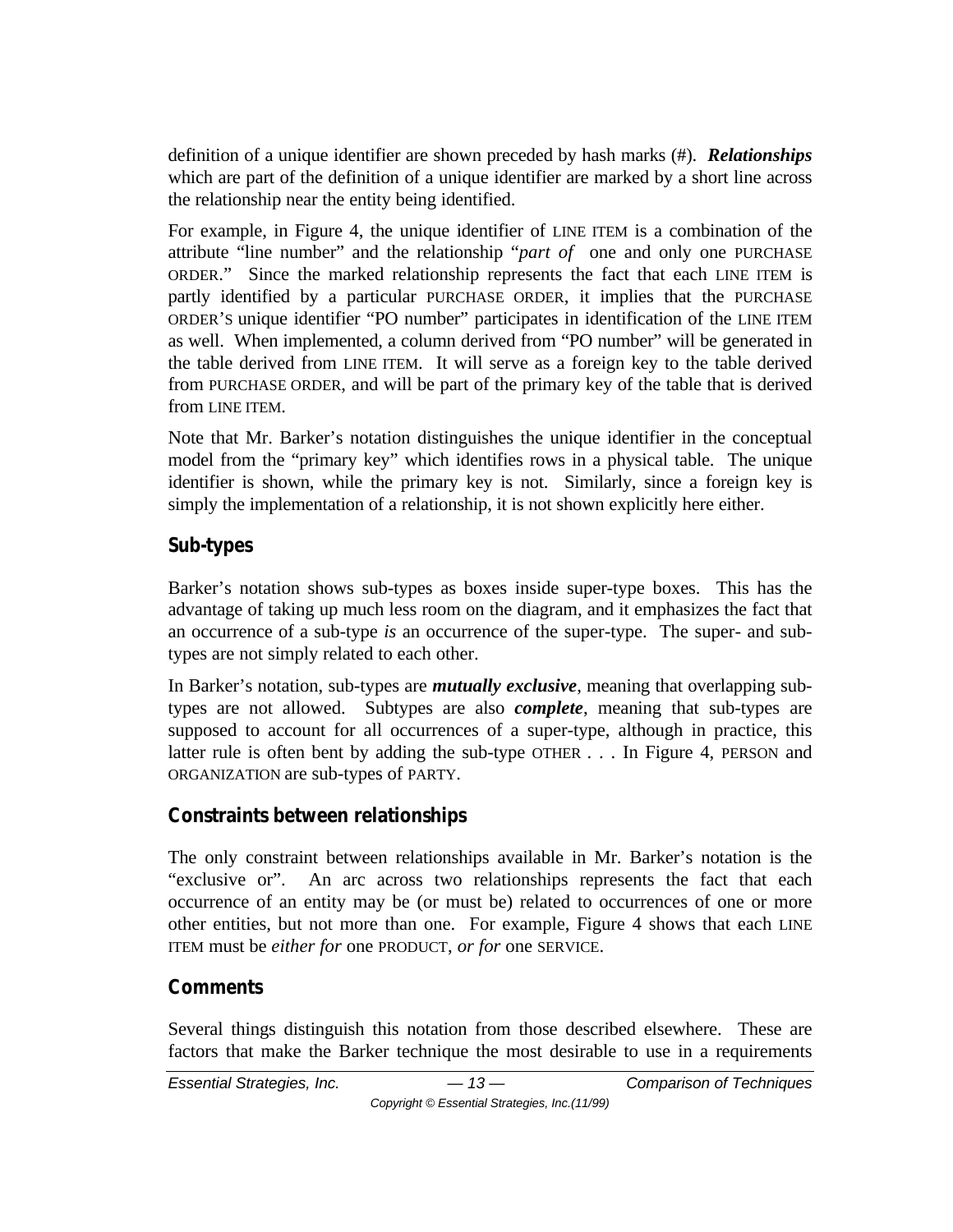definition of a unique identifier are shown preceded by hash marks (#). ***Relationships*** which are part of the definition of a unique identifier are marked by a short line across the relationship near the entity being identified.

For example, in Figure 4, the unique identifier of LINE ITEM is a combination of the attribute "line number" and the relationship "*part of* one and only one PURCHASE ORDER." Since the marked relationship represents the fact that each LINE ITEM is partly identified by a particular PURCHASE ORDER, it implies that the PURCHASE ORDER'S unique identifier "PO number" participates in identification of the LINE ITEM as well. When implemented, a column derived from "PO number" will be generated in the table derived from LINE ITEM. It will serve as a foreign key to the table derived from PURCHASE ORDER, and will be part of the primary key of the table that is derived from LINE ITEM.

Note that Mr. Barker's notation distinguishes the unique identifier in the conceptual model from the "primary key" which identifies rows in a physical table. The unique identifier is shown, while the primary key is not. Similarly, since a foreign key is simply the implementation of a relationship, it is not shown explicitly here either.

### Sub-types

Barker's notation shows sub-types as boxes inside super-type boxes. This has the advantage of taking up much less room on the diagram, and it emphasizes the fact that an occurrence of a sub-type *is* an occurrence of the super-type. The super- and sub-types are not simply related to each other.

In Barker's notation, sub-types are ***mutually exclusive***, meaning that overlapping sub-types are not allowed. Subtypes are also ***complete***, meaning that sub-types are supposed to account for all occurrences of a super-type, although in practice, this latter rule is often bent by adding the sub-type OTHER . . . In Figure 4, PERSON and ORGANIZATION are sub-types of PARTY.

### Constraints between relationships

The only constraint between relationships available in Mr. Barker's notation is the "exclusive or". An arc across two relationships represents the fact that each occurrence of an entity may be (or must be) related to occurrences of one or more other entities, but not more than one. For example, Figure 4 shows that each LINE ITEM must be *either for* one PRODUCT, *or for* one SERVICE.

### Comments

Several things distinguish this notation from those described elsewhere. These are factors that make the Barker technique the most desirable to use in a requirements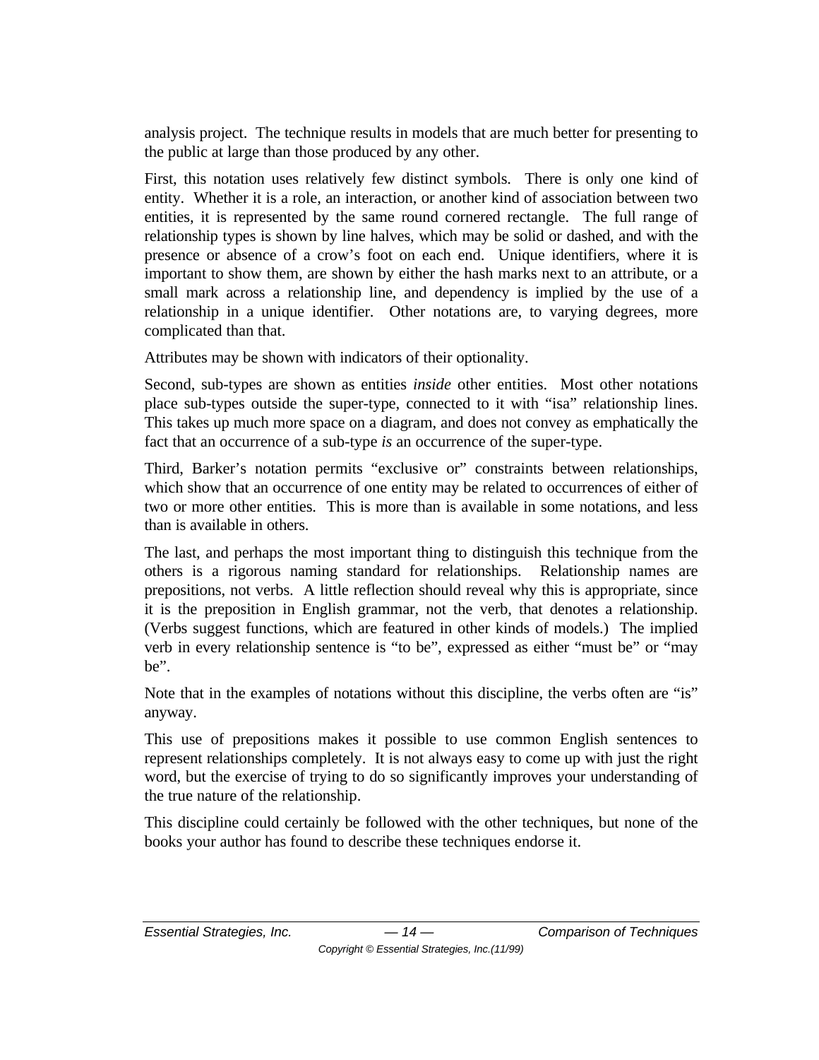analysis project. The technique results in models that are much better for presenting to the public at large than those produced by any other.

First, this notation uses relatively few distinct symbols. There is only one kind of entity. Whether it is a role, an interaction, or another kind of association between two entities, it is represented by the same round cornered rectangle. The full range of relationship types is shown by line halves, which may be solid or dashed, and with the presence or absence of a crow's foot on each end. Unique identifiers, where it is important to show them, are shown by either the hash marks next to an attribute, or a small mark across a relationship line, and dependency is implied by the use of a relationship in a unique identifier. Other notations are, to varying degrees, more complicated than that.

Attributes may be shown with indicators of their optionality.

Second, sub-types are shown as entities *inside* other entities. Most other notations place sub-types outside the super-type, connected to it with "isa" relationship lines. This takes up much more space on a diagram, and does not convey as emphatically the fact that an occurrence of a sub-type *is* an occurrence of the super-type.

Third, Barker's notation permits "exclusive or" constraints between relationships, which show that an occurrence of one entity may be related to occurrences of either of two or more other entities. This is more than is available in some notations, and less than is available in others.

The last, and perhaps the most important thing to distinguish this technique from the others is a rigorous naming standard for relationships. Relationship names are prepositions, not verbs. A little reflection should reveal why this is appropriate, since it is the preposition in English grammar, not the verb, that denotes a relationship. (Verbs suggest functions, which are featured in other kinds of models.) The implied verb in every relationship sentence is "to be", expressed as either "must be" or "may be".

Note that in the examples of notations without this discipline, the verbs often are "is" anyway.

This use of prepositions makes it possible to use common English sentences to represent relationships completely. It is not always easy to come up with just the right word, but the exercise of trying to do so significantly improves your understanding of the true nature of the relationship.

This discipline could certainly be followed with the other techniques, but none of the books your author has found to describe these techniques endorse it.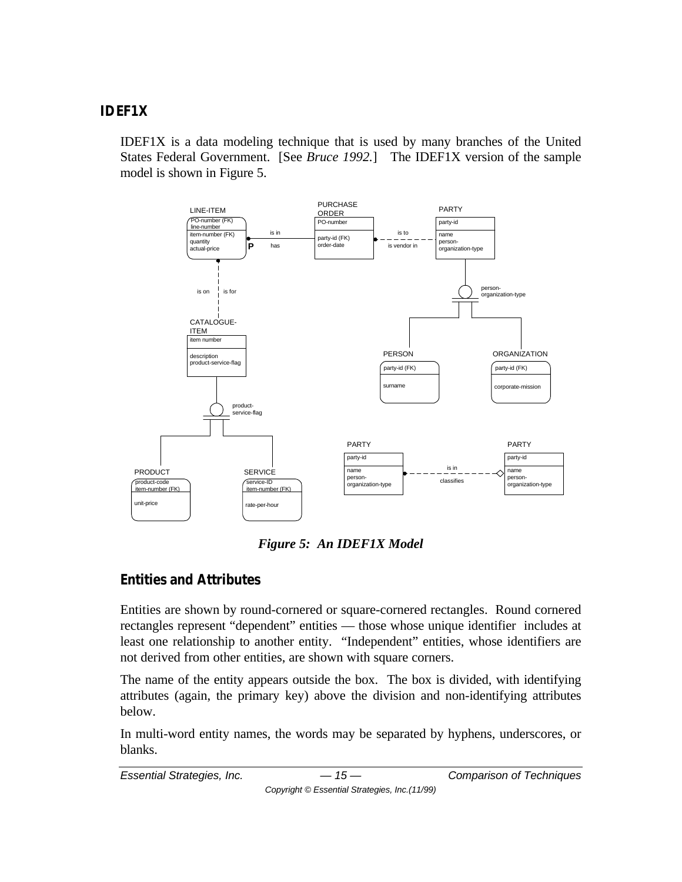## IDEF1X

IDEF1X is a data modeling technique that is used by many branches of the United States Federal Government. [See *Bruce 1992.*] The IDEF1X version of the sample model is shown in Figure 5.

***Figure 5: An IDEF1X Model***

### Entities and Attributes

Entities are shown by round-cornered or square-cornered rectangles. Round cornered rectangles represent "dependent" entities — those whose unique identifier includes at least one relationship to another entity. "Independent" entities, whose identifiers are not derived from other entities, are shown with square corners.

The name of the entity appears outside the box. The box is divided, with identifying attributes (again, the primary key) above the division and non-identifying attributes below.

In multi-word entity names, the words may be separated by hyphens, underscores, or blanks.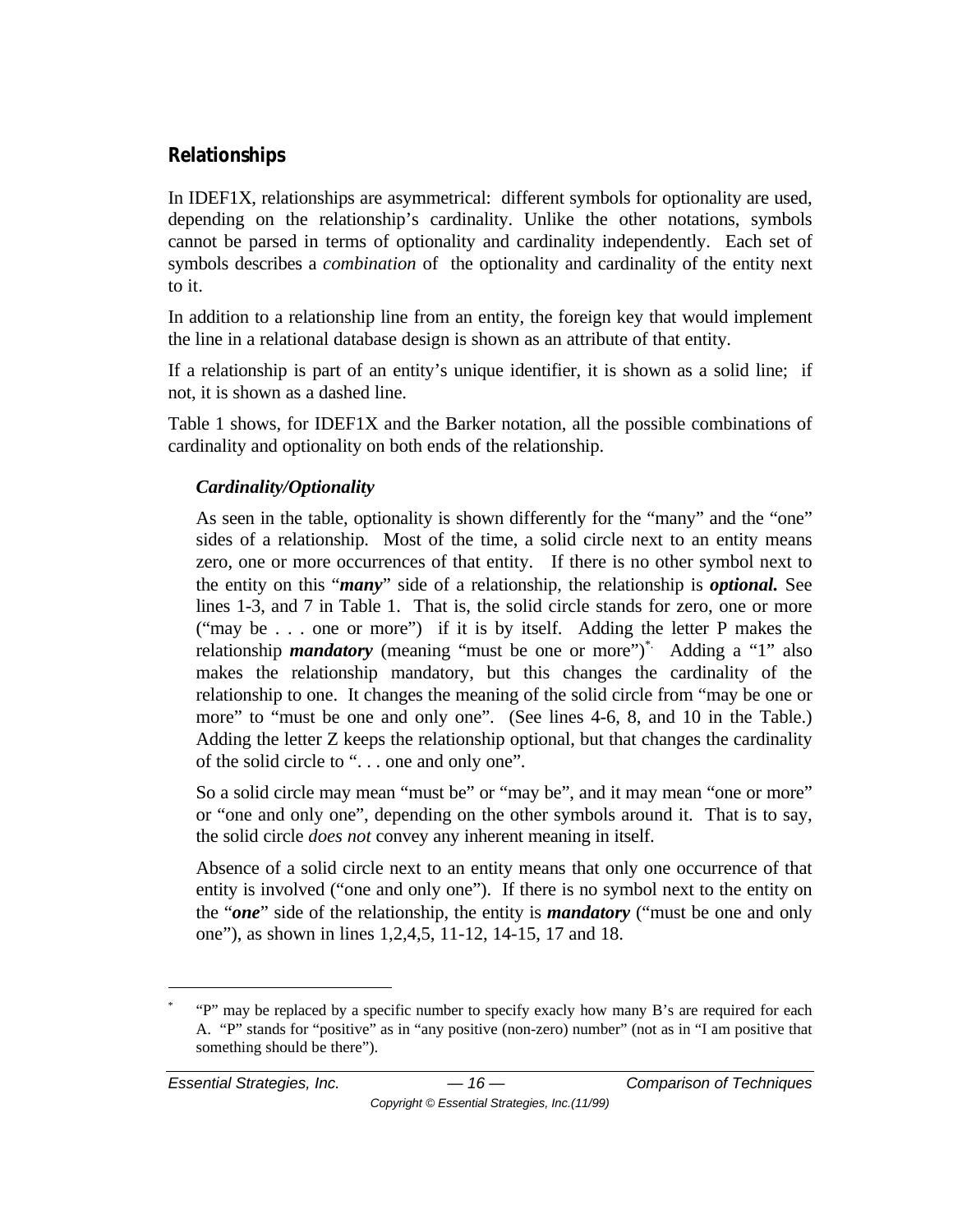## Relationships

In IDEF1X, relationships are asymmetrical: different symbols for optionality are used, depending on the relationship's cardinality. Unlike the other notations, symbols cannot be parsed in terms of optionality and cardinality independently. Each set of symbols describes a *combination* of the optionality and cardinality of the entity next to it.

In addition to a relationship line from an entity, the foreign key that would implement the line in a relational database design is shown as an attribute of that entity.

If a relationship is part of an entity's unique identifier, it is shown as a solid line; if not, it is shown as a dashed line.

Table 1 shows, for IDEF1X and the Barker notation, all the possible combinations of cardinality and optionality on both ends of the relationship.

### *Cardinality/Optionality*

As seen in the table, optionality is shown differently for the "many" and the "one" sides of a relationship. Most of the time, a solid circle next to an entity means zero, one or more occurrences of that entity. If there is no other symbol next to the entity on this "***many***" side of a relationship, the relationship is ***optional.*** See lines 1-3, and 7 in Table 1. That is, the solid circle stands for zero, one or more ("may be . . . one or more") if it is by itself. Adding the letter P makes the relationship ***mandatory*** (meaning "must be one or more")[*]. Adding a "1" also makes the relationship mandatory, but this changes the cardinality of the relationship to one. It changes the meaning of the solid circle from "may be one or more" to "must be one and only one". (See lines 4-6, 8, and 10 in the Table.) Adding the letter Z keeps the relationship optional, but that changes the cardinality of the solid circle to ". . . one and only one".

So a solid circle may mean "must be" or "may be", and it may mean "one or more" or "one and only one", depending on the other symbols around it. That is to say, the solid circle *does not* convey any inherent meaning in itself.

Absence of a solid circle next to an entity means that only one occurrence of that entity is involved ("one and only one"). If there is no symbol next to the entity on the "***one***" side of the relationship, the entity is ***mandatory*** ("must be one and only one"), as shown in lines 1,2,4,5, 11-12, 14-15, 17 and 18.

---

[*] "P" may be replaced by a specific number to specify exacly how many B's are required for each A. "P" stands for "positive" as in "any positive (non-zero) number" (not as in "I am positive that something should be there").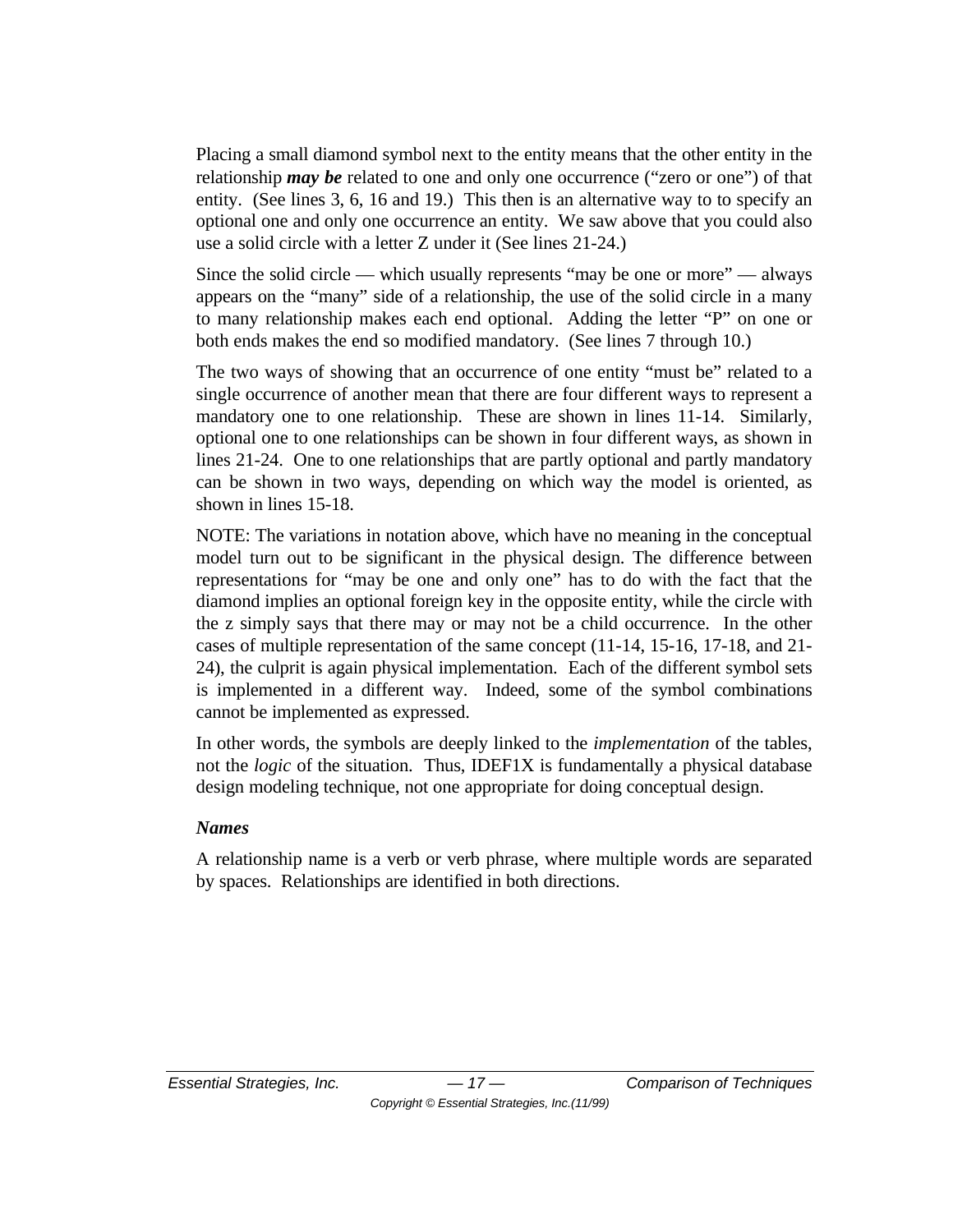Placing a small diamond symbol next to the entity means that the other entity in the relationship ***may be*** related to one and only one occurrence ("zero or one") of that entity. (See lines 3, 6, 16 and 19.) This then is an alternative way to to specify an optional one and only one occurrence an entity. We saw above that you could also use a solid circle with a letter Z under it (See lines 21-24.)

Since the solid circle — which usually represents "may be one or more" — always appears on the "many" side of a relationship, the use of the solid circle in a many to many relationship makes each end optional. Adding the letter "P" on one or both ends makes the end so modified mandatory. (See lines 7 through 10.)

The two ways of showing that an occurrence of one entity "must be" related to a single occurrence of another mean that there are four different ways to represent a mandatory one to one relationship. These are shown in lines 11-14. Similarly, optional one to one relationships can be shown in four different ways, as shown in lines 21-24. One to one relationships that are partly optional and partly mandatory can be shown in two ways, depending on which way the model is oriented, as shown in lines 15-18.

NOTE: The variations in notation above, which have no meaning in the conceptual model turn out to be significant in the physical design. The difference between representations for "may be one and only one" has to do with the fact that the diamond implies an optional foreign key in the opposite entity, while the circle with the z simply says that there may or may not be a child occurrence. In the other cases of multiple representation of the same concept (11-14, 15-16, 17-18, and 21-24), the culprit is again physical implementation. Each of the different symbol sets is implemented in a different way. Indeed, some of the symbol combinations cannot be implemented as expressed.

In other words, the symbols are deeply linked to the *implementation* of the tables, not the *logic* of the situation. Thus, IDEF1X is fundamentally a physical database design modeling technique, not one appropriate for doing conceptual design.

### *Names*

A relationship name is a verb or verb phrase, where multiple words are separated by spaces. Relationships are identified in both directions.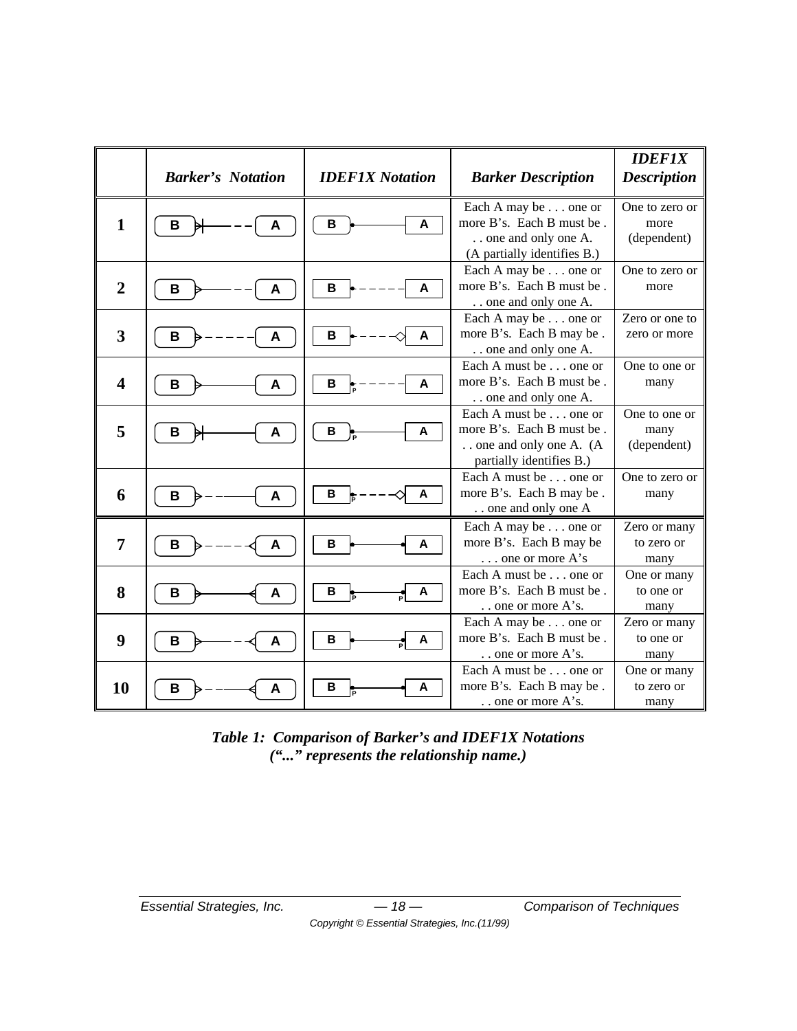| | *Barker's Notation* | *IDEF1X Notation* | *Barker Description* | *IDEF1X Description* |
|---|---|---|---|---|
| **1** | B ⊢ A | B — A | Each A may be . . . one or more B's. Each B must be . . . one and only one A. (A partially identifies B.) | One to zero or more (dependent) |
| **2** | B — A | B - - A | Each A may be . . . one or more B's. Each B must be . . . one and only one A. | One to zero or more |
| **3** | B - - A | B - - ◇ A | Each A may be . . . one or more B's. Each B may be . . . one and only one A. | Zero or one to zero or more |
| **4** | B — A | B P - - A | Each A must be . . . one or more B's. Each B must be . . . one and only one A. | One to one or many |
| **5** | B ⊢ A | B P — A | Each A must be . . . one or more B's. Each B must be . . . one and only one A. (A partially identifies B.) | One to one or many (dependent) |
| **6** | B - - A | B P - - ◇ A | Each A must be . . . one or more B's. Each B may be . . . one and only one A | One to zero or many |
| **7** | B - - A | B — A | Each A may be . . . one or more B's. Each B may be . . . one or more A's | Zero or many to zero or many |
| **8** | B — A | B P — P A | Each A must be . . . one or more B's. Each B must be . . . one or more A's. | One or many to one or many |
| **9** | B — - A | B — P A | Each A may be . . . one or more B's. Each B must be . . . one or more A's. | Zero or many to one or many |
| **10** | B - — A | B P — A | Each A must be . . . one or more B's. Each B may be . . . one or more A's. | One or many to zero or many |

***Table 1: Comparison of Barker's and IDEF1X Notations***
***("..." represents the relationship name.)***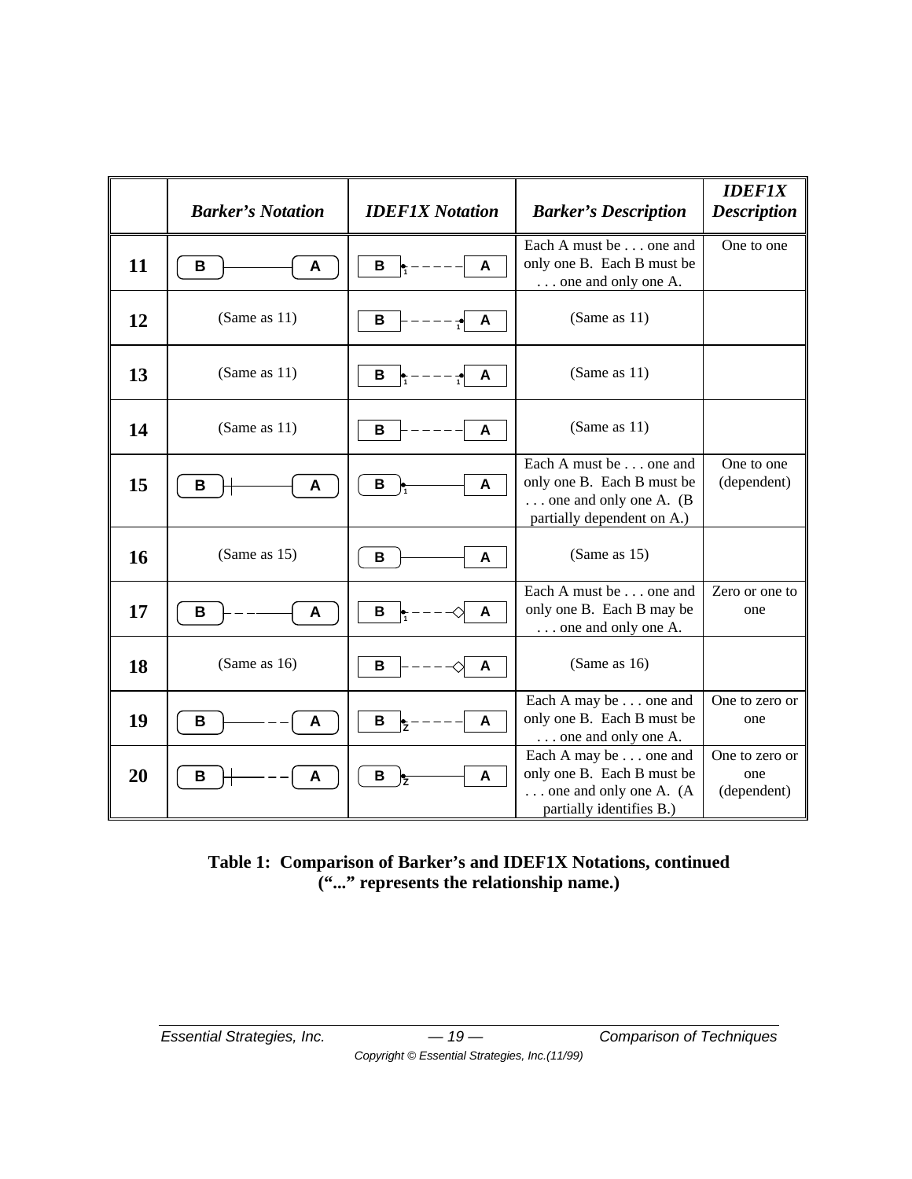|  | *Barker's Notation* | *IDEF1X Notation* | *Barker's Description* | *IDEF1X Description* |
|---|---|---|---|---|
| **11** | B ——— A | B •1 - - - - - A | Each A must be . . . one and only one B. Each B must be . . . one and only one A. | One to one |
| **12** | (Same as 11) | B - - - - - •1 A | (Same as 11) |  |
| **13** | (Same as 11) | B •1 - - - - •1 A | (Same as 11) |  |
| **14** | (Same as 11) | B - - - - - - A | (Same as 11) |  |
| **15** | B ┼——— A | B •1 ——— A | Each A must be . . . one and only one B. Each B must be . . . one and only one A. (B partially dependent on A.) | One to one (dependent) |
| **16** | (Same as 15) | B ——— A | (Same as 15) |  |
| **17** | B - - -——— A | B •1 - - - -◇ A | Each A must be . . . one and only one B. Each B may be . . . one and only one A. | Zero or one to one |
| **18** | (Same as 16) | B - - - - ◇ A | (Same as 16) |  |
| **19** | B ———- - - A | B •Z - - - - - A | Each A may be . . . one and only one B. Each B must be . . . one and only one A. | One to zero or one |
| **20** | B ┼——- - - A | B •Z ——— A | Each A may be . . . one and only one B. Each B must be . . . one and only one A. (A partially identifies B.) | One to zero or one (dependent) |

**Table 1: Comparison of Barker's and IDEF1X Notations, continued ("..." represents the relationship name.)**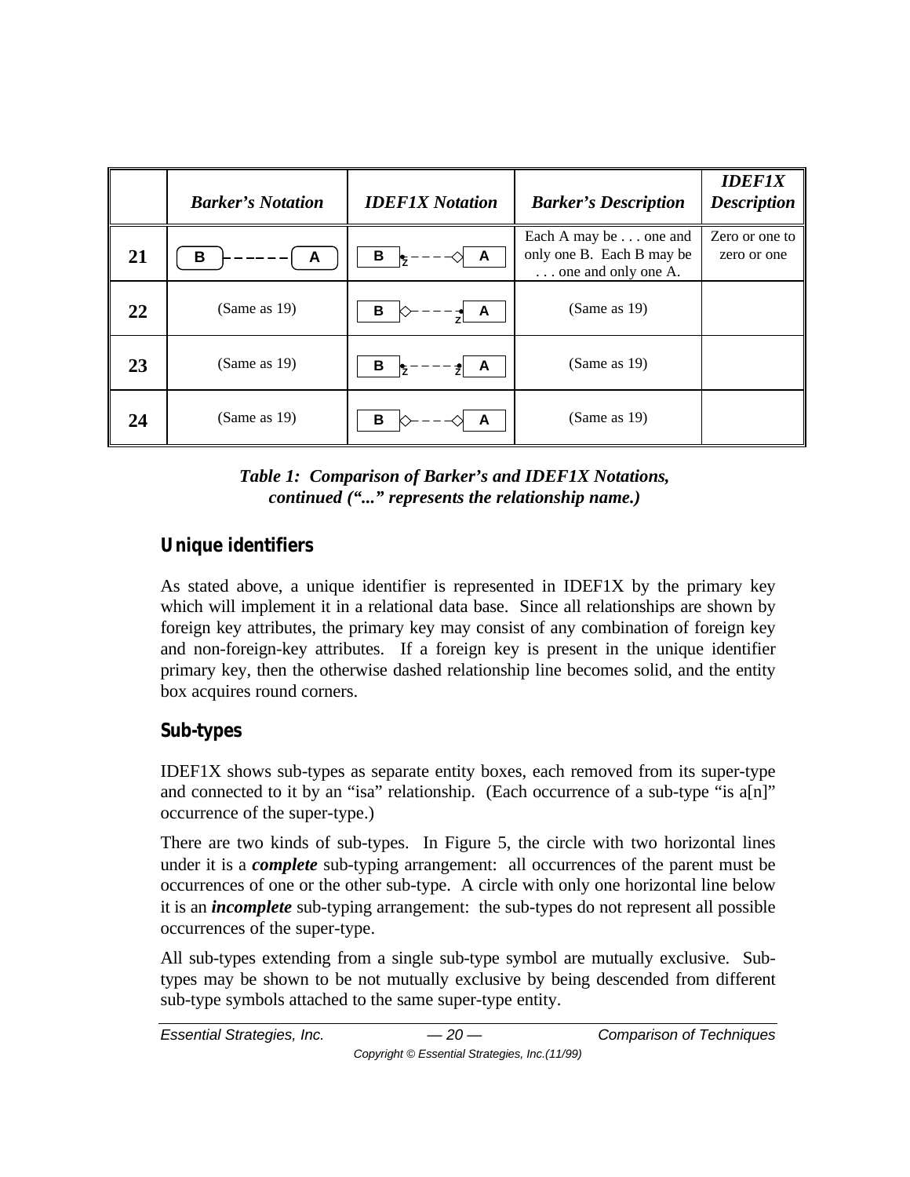|  | *Barker's Notation* | *IDEF1X Notation* | *Barker's Description* | *IDEF1X Description* |
|---|---|---|---|---|
| **21** | B ------ A | B •Z ----◇ A | Each A may be . . . one and only one B. Each B may be . . . one and only one A. | Zero or one to zero or one |
| **22** | (Same as 19) | B ◇---- Z• A | (Same as 19) |  |
| **23** | (Same as 19) | B •Z ---- Z• A | (Same as 19) |  |
| **24** | (Same as 19) | B ◇----◇ A | (Same as 19) |  |

***Table 1: Comparison of Barker's and IDEF1X Notations, continued ("..." represents the relationship name.)***

## Unique identifiers

As stated above, a unique identifier is represented in IDEF1X by the primary key which will implement it in a relational data base. Since all relationships are shown by foreign key attributes, the primary key may consist of any combination of foreign key and non-foreign-key attributes. If a foreign key is present in the unique identifier primary key, then the otherwise dashed relationship line becomes solid, and the entity box acquires round corners.

## Sub-types

IDEF1X shows sub-types as separate entity boxes, each removed from its super-type and connected to it by an "isa" relationship. (Each occurrence of a sub-type "is a[n]" occurrence of the super-type.)

There are two kinds of sub-types. In Figure 5, the circle with two horizontal lines under it is a ***complete*** sub-typing arrangement: all occurrences of the parent must be occurrences of one or the other sub-type. A circle with only one horizontal line below it is an ***incomplete*** sub-typing arrangement: the sub-types do not represent all possible occurrences of the super-type.

All sub-types extending from a single sub-type symbol are mutually exclusive. Sub-types may be shown to be not mutually exclusive by being descended from different sub-type symbols attached to the same super-type entity.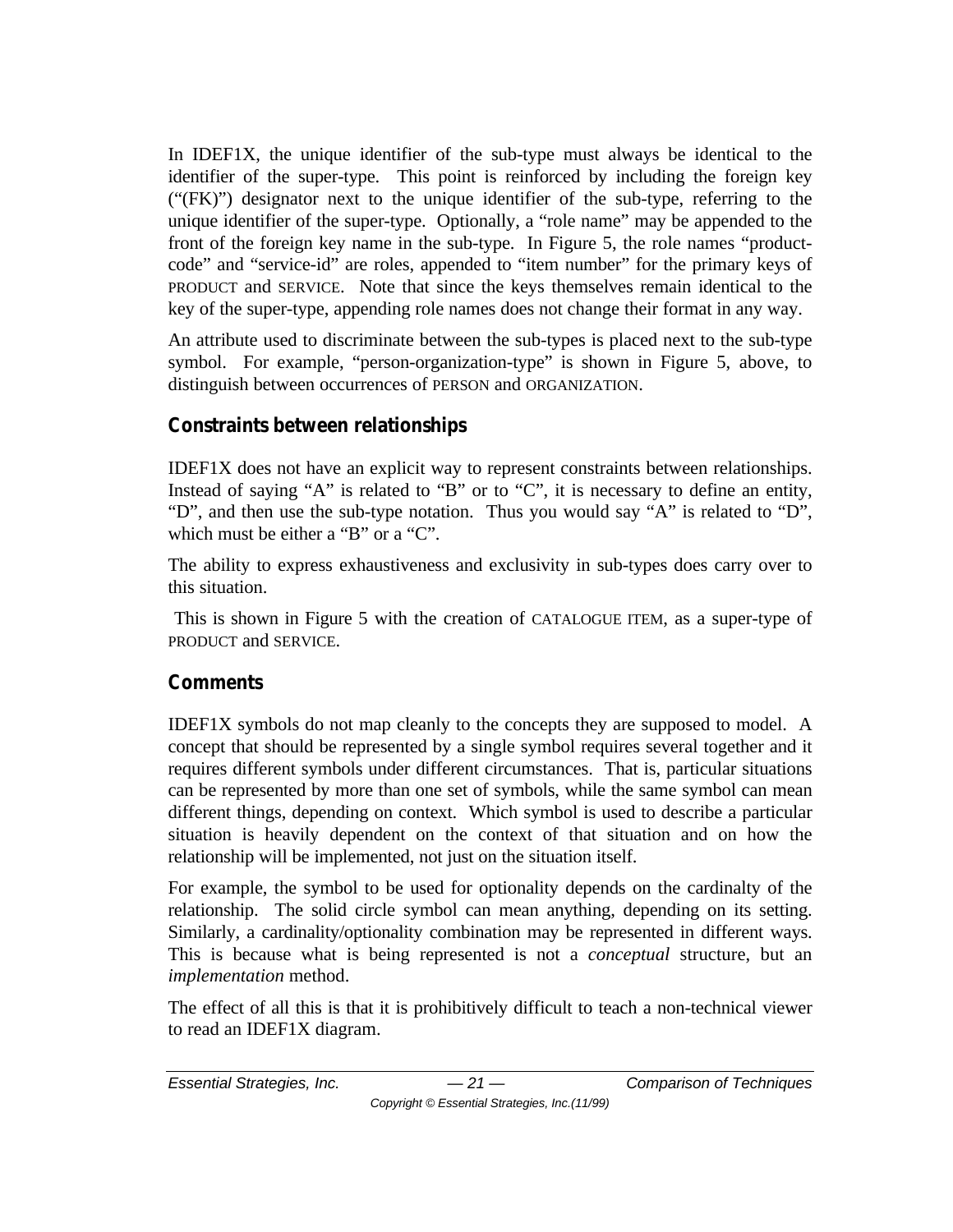In IDEF1X, the unique identifier of the sub-type must always be identical to the identifier of the super-type. This point is reinforced by including the foreign key ("(FK)") designator next to the unique identifier of the sub-type, referring to the unique identifier of the super-type. Optionally, a "role name" may be appended to the front of the foreign key name in the sub-type. In Figure 5, the role names "product-code" and "service-id" are roles, appended to "item number" for the primary keys of PRODUCT and SERVICE. Note that since the keys themselves remain identical to the key of the super-type, appending role names does not change their format in any way.

An attribute used to discriminate between the sub-types is placed next to the sub-type symbol. For example, "person-organization-type" is shown in Figure 5, above, to distinguish between occurrences of PERSON and ORGANIZATION.

## Constraints between relationships

IDEF1X does not have an explicit way to represent constraints between relationships. Instead of saying "A" is related to "B" or to "C", it is necessary to define an entity, "D", and then use the sub-type notation. Thus you would say "A" is related to "D", which must be either a "B" or a "C".

The ability to express exhaustiveness and exclusivity in sub-types does carry over to this situation.

This is shown in Figure 5 with the creation of CATALOGUE ITEM, as a super-type of PRODUCT and SERVICE.

## Comments

IDEF1X symbols do not map cleanly to the concepts they are supposed to model. A concept that should be represented by a single symbol requires several together and it requires different symbols under different circumstances. That is, particular situations can be represented by more than one set of symbols, while the same symbol can mean different things, depending on context. Which symbol is used to describe a particular situation is heavily dependent on the context of that situation and on how the relationship will be implemented, not just on the situation itself.

For example, the symbol to be used for optionality depends on the cardinalty of the relationship. The solid circle symbol can mean anything, depending on its setting. Similarly, a cardinality/optionality combination may be represented in different ways. This is because what is being represented is not a *conceptual* structure, but an *implementation* method.

The effect of all this is that it is prohibitively difficult to teach a non-technical viewer to read an IDEF1X diagram.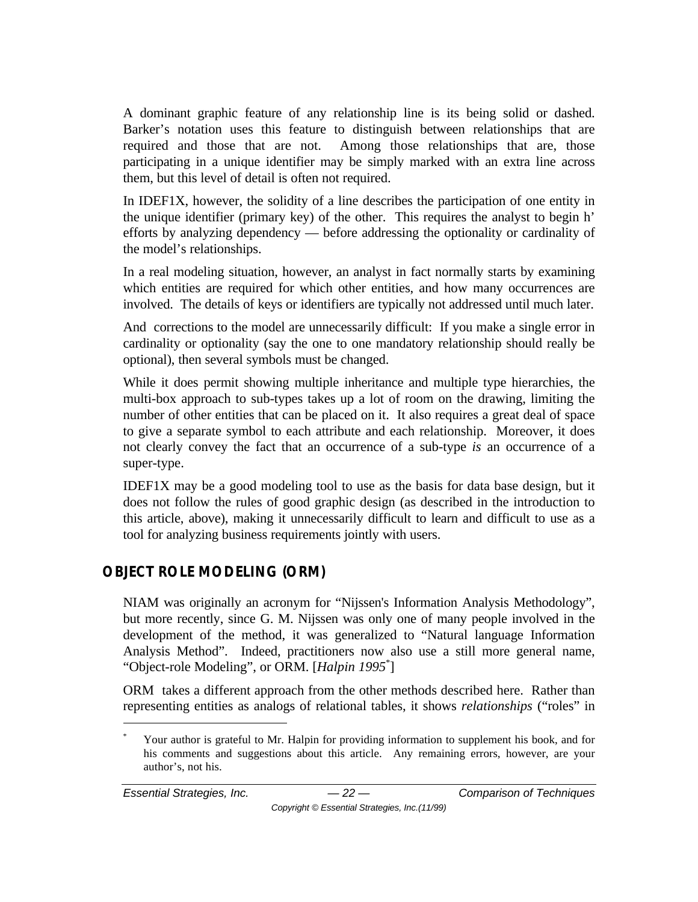A dominant graphic feature of any relationship line is its being solid or dashed. Barker's notation uses this feature to distinguish between relationships that are required and those that are not. Among those relationships that are, those participating in a unique identifier may be simply marked with an extra line across them, but this level of detail is often not required.

In IDEF1X, however, the solidity of a line describes the participation of one entity in the unique identifier (primary key) of the other. This requires the analyst to begin h' efforts by analyzing dependency — before addressing the optionality or cardinality of the model's relationships.

In a real modeling situation, however, an analyst in fact normally starts by examining which entities are required for which other entities, and how many occurrences are involved. The details of keys or identifiers are typically not addressed until much later.

And corrections to the model are unnecessarily difficult: If you make a single error in cardinality or optionality (say the one to one mandatory relationship should really be optional), then several symbols must be changed.

While it does permit showing multiple inheritance and multiple type hierarchies, the multi-box approach to sub-types takes up a lot of room on the drawing, limiting the number of other entities that can be placed on it. It also requires a great deal of space to give a separate symbol to each attribute and each relationship. Moreover, it does not clearly convey the fact that an occurrence of a sub-type *is* an occurrence of a super-type.

IDEF1X may be a good modeling tool to use as the basis for data base design, but it does not follow the rules of good graphic design (as described in the introduction to this article, above), making it unnecessarily difficult to learn and difficult to use as a tool for analyzing business requirements jointly with users.

## OBJECT ROLE MODELING (ORM)

NIAM was originally an acronym for "Nijssen's Information Analysis Methodology", but more recently, since G. M. Nijssen was only one of many people involved in the development of the method, it was generalized to "Natural language Information Analysis Method". Indeed, practitioners now also use a still more general name, "Object-role Modeling", or ORM. [*Halpin 1995*[*]]

ORM takes a different approach from the other methods described here. Rather than representing entities as analogs of relational tables, it shows *relationships* ("roles" in

---

[*] Your author is grateful to Mr. Halpin for providing information to supplement his book, and for his comments and suggestions about this article. Any remaining errors, however, are your author's, not his.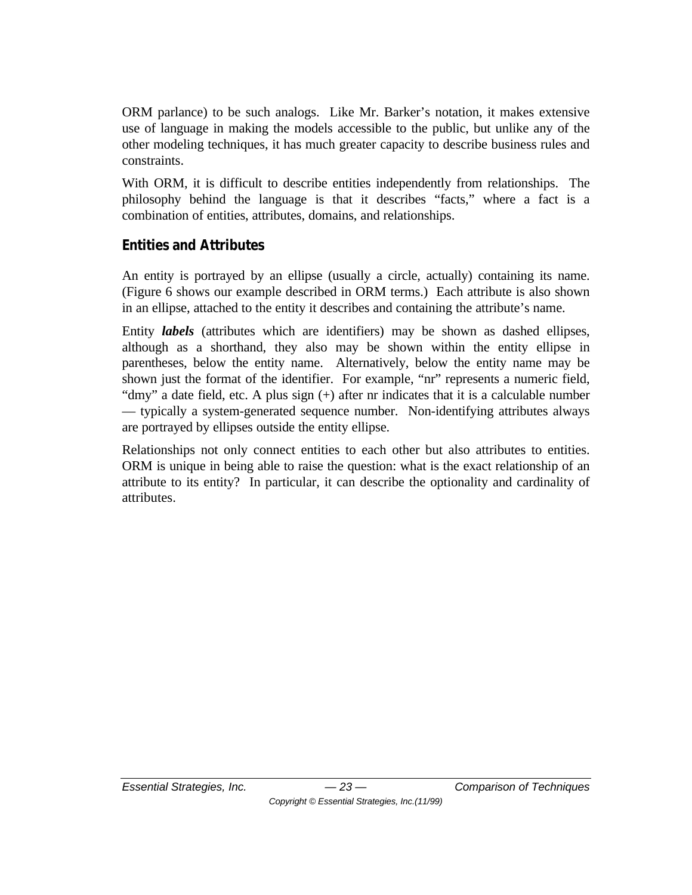ORM parlance) to be such analogs. Like Mr. Barker's notation, it makes extensive use of language in making the models accessible to the public, but unlike any of the other modeling techniques, it has much greater capacity to describe business rules and constraints.

With ORM, it is difficult to describe entities independently from relationships. The philosophy behind the language is that it describes "facts," where a fact is a combination of entities, attributes, domains, and relationships.

## Entities and Attributes

An entity is portrayed by an ellipse (usually a circle, actually) containing its name. (Figure 6 shows our example described in ORM terms.) Each attribute is also shown in an ellipse, attached to the entity it describes and containing the attribute's name.

Entity ***labels*** (attributes which are identifiers) may be shown as dashed ellipses, although as a shorthand, they also may be shown within the entity ellipse in parentheses, below the entity name. Alternatively, below the entity name may be shown just the format of the identifier. For example, "nr" represents a numeric field, "dmy" a date field, etc. A plus sign (+) after nr indicates that it is a calculable number — typically a system-generated sequence number. Non-identifying attributes always are portrayed by ellipses outside the entity ellipse.

Relationships not only connect entities to each other but also attributes to entities. ORM is unique in being able to raise the question: what is the exact relationship of an attribute to its entity? In particular, it can describe the optionality and cardinality of attributes.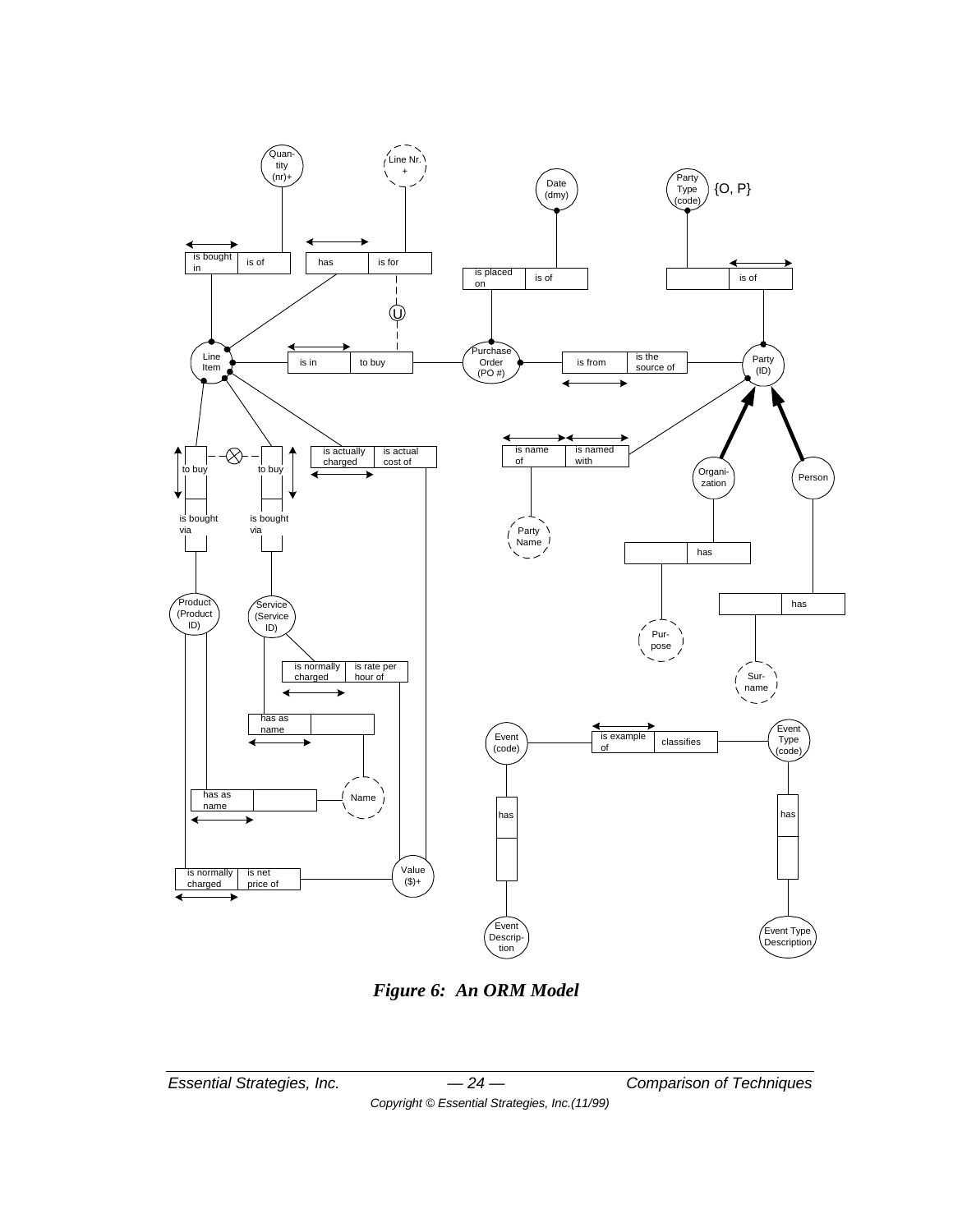*Figure 6: An ORM Model*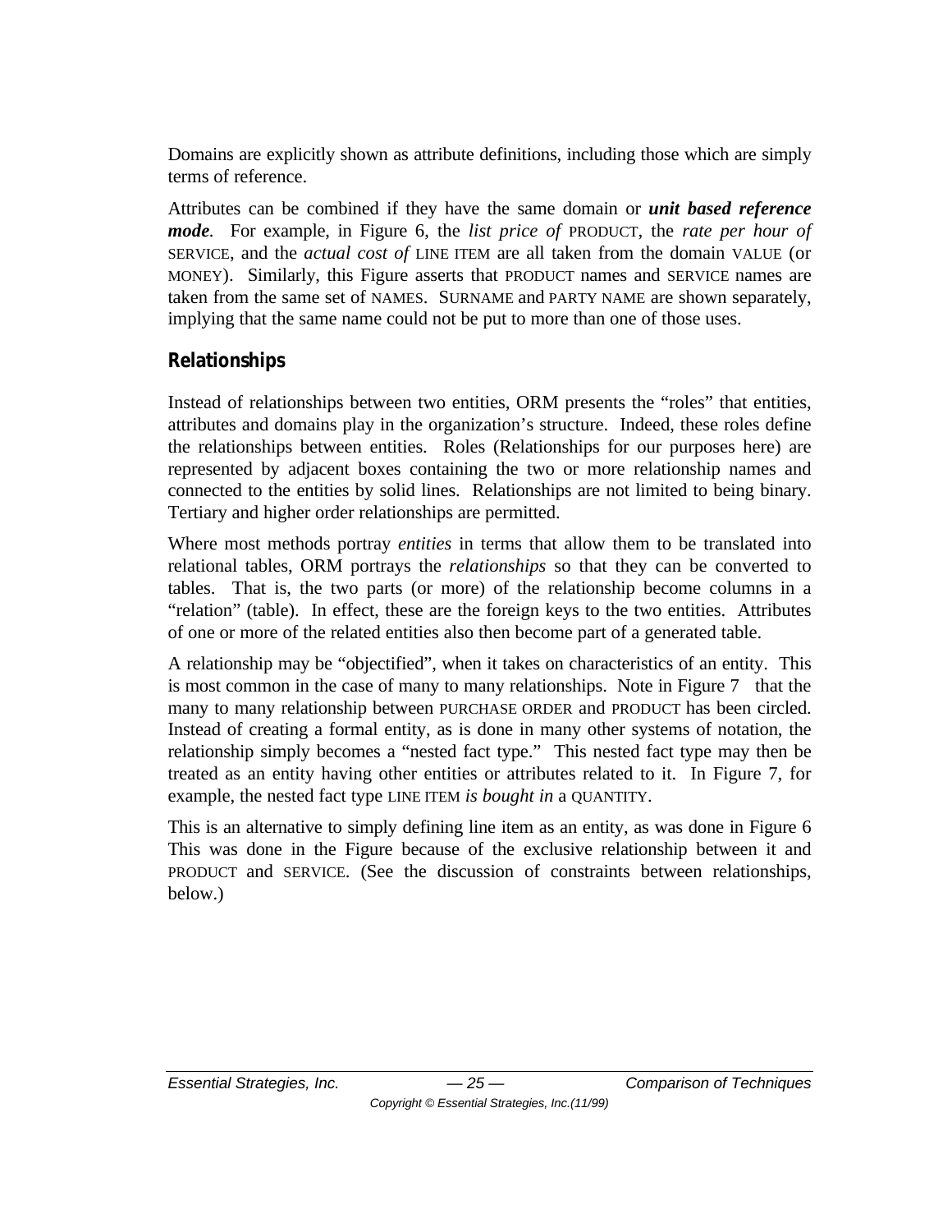Domains are explicitly shown as attribute definitions, including those which are simply terms of reference.

Attributes can be combined if they have the same domain or ***unit based reference mode***. For example, in Figure 6, the *list price of* PRODUCT, the *rate per hour of* SERVICE, and the *actual cost of* LINE ITEM are all taken from the domain VALUE (or MONEY). Similarly, this Figure asserts that PRODUCT names and SERVICE names are taken from the same set of NAMES. SURNAME and PARTY NAME are shown separately, implying that the same name could not be put to more than one of those uses.

## Relationships

Instead of relationships between two entities, ORM presents the "roles" that entities, attributes and domains play in the organization's structure. Indeed, these roles define the relationships between entities. Roles (Relationships for our purposes here) are represented by adjacent boxes containing the two or more relationship names and connected to the entities by solid lines. Relationships are not limited to being binary. Tertiary and higher order relationships are permitted.

Where most methods portray *entities* in terms that allow them to be translated into relational tables, ORM portrays the *relationships* so that they can be converted to tables. That is, the two parts (or more) of the relationship become columns in a "relation" (table). In effect, these are the foreign keys to the two entities. Attributes of one or more of the related entities also then become part of a generated table.

A relationship may be "objectified", when it takes on characteristics of an entity. This is most common in the case of many to many relationships. Note in Figure 7 that the many to many relationship between PURCHASE ORDER and PRODUCT has been circled. Instead of creating a formal entity, as is done in many other systems of notation, the relationship simply becomes a "nested fact type." This nested fact type may then be treated as an entity having other entities or attributes related to it. In Figure 7, for example, the nested fact type LINE ITEM *is bought in* a QUANTITY.

This is an alternative to simply defining line item as an entity, as was done in Figure 6 This was done in the Figure because of the exclusive relationship between it and PRODUCT and SERVICE. (See the discussion of constraints between relationships, below.)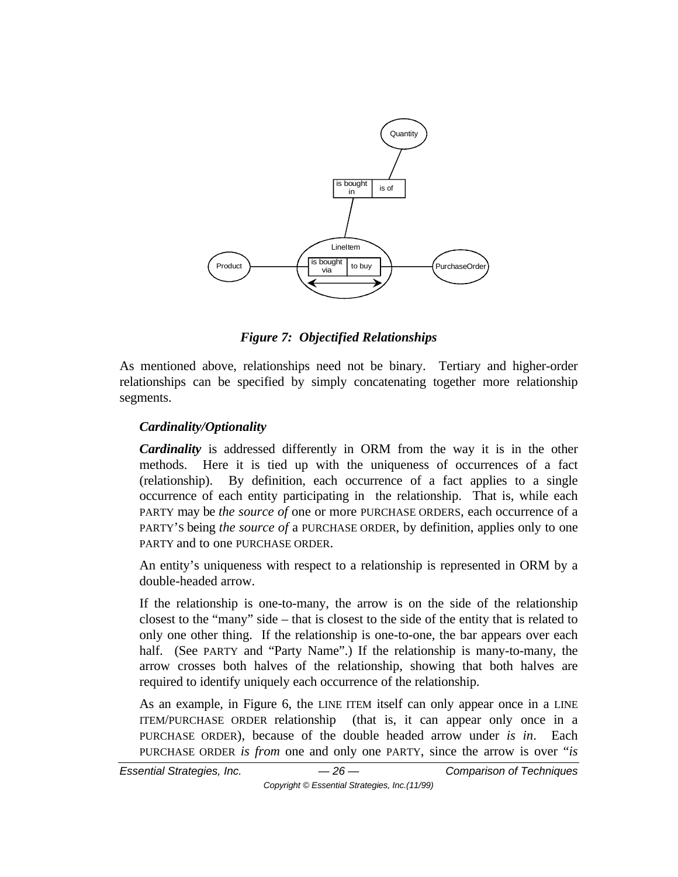*Figure 7: Objectified Relationships*

As mentioned above, relationships need not be binary. Tertiary and higher-order relationships can be specified by simply concatenating together more relationship segments.

### *Cardinality/Optionality*

***Cardinality*** is addressed differently in ORM from the way it is in the other methods. Here it is tied up with the uniqueness of occurrences of a fact (relationship). By definition, each occurrence of a fact applies to a single occurrence of each entity participating in the relationship. That is, while each PARTY may be *the source of* one or more PURCHASE ORDERS, each occurrence of a PARTY'S being *the source of* a PURCHASE ORDER, by definition, applies only to one PARTY and to one PURCHASE ORDER.

An entity's uniqueness with respect to a relationship is represented in ORM by a double-headed arrow.

If the relationship is one-to-many, the arrow is on the side of the relationship closest to the "many" side – that is closest to the side of the entity that is related to only one other thing. If the relationship is one-to-one, the bar appears over each half. (See PARTY and "Party Name".) If the relationship is many-to-many, the arrow crosses both halves of the relationship, showing that both halves are required to identify uniquely each occurrence of the relationship.

As an example, in Figure 6, the LINE ITEM itself can only appear once in a LINE ITEM/PURCHASE ORDER relationship (that is, it can appear only once in a PURCHASE ORDER), because of the double headed arrow under *is in*. Each PURCHASE ORDER *is from* one and only one PARTY, since the arrow is over "*is*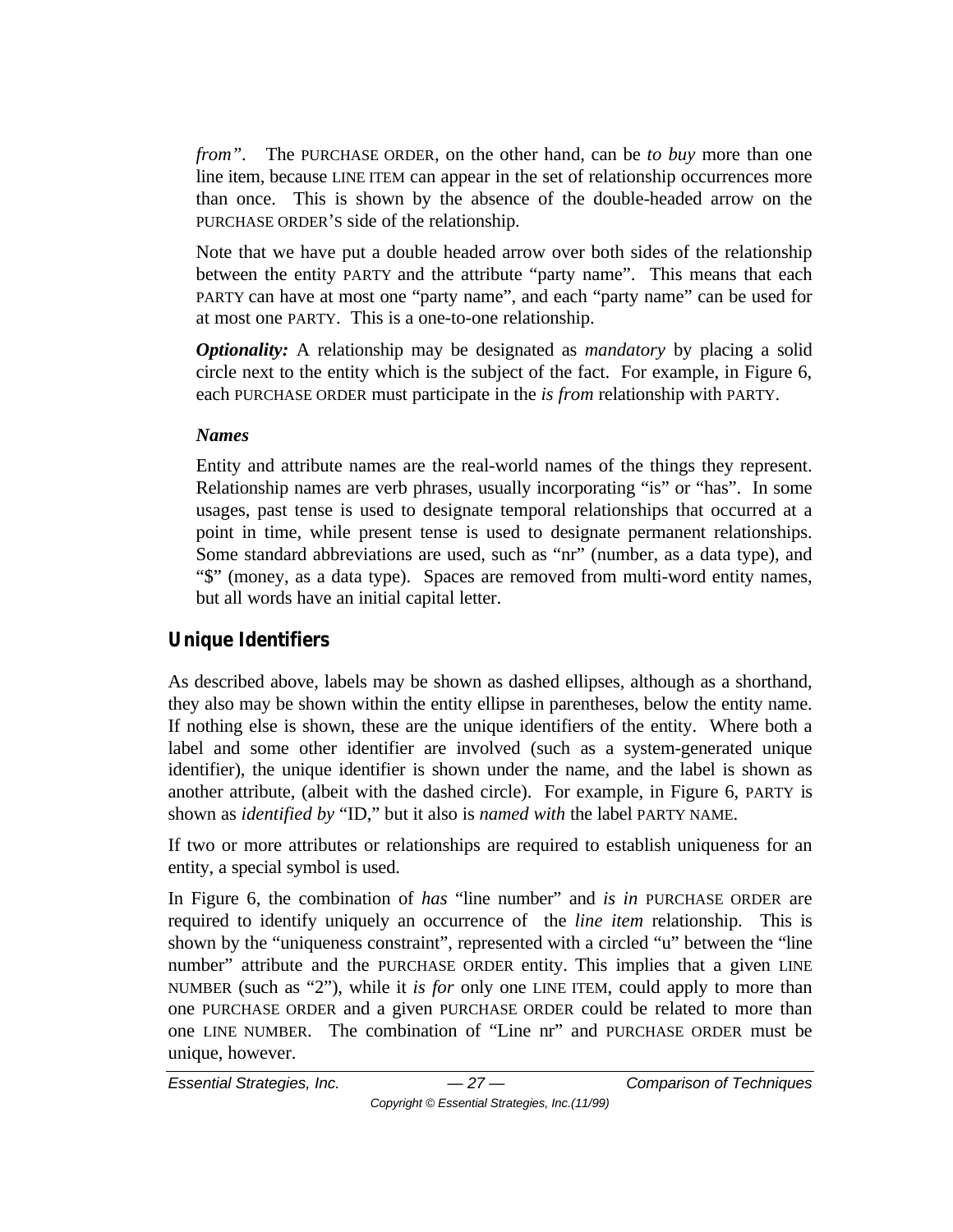*from"*. The PURCHASE ORDER, on the other hand, can be *to buy* more than one line item, because LINE ITEM can appear in the set of relationship occurrences more than once. This is shown by the absence of the double-headed arrow on the PURCHASE ORDER'S side of the relationship.

Note that we have put a double headed arrow over both sides of the relationship between the entity PARTY and the attribute "party name". This means that each PARTY can have at most one "party name", and each "party name" can be used for at most one PARTY. This is a one-to-one relationship.

***Optionality:*** A relationship may be designated as *mandatory* by placing a solid circle next to the entity which is the subject of the fact. For example, in Figure 6, each PURCHASE ORDER must participate in the *is from* relationship with PARTY.

***Names***

Entity and attribute names are the real-world names of the things they represent. Relationship names are verb phrases, usually incorporating "is" or "has". In some usages, past tense is used to designate temporal relationships that occurred at a point in time, while present tense is used to designate permanent relationships. Some standard abbreviations are used, such as "nr" (number, as a data type), and "$" (money, as a data type). Spaces are removed from multi-word entity names, but all words have an initial capital letter.

## Unique Identifiers

As described above, labels may be shown as dashed ellipses, although as a shorthand, they also may be shown within the entity ellipse in parentheses, below the entity name. If nothing else is shown, these are the unique identifiers of the entity. Where both a label and some other identifier are involved (such as a system-generated unique identifier), the unique identifier is shown under the name, and the label is shown as another attribute, (albeit with the dashed circle). For example, in Figure 6, PARTY is shown as *identified by* "ID," but it also is *named with* the label PARTY NAME.

If two or more attributes or relationships are required to establish uniqueness for an entity, a special symbol is used.

In Figure 6, the combination of *has* "line number" and *is in* PURCHASE ORDER are required to identify uniquely an occurrence of the *line item* relationship. This is shown by the "uniqueness constraint", represented with a circled "u" between the "line number" attribute and the PURCHASE ORDER entity. This implies that a given LINE NUMBER (such as "2"), while it *is for* only one LINE ITEM, could apply to more than one PURCHASE ORDER and a given PURCHASE ORDER could be related to more than one LINE NUMBER. The combination of "Line nr" and PURCHASE ORDER must be unique, however.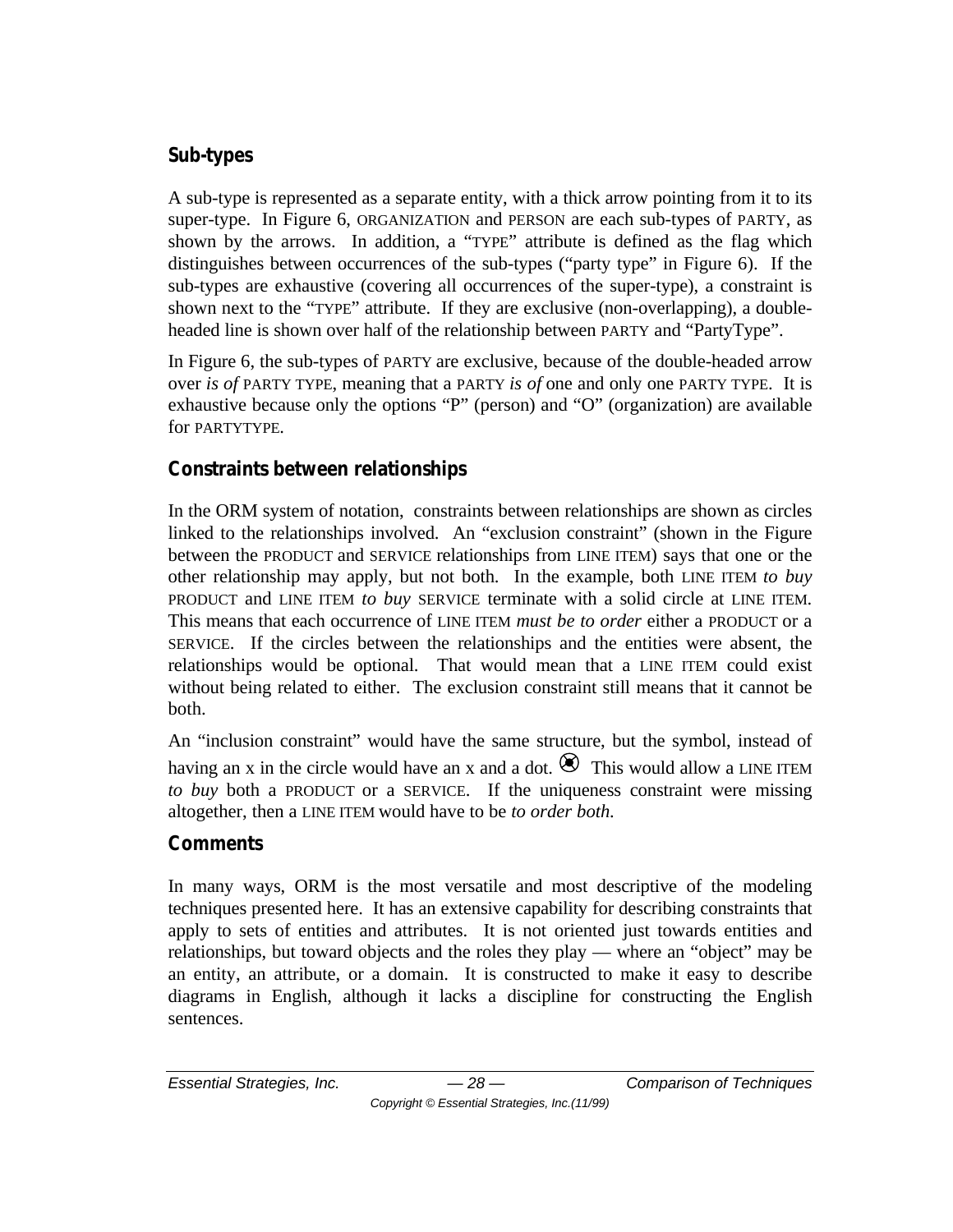## Sub-types

A sub-type is represented as a separate entity, with a thick arrow pointing from it to its super-type. In Figure 6, ORGANIZATION and PERSON are each sub-types of PARTY, as shown by the arrows. In addition, a "TYPE" attribute is defined as the flag which distinguishes between occurrences of the sub-types ("party type" in Figure 6). If the sub-types are exhaustive (covering all occurrences of the super-type), a constraint is shown next to the "TYPE" attribute. If they are exclusive (non-overlapping), a double-headed line is shown over half of the relationship between PARTY and "PartyType".

In Figure 6, the sub-types of PARTY are exclusive, because of the double-headed arrow over *is of* PARTY TYPE, meaning that a PARTY *is of* one and only one PARTY TYPE. It is exhaustive because only the options "P" (person) and "O" (organization) are available for PARTYTYPE.

## Constraints between relationships

In the ORM system of notation, constraints between relationships are shown as circles linked to the relationships involved. An "exclusion constraint" (shown in the Figure between the PRODUCT and SERVICE relationships from LINE ITEM) says that one or the other relationship may apply, but not both. In the example, both LINE ITEM *to buy* PRODUCT and LINE ITEM *to buy* SERVICE terminate with a solid circle at LINE ITEM. This means that each occurrence of LINE ITEM *must be to order* either a PRODUCT or a SERVICE. If the circles between the relationships and the entities were absent, the relationships would be optional. That would mean that a LINE ITEM could exist without being related to either. The exclusion constraint still means that it cannot be both.

An "inclusion constraint" would have the same structure, but the symbol, instead of having an x in the circle would have an x and a dot. ⊗ This would allow a LINE ITEM *to buy* both a PRODUCT or a SERVICE. If the uniqueness constraint were missing altogether, then a LINE ITEM would have to be *to order both.*

## Comments

In many ways, ORM is the most versatile and most descriptive of the modeling techniques presented here. It has an extensive capability for describing constraints that apply to sets of entities and attributes. It is not oriented just towards entities and relationships, but toward objects and the roles they play — where an "object" may be an entity, an attribute, or a domain. It is constructed to make it easy to describe diagrams in English, although it lacks a discipline for constructing the English sentences.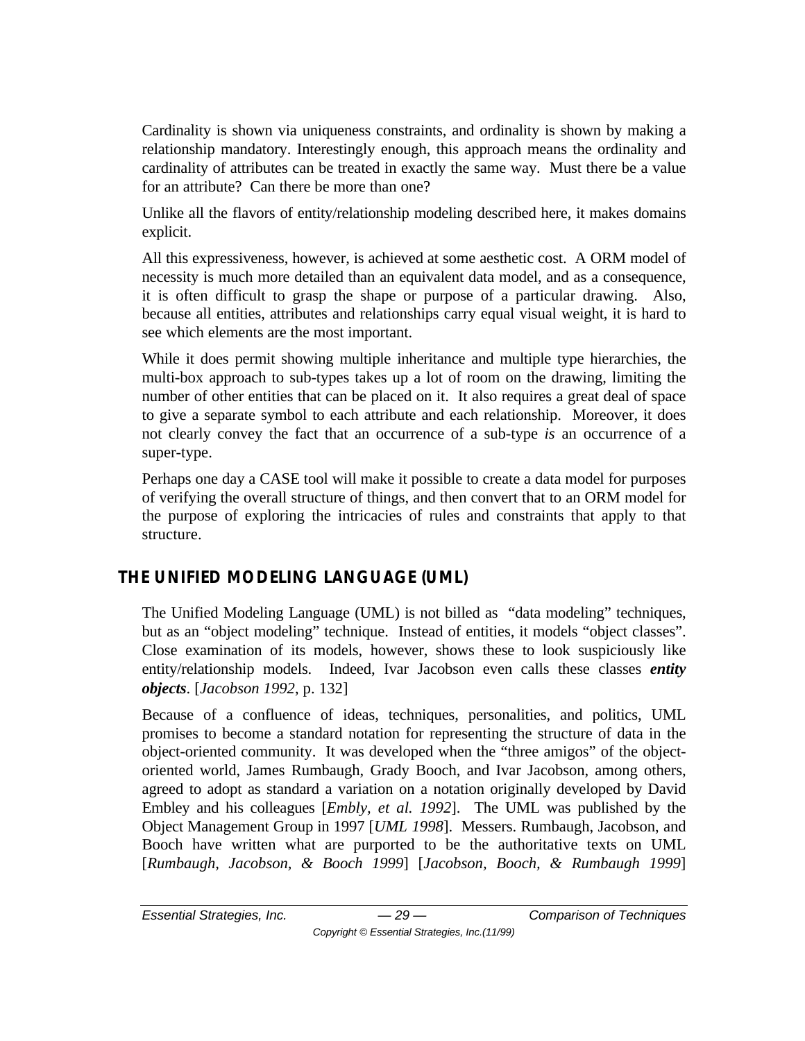Cardinality is shown via uniqueness constraints, and ordinality is shown by making a relationship mandatory. Interestingly enough, this approach means the ordinality and cardinality of attributes can be treated in exactly the same way. Must there be a value for an attribute? Can there be more than one?

Unlike all the flavors of entity/relationship modeling described here, it makes domains explicit.

All this expressiveness, however, is achieved at some aesthetic cost. A ORM model of necessity is much more detailed than an equivalent data model, and as a consequence, it is often difficult to grasp the shape or purpose of a particular drawing. Also, because all entities, attributes and relationships carry equal visual weight, it is hard to see which elements are the most important.

While it does permit showing multiple inheritance and multiple type hierarchies, the multi-box approach to sub-types takes up a lot of room on the drawing, limiting the number of other entities that can be placed on it. It also requires a great deal of space to give a separate symbol to each attribute and each relationship. Moreover, it does not clearly convey the fact that an occurrence of a sub-type *is* an occurrence of a super-type.

Perhaps one day a CASE tool will make it possible to create a data model for purposes of verifying the overall structure of things, and then convert that to an ORM model for the purpose of exploring the intricacies of rules and constraints that apply to that structure.

## THE UNIFIED MODELING LANGUAGE (UML)

The Unified Modeling Language (UML) is not billed as "data modeling" techniques, but as an "object modeling" technique. Instead of entities, it models "object classes". Close examination of its models, however, shows these to look suspiciously like entity/relationship models. Indeed, Ivar Jacobson even calls these classes ***entity objects***. [*Jacobson 1992*, p. 132]

Because of a confluence of ideas, techniques, personalities, and politics, UML promises to become a standard notation for representing the structure of data in the object-oriented community. It was developed when the "three amigos" of the object-oriented world, James Rumbaugh, Grady Booch, and Ivar Jacobson, among others, agreed to adopt as standard a variation on a notation originally developed by David Embley and his colleagues [*Embly, et al. 1992*]. The UML was published by the Object Management Group in 1997 [*UML 1998*]. Messers. Rumbaugh, Jacobson, and Booch have written what are purported to be the authoritative texts on UML [*Rumbaugh, Jacobson, & Booch 1999*] [*Jacobson, Booch, & Rumbaugh 1999*]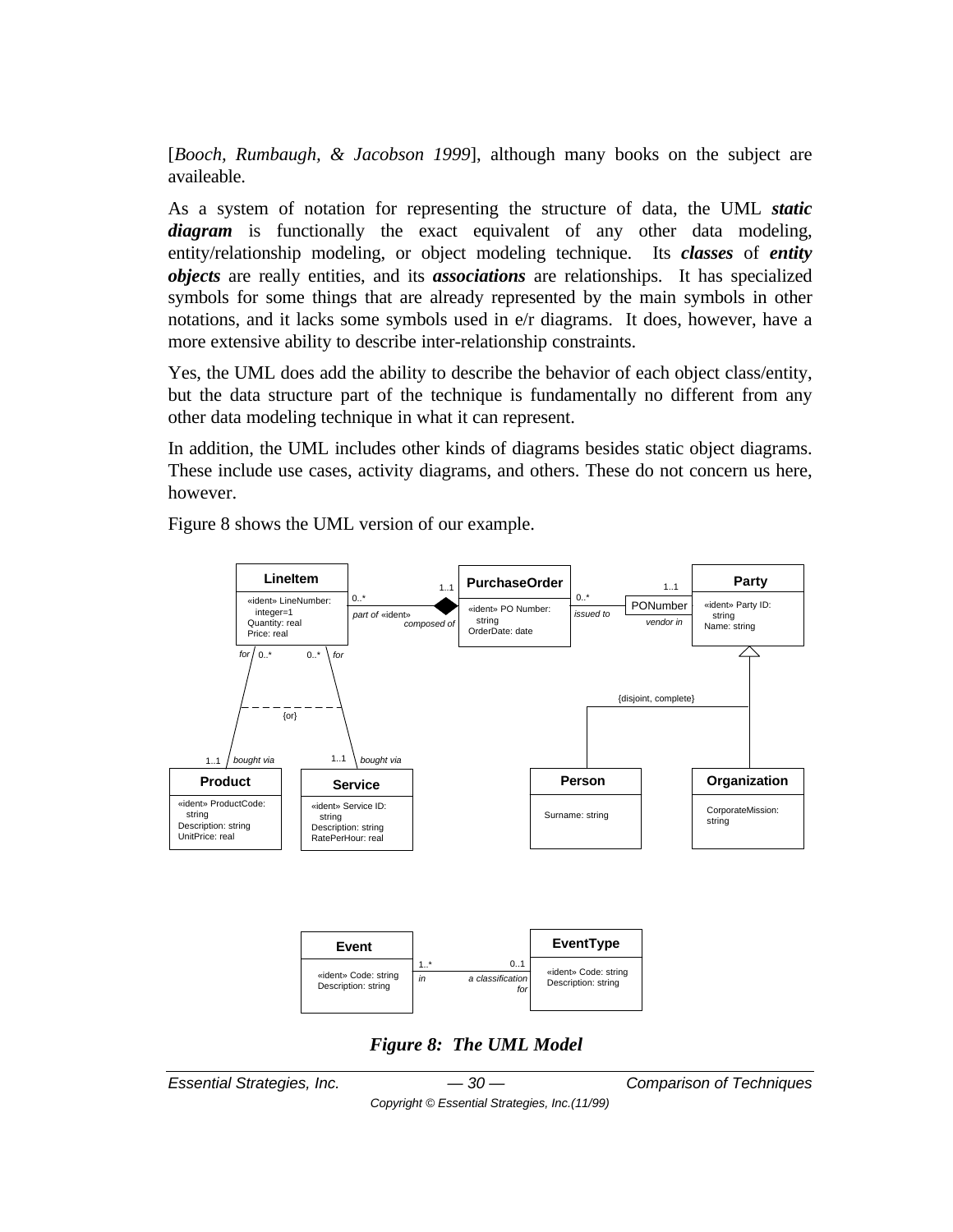[*Booch, Rumbaugh, & Jacobson 1999*], although many books on the subject are availeable.

As a system of notation for representing the structure of data, the UML ***static diagram*** is functionally the exact equivalent of any other data modeling, entity/relationship modeling, or object modeling technique. Its ***classes*** of ***entity objects*** are really entities, and its ***associations*** are relationships. It has specialized symbols for some things that are already represented by the main symbols in other notations, and it lacks some symbols used in e/r diagrams. It does, however, have a more extensive ability to describe inter-relationship constraints.

Yes, the UML does add the ability to describe the behavior of each object class/entity, but the data structure part of the technique is fundamentally no different from any other data modeling technique in what it can represent.

In addition, the UML includes other kinds of diagrams besides static object diagrams. These include use cases, activity diagrams, and others. These do not concern us here, however.

Figure 8 shows the UML version of our example.

***Figure 8: The UML Model***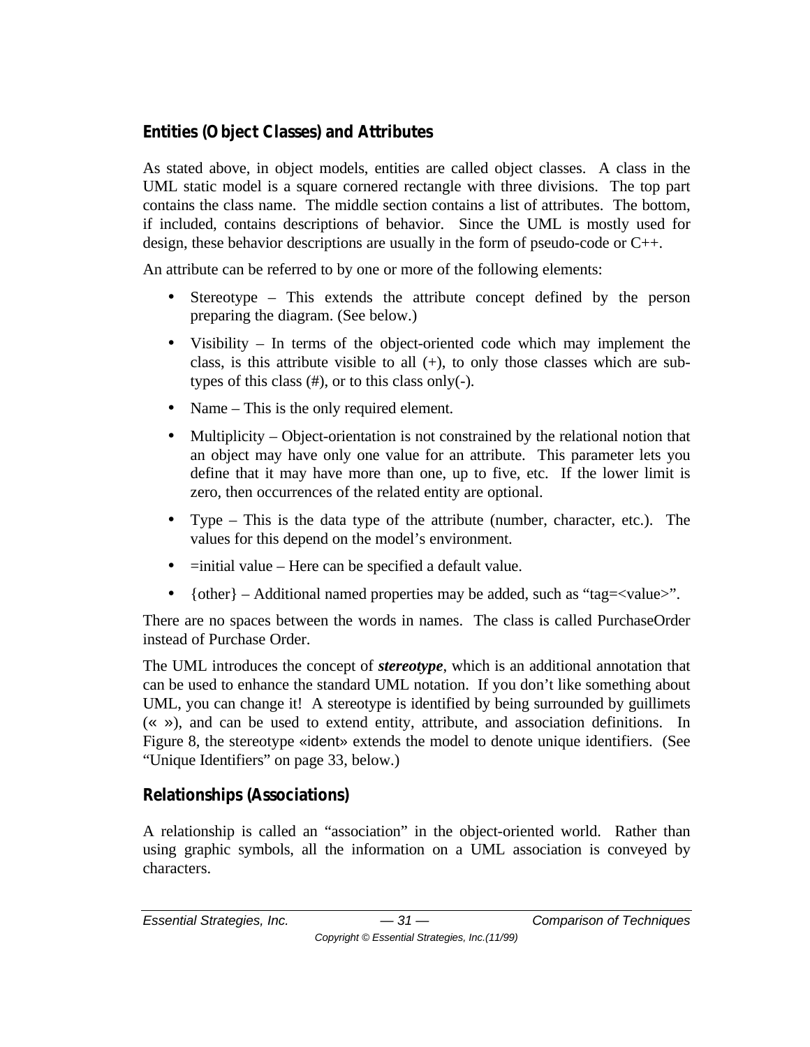### Entities (Object Classes) and Attributes

As stated above, in object models, entities are called object classes. A class in the UML static model is a square cornered rectangle with three divisions. The top part contains the class name. The middle section contains a list of attributes. The bottom, if included, contains descriptions of behavior. Since the UML is mostly used for design, these behavior descriptions are usually in the form of pseudo-code or C++.

An attribute can be referred to by one or more of the following elements:

- Stereotype – This extends the attribute concept defined by the person preparing the diagram. (See below.)
- Visibility – In terms of the object-oriented code which may implement the class, is this attribute visible to all (+), to only those classes which are sub-types of this class (#), or to this class only(-).
- Name – This is the only required element.
- Multiplicity – Object-orientation is not constrained by the relational notion that an object may have only one value for an attribute. This parameter lets you define that it may have more than one, up to five, etc. If the lower limit is zero, then occurrences of the related entity are optional.
- Type – This is the data type of the attribute (number, character, etc.). The values for this depend on the model's environment.
- =initial value – Here can be specified a default value.
- {other} – Additional named properties may be added, such as "tag=<value>".

There are no spaces between the words in names. The class is called PurchaseOrder instead of Purchase Order.

The UML introduces the concept of ***stereotype***, which is an additional annotation that can be used to enhance the standard UML notation. If you don't like something about UML, you can change it! A stereotype is identified by being surrounded by guillimets (« »), and can be used to extend entity, attribute, and association definitions. In Figure 8, the stereotype «ident» extends the model to denote unique identifiers. (See "Unique Identifiers" on page 33, below.)

### Relationships (Associations)

A relationship is called an "association" in the object-oriented world. Rather than using graphic symbols, all the information on a UML association is conveyed by characters.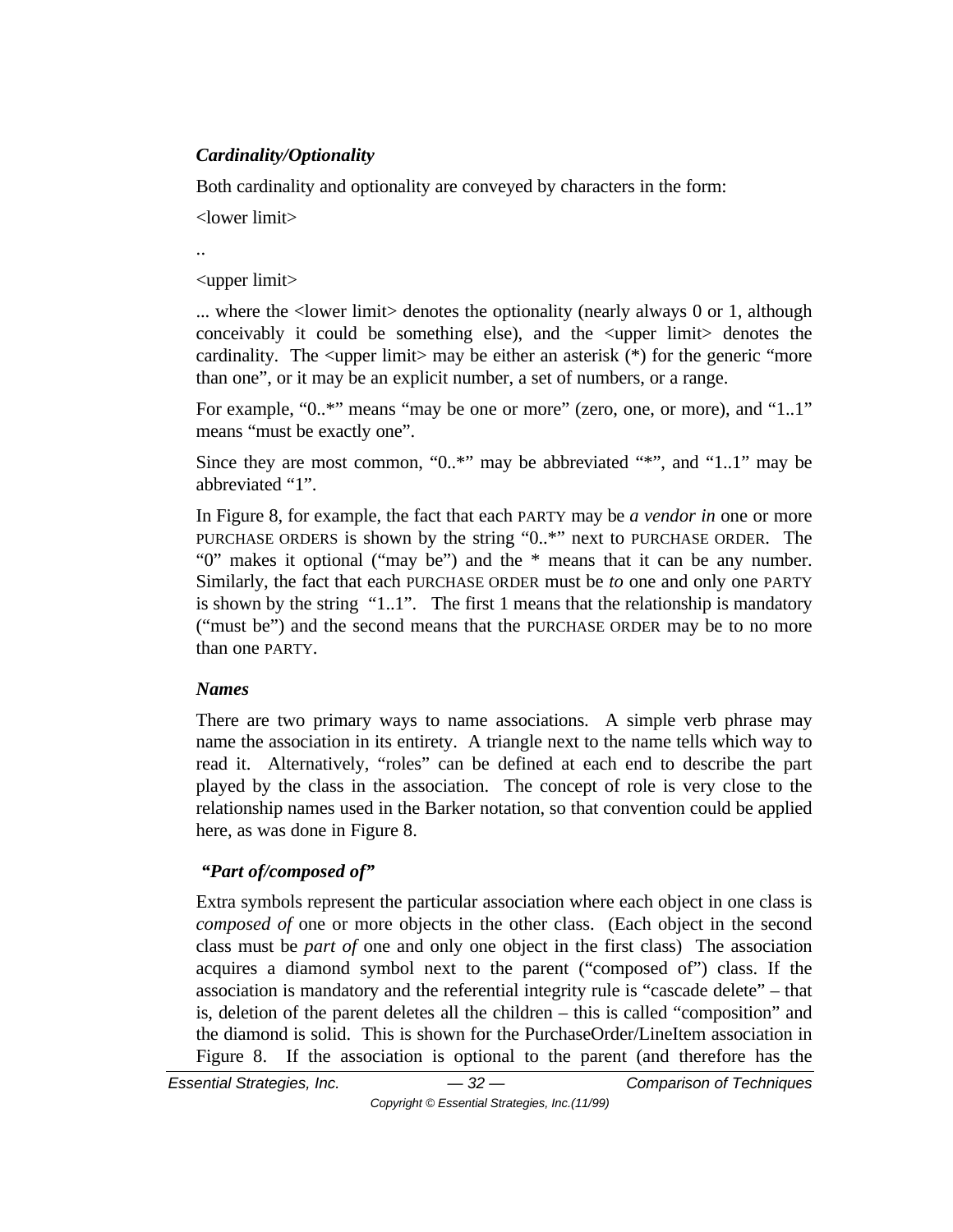### *Cardinality/Optionality*

Both cardinality and optionality are conveyed by characters in the form:

<lower limit>

..

<upper limit>

... where the <lower limit> denotes the optionality (nearly always 0 or 1, although conceivably it could be something else), and the <upper limit> denotes the cardinality. The <upper limit> may be either an asterisk (*) for the generic "more than one", or it may be an explicit number, a set of numbers, or a range.

For example, "0..*" means "may be one or more" (zero, one, or more), and "1..1" means "must be exactly one".

Since they are most common, "0..*" may be abbreviated "*", and "1..1" may be abbreviated "1".

In Figure 8, for example, the fact that each PARTY may be *a vendor in* one or more PURCHASE ORDERS is shown by the string "0..*" next to PURCHASE ORDER. The "0" makes it optional ("may be") and the * means that it can be any number. Similarly, the fact that each PURCHASE ORDER must be *to* one and only one PARTY is shown by the string "1..1". The first 1 means that the relationship is mandatory ("must be") and the second means that the PURCHASE ORDER may be to no more than one PARTY.

### *Names*

There are two primary ways to name associations. A simple verb phrase may name the association in its entirety. A triangle next to the name tells which way to read it. Alternatively, "roles" can be defined at each end to describe the part played by the class in the association. The concept of role is very close to the relationship names used in the Barker notation, so that convention could be applied here, as was done in Figure 8.

### *"Part of/composed of"*

Extra symbols represent the particular association where each object in one class is *composed of* one or more objects in the other class. (Each object in the second class must be *part of* one and only one object in the first class) The association acquires a diamond symbol next to the parent ("composed of") class. If the association is mandatory and the referential integrity rule is "cascade delete" – that is, deletion of the parent deletes all the children – this is called "composition" and the diamond is solid. This is shown for the PurchaseOrder/LineItem association in Figure 8. If the association is optional to the parent (and therefore has the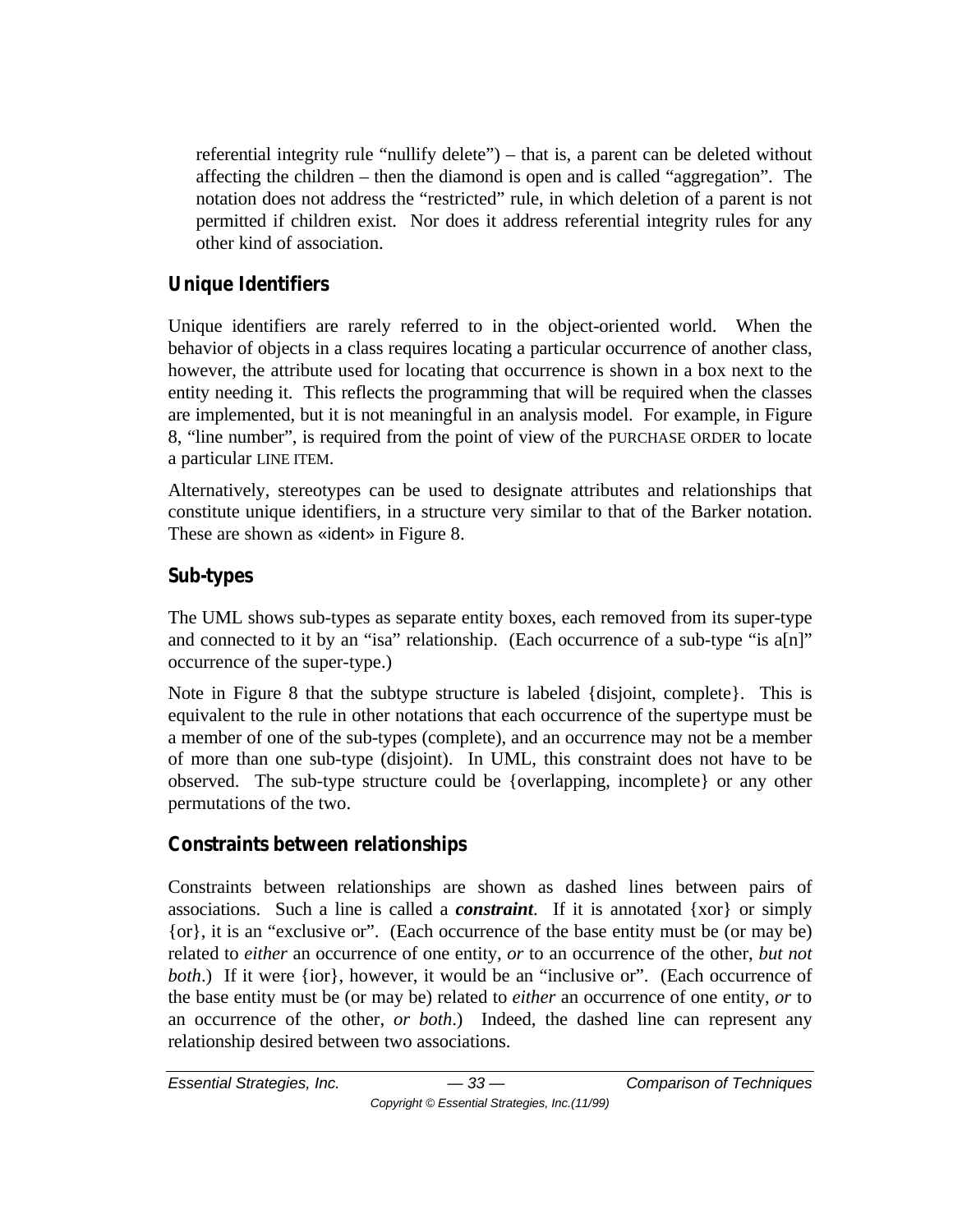referential integrity rule "nullify delete") – that is, a parent can be deleted without affecting the children – then the diamond is open and is called "aggregation". The notation does not address the "restricted" rule, in which deletion of a parent is not permitted if children exist. Nor does it address referential integrity rules for any other kind of association.

### Unique Identifiers

Unique identifiers are rarely referred to in the object-oriented world. When the behavior of objects in a class requires locating a particular occurrence of another class, however, the attribute used for locating that occurrence is shown in a box next to the entity needing it. This reflects the programming that will be required when the classes are implemented, but it is not meaningful in an analysis model. For example, in Figure 8, "line number", is required from the point of view of the PURCHASE ORDER to locate a particular LINE ITEM.

Alternatively, stereotypes can be used to designate attributes and relationships that constitute unique identifiers, in a structure very similar to that of the Barker notation. These are shown as «ident» in Figure 8.

### Sub-types

The UML shows sub-types as separate entity boxes, each removed from its super-type and connected to it by an "isa" relationship. (Each occurrence of a sub-type "is a[n]" occurrence of the super-type.)

Note in Figure 8 that the subtype structure is labeled {disjoint, complete}. This is equivalent to the rule in other notations that each occurrence of the supertype must be a member of one of the sub-types (complete), and an occurrence may not be a member of more than one sub-type (disjoint). In UML, this constraint does not have to be observed. The sub-type structure could be {overlapping, incomplete} or any other permutations of the two.

### Constraints between relationships

Constraints between relationships are shown as dashed lines between pairs of associations. Such a line is called a ***constraint***. If it is annotated {xor} or simply {or}, it is an "exclusive or". (Each occurrence of the base entity must be (or may be) related to *either* an occurrence of one entity, *or* to an occurrence of the other, *but not both*.) If it were {ior}, however, it would be an "inclusive or". (Each occurrence of the base entity must be (or may be) related to *either* an occurrence of one entity, *or* to an occurrence of the other, *or both*.) Indeed, the dashed line can represent any relationship desired between two associations.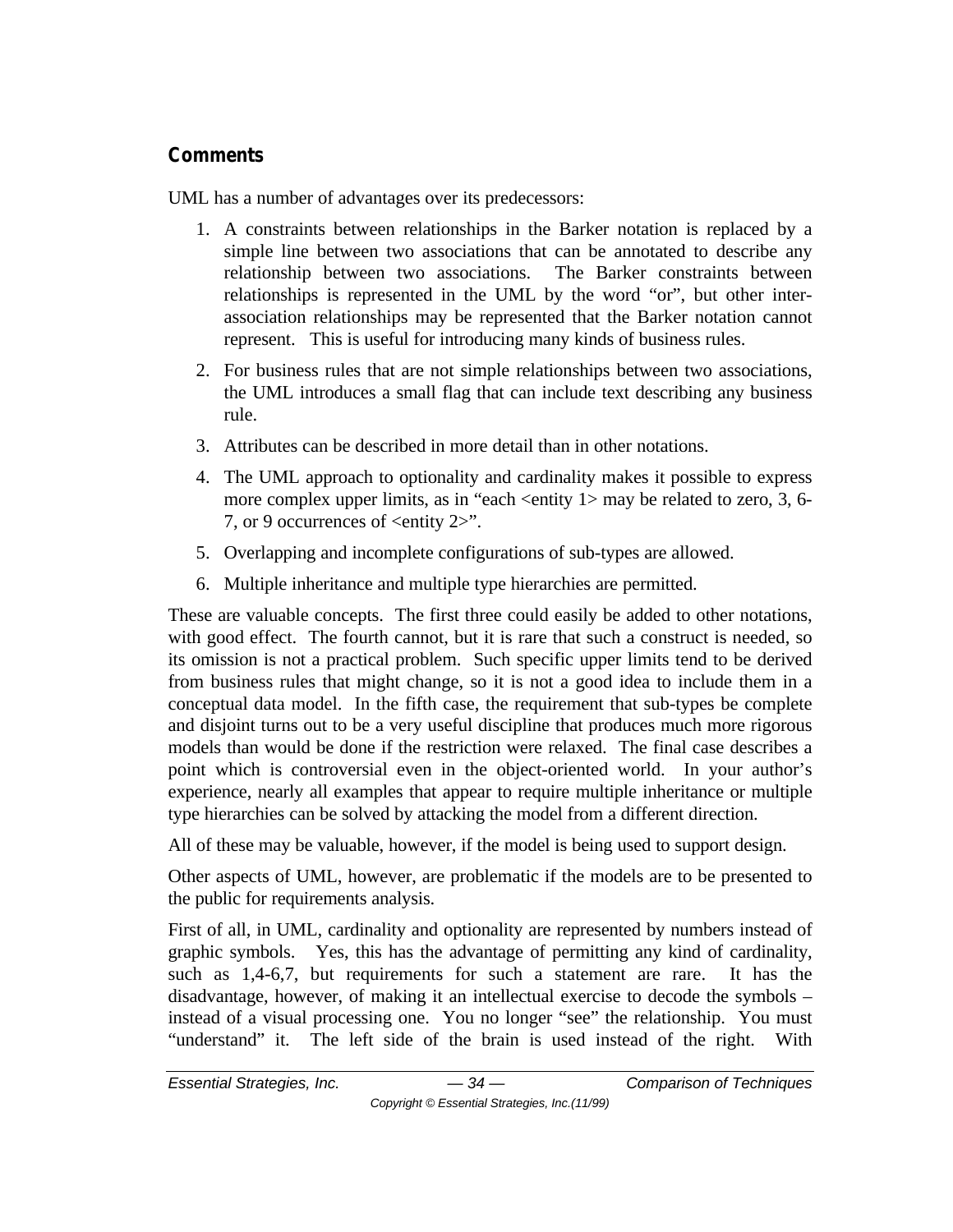## Comments

UML has a number of advantages over its predecessors:

1. A constraints between relationships in the Barker notation is replaced by a simple line between two associations that can be annotated to describe any relationship between two associations. The Barker constraints between relationships is represented in the UML by the word "or", but other inter-association relationships may be represented that the Barker notation cannot represent. This is useful for introducing many kinds of business rules.
2. For business rules that are not simple relationships between two associations, the UML introduces a small flag that can include text describing any business rule.
3. Attributes can be described in more detail than in other notations.
4. The UML approach to optionality and cardinality makes it possible to express more complex upper limits, as in "each <entity 1> may be related to zero, 3, 6-7, or 9 occurrences of <entity 2>".
5. Overlapping and incomplete configurations of sub-types are allowed.
6. Multiple inheritance and multiple type hierarchies are permitted.

These are valuable concepts. The first three could easily be added to other notations, with good effect. The fourth cannot, but it is rare that such a construct is needed, so its omission is not a practical problem. Such specific upper limits tend to be derived from business rules that might change, so it is not a good idea to include them in a conceptual data model. In the fifth case, the requirement that sub-types be complete and disjoint turns out to be a very useful discipline that produces much more rigorous models than would be done if the restriction were relaxed. The final case describes a point which is controversial even in the object-oriented world. In your author's experience, nearly all examples that appear to require multiple inheritance or multiple type hierarchies can be solved by attacking the model from a different direction.

All of these may be valuable, however, if the model is being used to support design.

Other aspects of UML, however, are problematic if the models are to be presented to the public for requirements analysis.

First of all, in UML, cardinality and optionality are represented by numbers instead of graphic symbols. Yes, this has the advantage of permitting any kind of cardinality, such as 1,4-6,7, but requirements for such a statement are rare. It has the disadvantage, however, of making it an intellectual exercise to decode the symbols – instead of a visual processing one. You no longer "see" the relationship. You must "understand" it. The left side of the brain is used instead of the right. With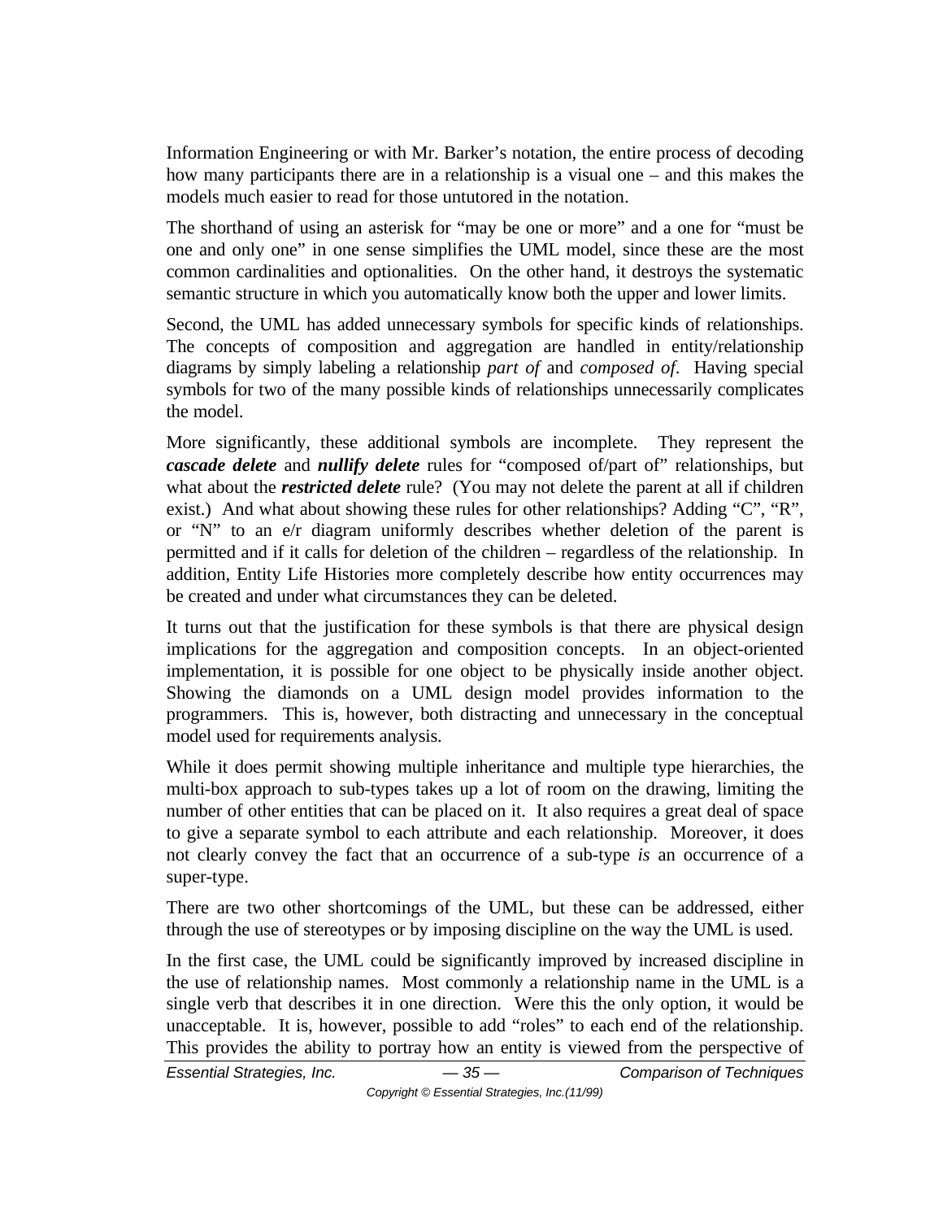Information Engineering or with Mr. Barker's notation, the entire process of decoding how many participants there are in a relationship is a visual one – and this makes the models much easier to read for those untutored in the notation.

The shorthand of using an asterisk for "may be one or more" and a one for "must be one and only one" in one sense simplifies the UML model, since these are the most common cardinalities and optionalities. On the other hand, it destroys the systematic semantic structure in which you automatically know both the upper and lower limits.

Second, the UML has added unnecessary symbols for specific kinds of relationships. The concepts of composition and aggregation are handled in entity/relationship diagrams by simply labeling a relationship *part of* and *composed of*. Having special symbols for two of the many possible kinds of relationships unnecessarily complicates the model.

More significantly, these additional symbols are incomplete. They represent the ***cascade delete*** and ***nullify delete*** rules for "composed of/part of" relationships, but what about the ***restricted delete*** rule? (You may not delete the parent at all if children exist.) And what about showing these rules for other relationships? Adding "C", "R", or "N" to an e/r diagram uniformly describes whether deletion of the parent is permitted and if it calls for deletion of the children – regardless of the relationship. In addition, Entity Life Histories more completely describe how entity occurrences may be created and under what circumstances they can be deleted.

It turns out that the justification for these symbols is that there are physical design implications for the aggregation and composition concepts. In an object-oriented implementation, it is possible for one object to be physically inside another object. Showing the diamonds on a UML design model provides information to the programmers. This is, however, both distracting and unnecessary in the conceptual model used for requirements analysis.

While it does permit showing multiple inheritance and multiple type hierarchies, the multi-box approach to sub-types takes up a lot of room on the drawing, limiting the number of other entities that can be placed on it. It also requires a great deal of space to give a separate symbol to each attribute and each relationship. Moreover, it does not clearly convey the fact that an occurrence of a sub-type *is* an occurrence of a super-type.

There are two other shortcomings of the UML, but these can be addressed, either through the use of stereotypes or by imposing discipline on the way the UML is used.

In the first case, the UML could be significantly improved by increased discipline in the use of relationship names. Most commonly a relationship name in the UML is a single verb that describes it in one direction. Were this the only option, it would be unacceptable. It is, however, possible to add "roles" to each end of the relationship. This provides the ability to portray how an entity is viewed from the perspective of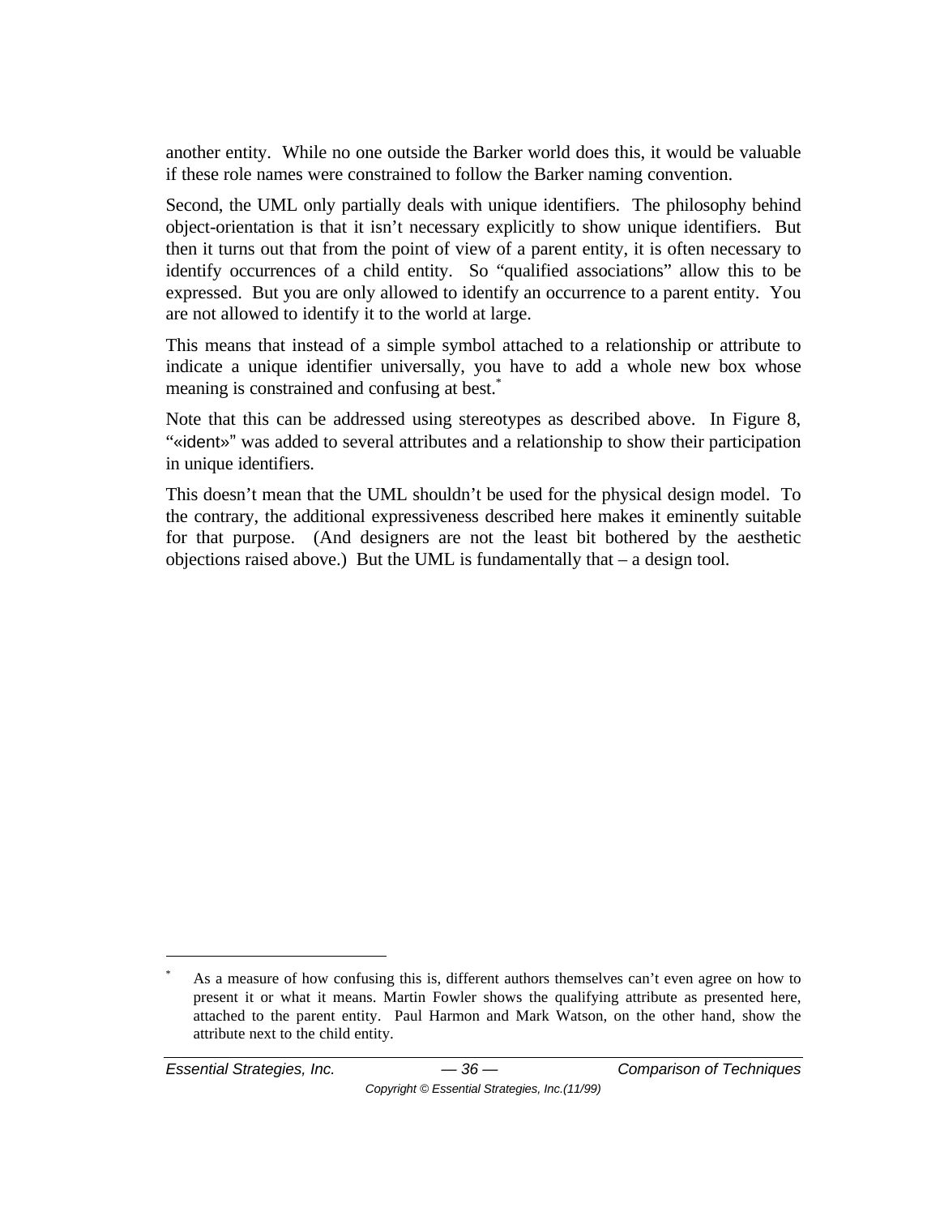another entity. While no one outside the Barker world does this, it would be valuable if these role names were constrained to follow the Barker naming convention.

Second, the UML only partially deals with unique identifiers. The philosophy behind object-orientation is that it isn't necessary explicitly to show unique identifiers. But then it turns out that from the point of view of a parent entity, it is often necessary to identify occurrences of a child entity. So "qualified associations" allow this to be expressed. But you are only allowed to identify an occurrence to a parent entity. You are not allowed to identify it to the world at large.

This means that instead of a simple symbol attached to a relationship or attribute to indicate a unique identifier universally, you have to add a whole new box whose meaning is constrained and confusing at best.[*]

Note that this can be addressed using stereotypes as described above. In Figure 8, "«ident»" was added to several attributes and a relationship to show their participation in unique identifiers.

This doesn't mean that the UML shouldn't be used for the physical design model. To the contrary, the additional expressiveness described here makes it eminently suitable for that purpose. (And designers are not the least bit bothered by the aesthetic objections raised above.) But the UML is fundamentally that – a design tool.

---

[*] As a measure of how confusing this is, different authors themselves can't even agree on how to present it or what it means. Martin Fowler shows the qualifying attribute as presented here, attached to the parent entity. Paul Harmon and Mark Watson, on the other hand, show the attribute next to the child entity.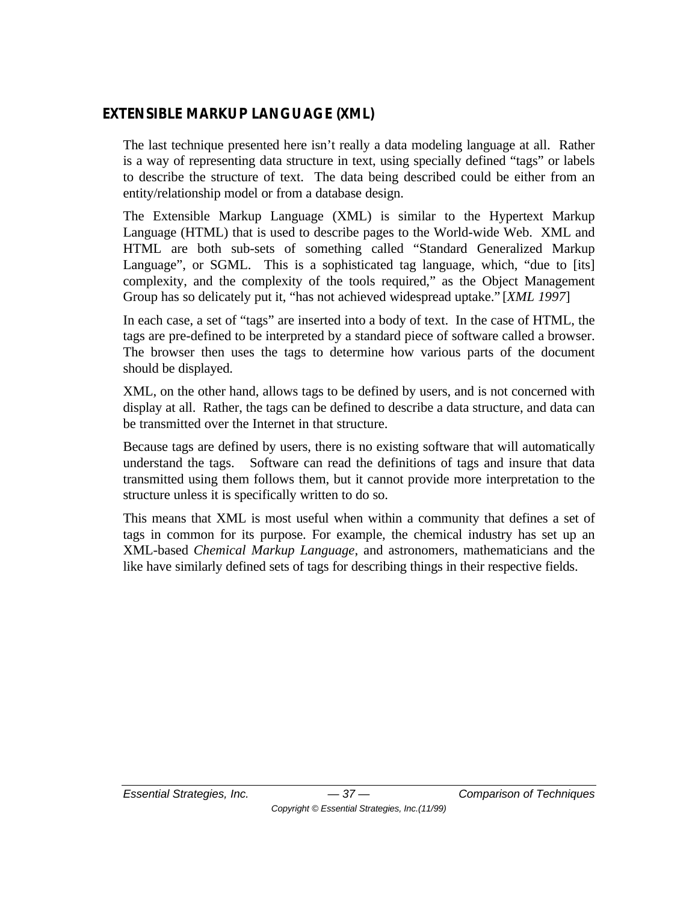## EXTENSIBLE MARKUP LANGUAGE (XML)

The last technique presented here isn't really a data modeling language at all. Rather is a way of representing data structure in text, using specially defined "tags" or labels to describe the structure of text. The data being described could be either from an entity/relationship model or from a database design.

The Extensible Markup Language (XML) is similar to the Hypertext Markup Language (HTML) that is used to describe pages to the World-wide Web. XML and HTML are both sub-sets of something called "Standard Generalized Markup Language", or SGML. This is a sophisticated tag language, which, "due to [its] complexity, and the complexity of the tools required," as the Object Management Group has so delicately put it, "has not achieved widespread uptake." [*XML 1997*]

In each case, a set of "tags" are inserted into a body of text. In the case of HTML, the tags are pre-defined to be interpreted by a standard piece of software called a browser. The browser then uses the tags to determine how various parts of the document should be displayed.

XML, on the other hand, allows tags to be defined by users, and is not concerned with display at all. Rather, the tags can be defined to describe a data structure, and data can be transmitted over the Internet in that structure.

Because tags are defined by users, there is no existing software that will automatically understand the tags. Software can read the definitions of tags and insure that data transmitted using them follows them, but it cannot provide more interpretation to the structure unless it is specifically written to do so.

This means that XML is most useful when within a community that defines a set of tags in common for its purpose. For example, the chemical industry has set up an XML-based *Chemical Markup Language*, and astronomers, mathematicians and the like have similarly defined sets of tags for describing things in their respective fields.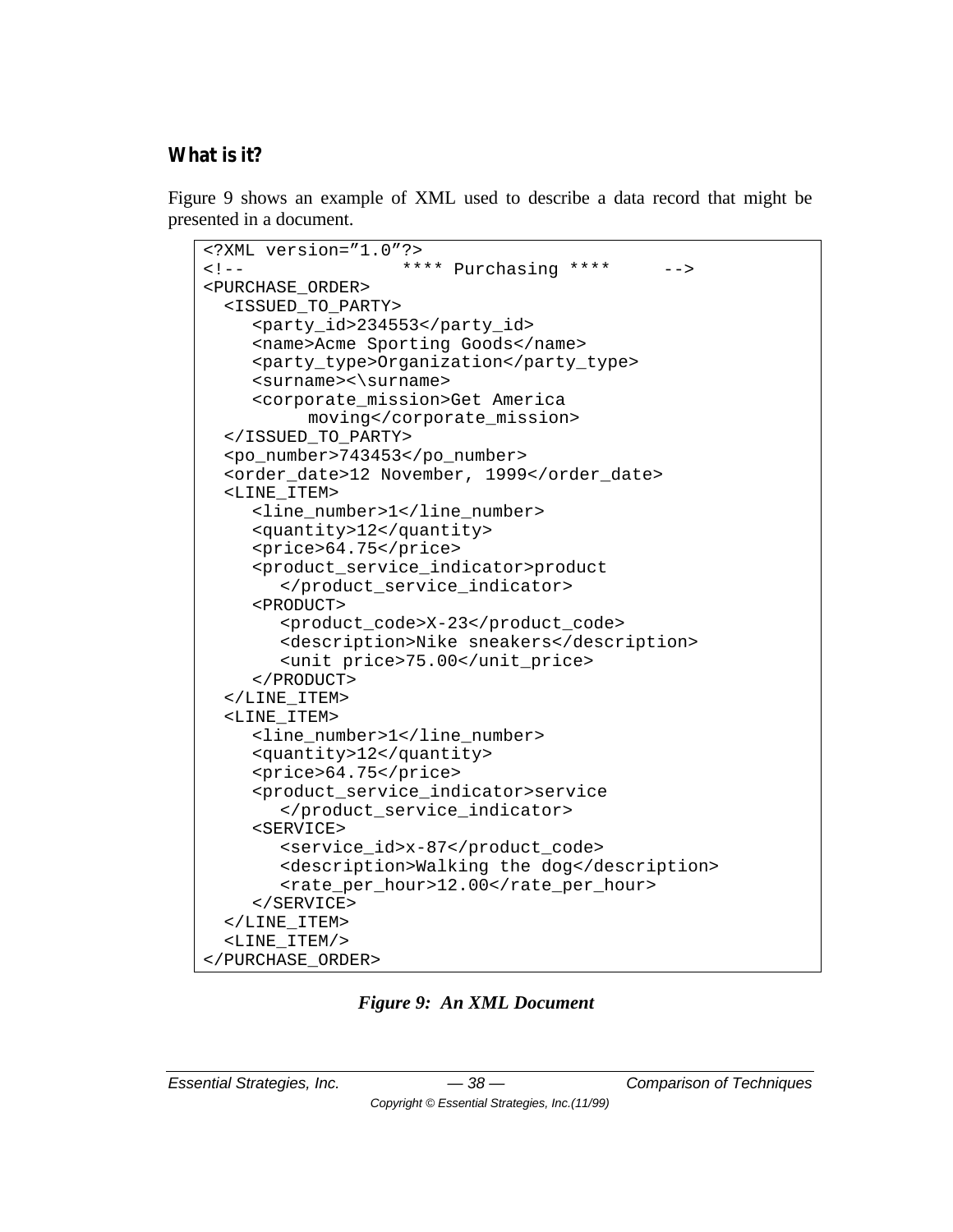### What is it?

Figure 9 shows an example of XML used to describe a data record that might be presented in a document.

```
<?XML version=”1.0”?>
<!--              **** Purchasing ****     -->
<PURCHASE_ORDER>
  <ISSUED_TO_PARTY>
     <party_id>234553</party_id>
     <name>Acme Sporting Goods</name>
     <party_type>Organization</party_type>
     <surname><\surname>
     <corporate_mission>Get America
          moving</corporate_mission>
  </ISSUED_TO_PARTY>
  <po_number>743453</po_number>
  <order_date>12 November, 1999</order_date>
  <LINE_ITEM>
     <line_number>1</line_number>
     <quantity>12</quantity>
     <price>64.75</price>
     <product_service_indicator>product
        </product_service_indicator>
     <PRODUCT>
        <product_code>X-23</product_code>
        <description>Nike sneakers</description>
        <unit price>75.00</unit_price>
     </PRODUCT>
  </LINE_ITEM>
  <LINE_ITEM>
     <line_number>1</line_number>
     <quantity>12</quantity>
     <price>64.75</price>
     <product_service_indicator>service
        </product_service_indicator>
     <SERVICE>
        <service_id>x-87</product_code>
        <description>Walking the dog</description>
        <rate_per_hour>12.00</rate_per_hour>
     </SERVICE>
  </LINE_ITEM>
  <LINE_ITEM/>
</PURCHASE_ORDER>
```

***Figure 9: An XML Document***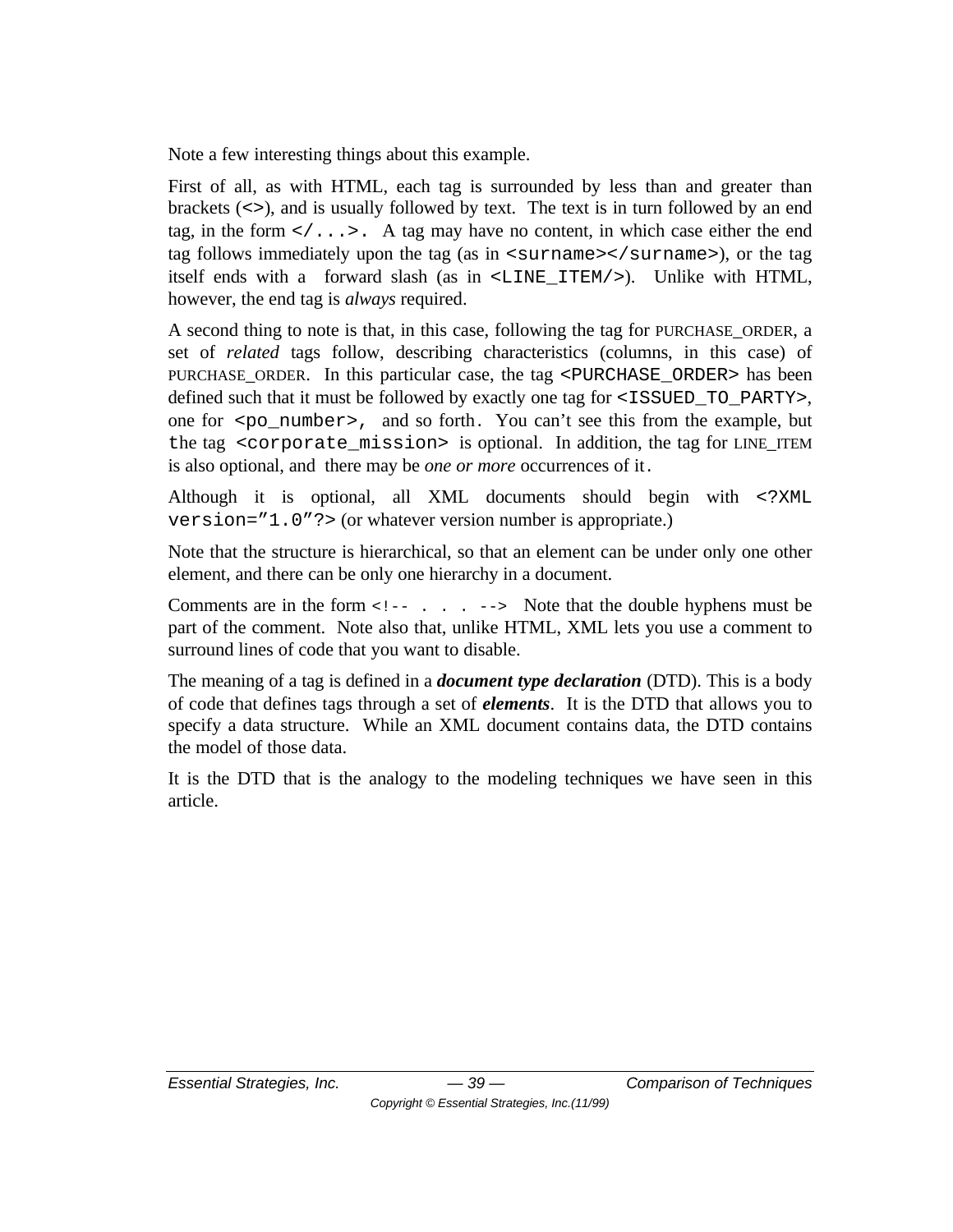Note a few interesting things about this example.

First of all, as with HTML, each tag is surrounded by less than and greater than brackets (`<>`), and is usually followed by text. The text is in turn followed by an end tag, in the form `</...>`. A tag may have no content, in which case either the end tag follows immediately upon the tag (as in `<surname></surname>`), or the tag itself ends with a forward slash (as in `<LINE_ITEM/>`). Unlike with HTML, however, the end tag is *always* required.

A second thing to note is that, in this case, following the tag for PURCHASE_ORDER, a set of *related* tags follow, describing characteristics (columns, in this case) of PURCHASE_ORDER. In this particular case, the tag `<PURCHASE_ORDER>` has been defined such that it must be followed by exactly one tag for `<ISSUED_TO_PARTY>`, one for `<po_number>`, and so forth. You can't see this from the example, but the tag `<corporate_mission>` is optional. In addition, the tag for LINE_ITEM is also optional, and there may be *one or more* occurrences of it.

Although it is optional, all XML documents should begin with `<?XML version="1.0"?>` (or whatever version number is appropriate.)

Note that the structure is hierarchical, so that an element can be under only one other element, and there can be only one hierarchy in a document.

Comments are in the form `<!-- . . . -->` Note that the double hyphens must be part of the comment. Note also that, unlike HTML, XML lets you use a comment to surround lines of code that you want to disable.

The meaning of a tag is defined in a ***document type declaration*** (DTD). This is a body of code that defines tags through a set of ***elements***. It is the DTD that allows you to specify a data structure. While an XML document contains data, the DTD contains the model of those data.

It is the DTD that is the analogy to the modeling techniques we have seen in this article.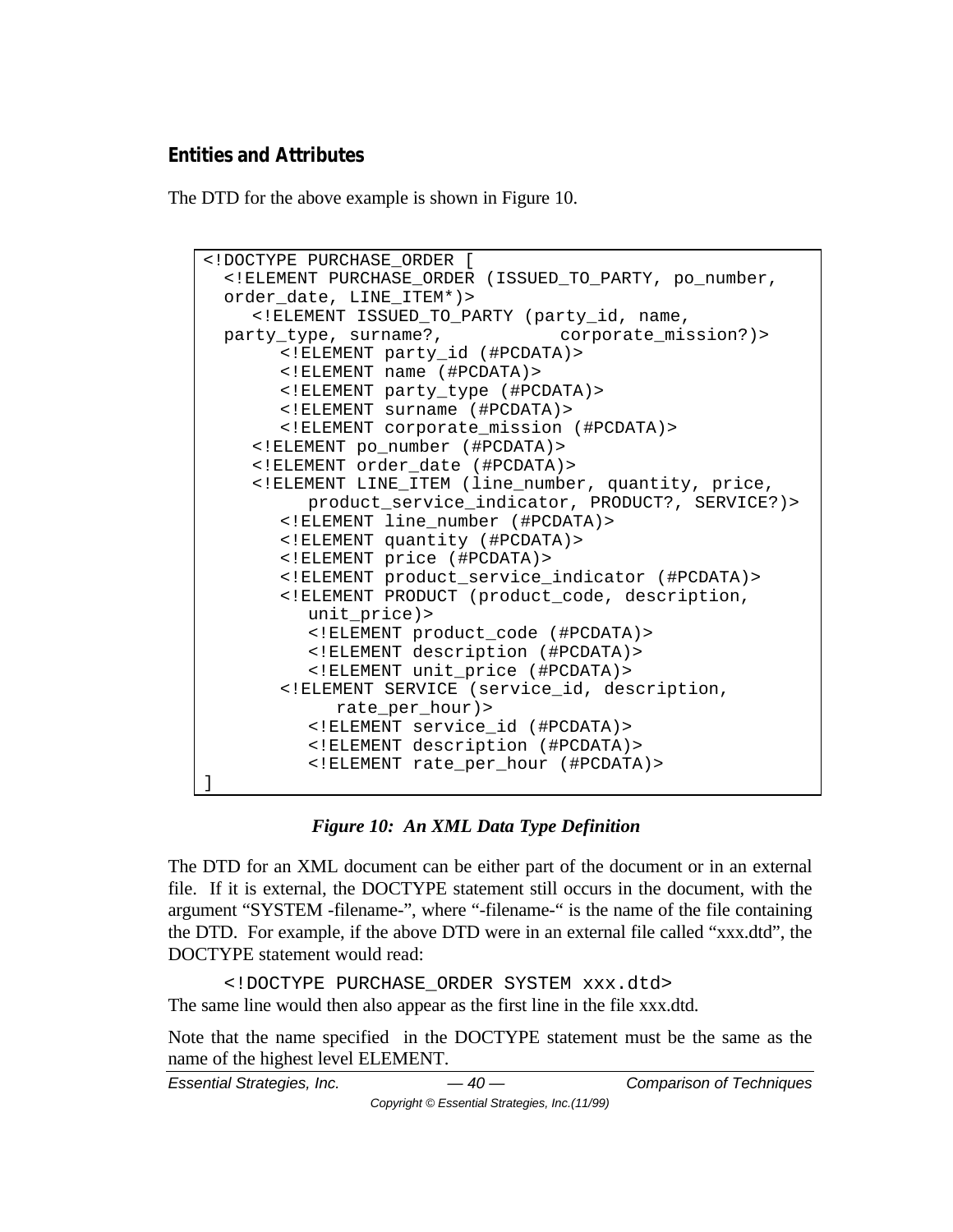### Entities and Attributes

The DTD for the above example is shown in Figure 10.

```
<!DOCTYPE PURCHASE_ORDER [
  <!ELEMENT PURCHASE_ORDER (ISSUED_TO_PARTY, po_number,
  order_date, LINE_ITEM*)>
     <!ELEMENT ISSUED_TO_PARTY (party_id, name,
  party_type, surname?,          corporate_mission?)>
        <!ELEMENT party_id (#PCDATA)>
        <!ELEMENT name (#PCDATA)>
        <!ELEMENT party_type (#PCDATA)>
        <!ELEMENT surname (#PCDATA)>
        <!ELEMENT corporate_mission (#PCDATA)>
     <!ELEMENT po_number (#PCDATA)>
     <!ELEMENT order_date (#PCDATA)>
     <!ELEMENT LINE_ITEM (line_number, quantity, price,
          product_service_indicator, PRODUCT?, SERVICE?)>
        <!ELEMENT line_number (#PCDATA)>
        <!ELEMENT quantity (#PCDATA)>
        <!ELEMENT price (#PCDATA)>
        <!ELEMENT product_service_indicator (#PCDATA)>
        <!ELEMENT PRODUCT (product_code, description,
           unit_price)>
           <!ELEMENT product_code (#PCDATA)>
           <!ELEMENT description (#PCDATA)>
           <!ELEMENT unit_price (#PCDATA)>
        <!ELEMENT SERVICE (service_id, description,
             rate_per_hour)>
           <!ELEMENT service_id (#PCDATA)>
           <!ELEMENT description (#PCDATA)>
           <!ELEMENT rate_per_hour (#PCDATA)>
]
```

***Figure 10: An XML Data Type Definition***

The DTD for an XML document can be either part of the document or in an external file. If it is external, the DOCTYPE statement still occurs in the document, with the argument "SYSTEM -filename-", where "-filename-" is the name of the file containing the DTD. For example, if the above DTD were in an external file called "xxx.dtd", the DOCTYPE statement would read:

```
<!DOCTYPE PURCHASE_ORDER SYSTEM xxx.dtd>
```

The same line would then also appear as the first line in the file xxx.dtd.

Note that the name specified in the DOCTYPE statement must be the same as the name of the highest level ELEMENT.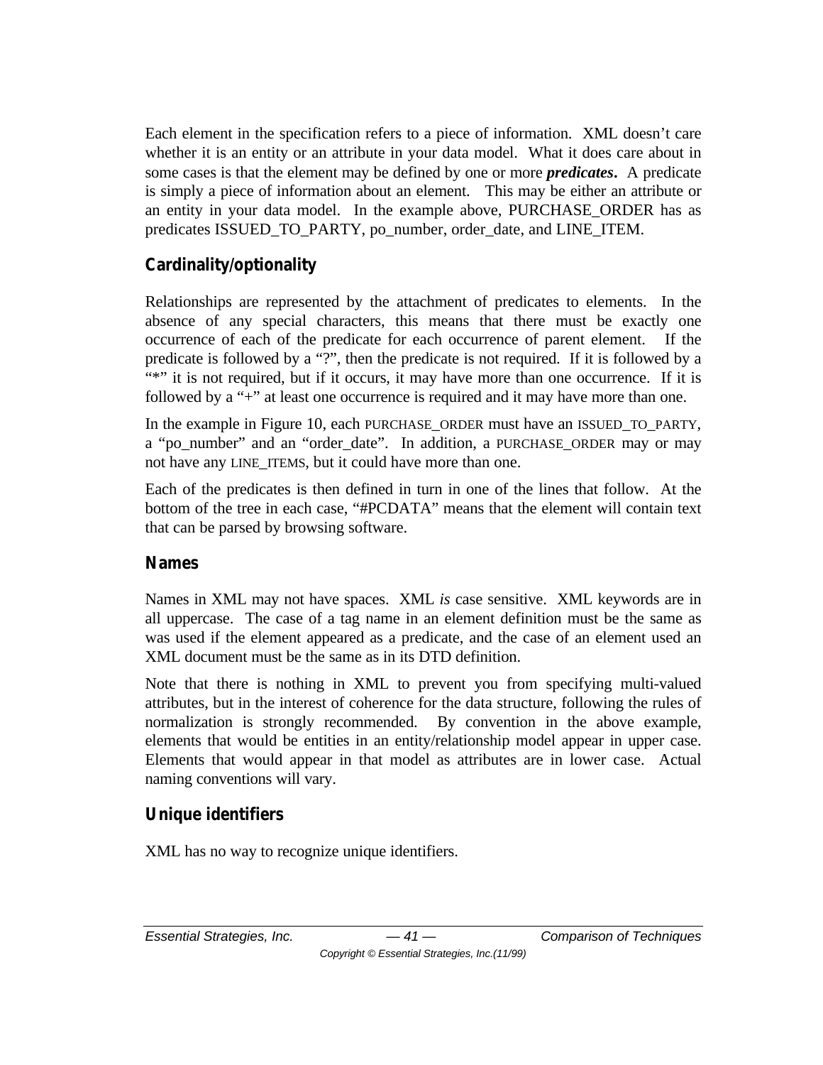Each element in the specification refers to a piece of information. XML doesn't care whether it is an entity or an attribute in your data model. What it does care about in some cases is that the element may be defined by one or more ***predicates***. A predicate is simply a piece of information about an element. This may be either an attribute or an entity in your data model. In the example above, PURCHASE_ORDER has as predicates ISSUED_TO_PARTY, po_number, order_date, and LINE_ITEM.

## Cardinality/optionality

Relationships are represented by the attachment of predicates to elements. In the absence of any special characters, this means that there must be exactly one occurrence of each of the predicate for each occurrence of parent element. If the predicate is followed by a "?", then the predicate is not required. If it is followed by a "*" it is not required, but if it occurs, it may have more than one occurrence. If it is followed by a "+" at least one occurrence is required and it may have more than one.

In the example in Figure 10, each PURCHASE_ORDER must have an ISSUED_TO_PARTY, a "po_number" and an "order_date". In addition, a PURCHASE_ORDER may or may not have any LINE_ITEMS, but it could have more than one.

Each of the predicates is then defined in turn in one of the lines that follow. At the bottom of the tree in each case, "#PCDATA" means that the element will contain text that can be parsed by browsing software.

## Names

Names in XML may not have spaces. XML *is* case sensitive. XML keywords are in all uppercase. The case of a tag name in an element definition must be the same as was used if the element appeared as a predicate, and the case of an element used an XML document must be the same as in its DTD definition.

Note that there is nothing in XML to prevent you from specifying multi-valued attributes, but in the interest of coherence for the data structure, following the rules of normalization is strongly recommended. By convention in the above example, elements that would be entities in an entity/relationship model appear in upper case. Elements that would appear in that model as attributes are in lower case. Actual naming conventions will vary.

## Unique identifiers

XML has no way to recognize unique identifiers.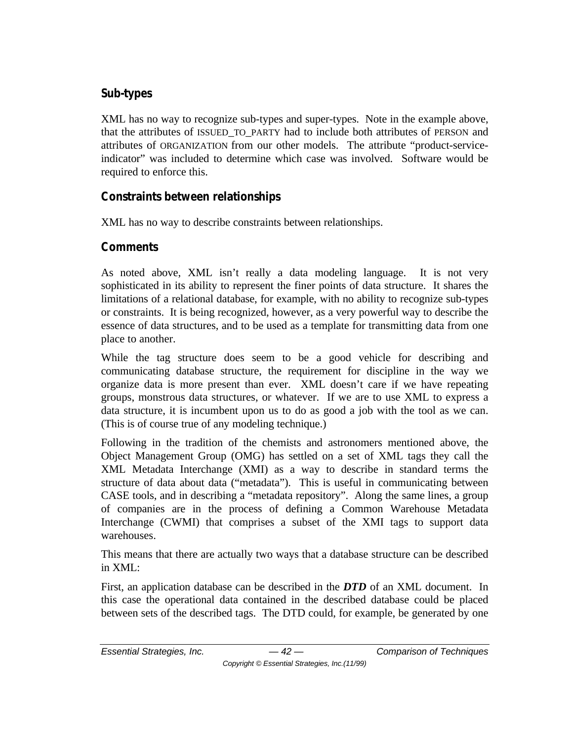### Sub-types

XML has no way to recognize sub-types and super-types. Note in the example above, that the attributes of ISSUED_TO_PARTY had to include both attributes of PERSON and attributes of ORGANIZATION from our other models. The attribute "product-service-indicator" was included to determine which case was involved. Software would be required to enforce this.

### Constraints between relationships

XML has no way to describe constraints between relationships.

### Comments

As noted above, XML isn't really a data modeling language. It is not very sophisticated in its ability to represent the finer points of data structure. It shares the limitations of a relational database, for example, with no ability to recognize sub-types or constraints. It is being recognized, however, as a very powerful way to describe the essence of data structures, and to be used as a template for transmitting data from one place to another.

While the tag structure does seem to be a good vehicle for describing and communicating database structure, the requirement for discipline in the way we organize data is more present than ever. XML doesn't care if we have repeating groups, monstrous data structures, or whatever. If we are to use XML to express a data structure, it is incumbent upon us to do as good a job with the tool as we can. (This is of course true of any modeling technique.)

Following in the tradition of the chemists and astronomers mentioned above, the Object Management Group (OMG) has settled on a set of XML tags they call the XML Metadata Interchange (XMI) as a way to describe in standard terms the structure of data about data ("metadata"). This is useful in communicating between CASE tools, and in describing a "metadata repository". Along the same lines, a group of companies are in the process of defining a Common Warehouse Metadata Interchange (CWMI) that comprises a subset of the XMI tags to support data warehouses.

This means that there are actually two ways that a database structure can be described in XML:

First, an application database can be described in the ***DTD*** of an XML document. In this case the operational data contained in the described database could be placed between sets of the described tags. The DTD could, for example, be generated by one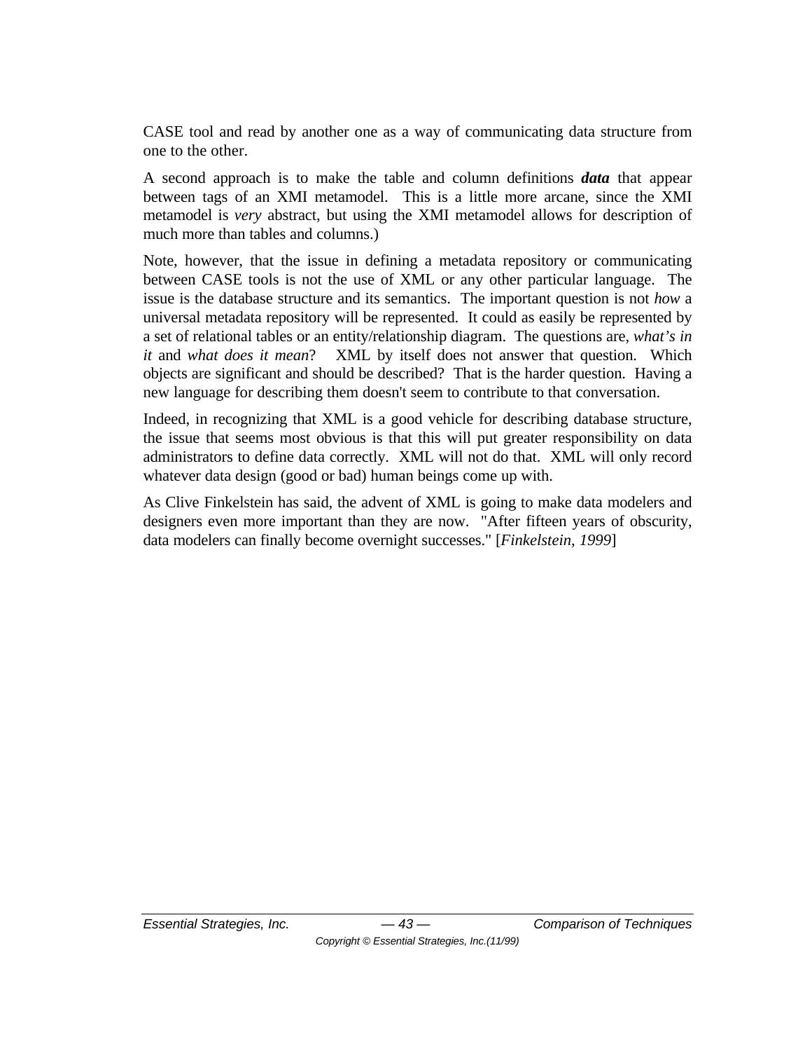CASE tool and read by another one as a way of communicating data structure from one to the other.

A second approach is to make the table and column definitions ***data*** that appear between tags of an XMI metamodel. This is a little more arcane, since the XMI metamodel is *very* abstract, but using the XMI metamodel allows for description of much more than tables and columns.)

Note, however, that the issue in defining a metadata repository or communicating between CASE tools is not the use of XML or any other particular language. The issue is the database structure and its semantics. The important question is not *how* a universal metadata repository will be represented. It could as easily be represented by a set of relational tables or an entity/relationship diagram. The questions are, *what's in it* and *what does it mean*? XML by itself does not answer that question. Which objects are significant and should be described? That is the harder question. Having a new language for describing them doesn't seem to contribute to that conversation.

Indeed, in recognizing that XML is a good vehicle for describing database structure, the issue that seems most obvious is that this will put greater responsibility on data administrators to define data correctly. XML will not do that. XML will only record whatever data design (good or bad) human beings come up with.

As Clive Finkelstein has said, the advent of XML is going to make data modelers and designers even more important than they are now. "After fifteen years of obscurity, data modelers can finally become overnight successes." [*Finkelstein, 1999*]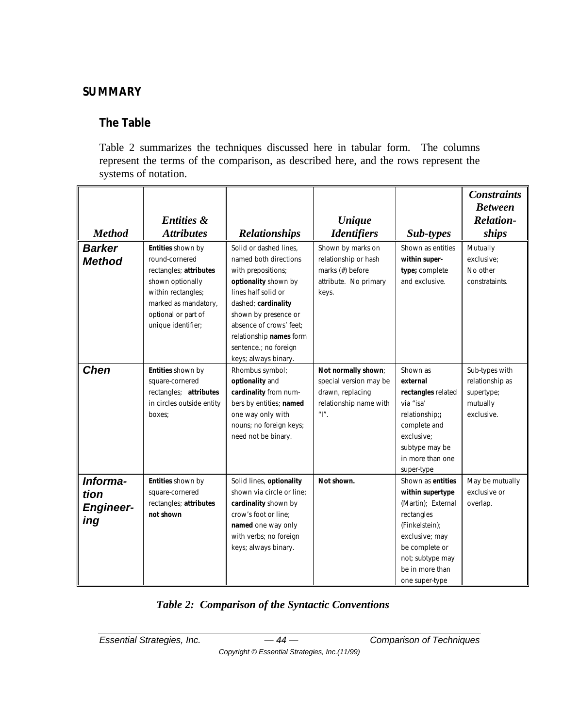## SUMMARY

### The Table

Table 2 summarizes the techniques discussed here in tabular form. The columns represent the terms of the comparison, as described here, and the rows represent the systems of notation.

| *Method* | *Entities & Attributes* | *Relationships* | *Unique Identifiers* | *Sub-types* | *Constraints Between Relation-ships* |
|---|---|---|---|---|---|
| ***Barker Method*** | **Entities** shown by round-cornered rectangles; **attributes** shown optionally within rectangles; marked as mandatory, optional or part of unique identifier; | Solid or dashed lines, named both directions with prepositions; **optionality** shown by lines half solid or dashed; **cardinality** shown by presence or absence of crows' feet; relationship **names** form sentence.; no foreign keys; always binary. | Shown by marks on relationship or hash marks (#) before attribute. No primary keys. | Shown as entities **within super-type;** complete and exclusive. | Mutually exclusive; No other constrataints. |
| ***Chen*** | **Entities** shown by square-cornered rectangles; **attributes** in circles outside entity boxes; | Rhombus symbol; **optionality** and **cardinality** from num-bers by entities; **named** one way only with nouns; no foreign keys; need not be binary. | **Not normally shown**; special version may be drawn, replacing relationship name with "I". | Shown as **external rectangles** related via "isa' relationship;**;** complete and exclusive; subtype may be in more than one super-type | Sub-types with relationship as supertype; mutually exclusive. |
| ***Informa-tion Engineer-ing*** | **Entities** shown by square-cornered rectangles; **attributes not shown** | Solid lines, **optionality** shown via circle or line; **cardinality** shown by crow's foot or line; **named** one way only with verbs; no foreign keys; always binary. | **Not shown.** | Shown as **entities within supertype** (Martin); External rectangles (Finkelstein); exclusive; may be complete or not; subtype may be in more than one super-type | May be mutually exclusive or overlap. |

*Table 2: Comparison of the Syntactic Conventions*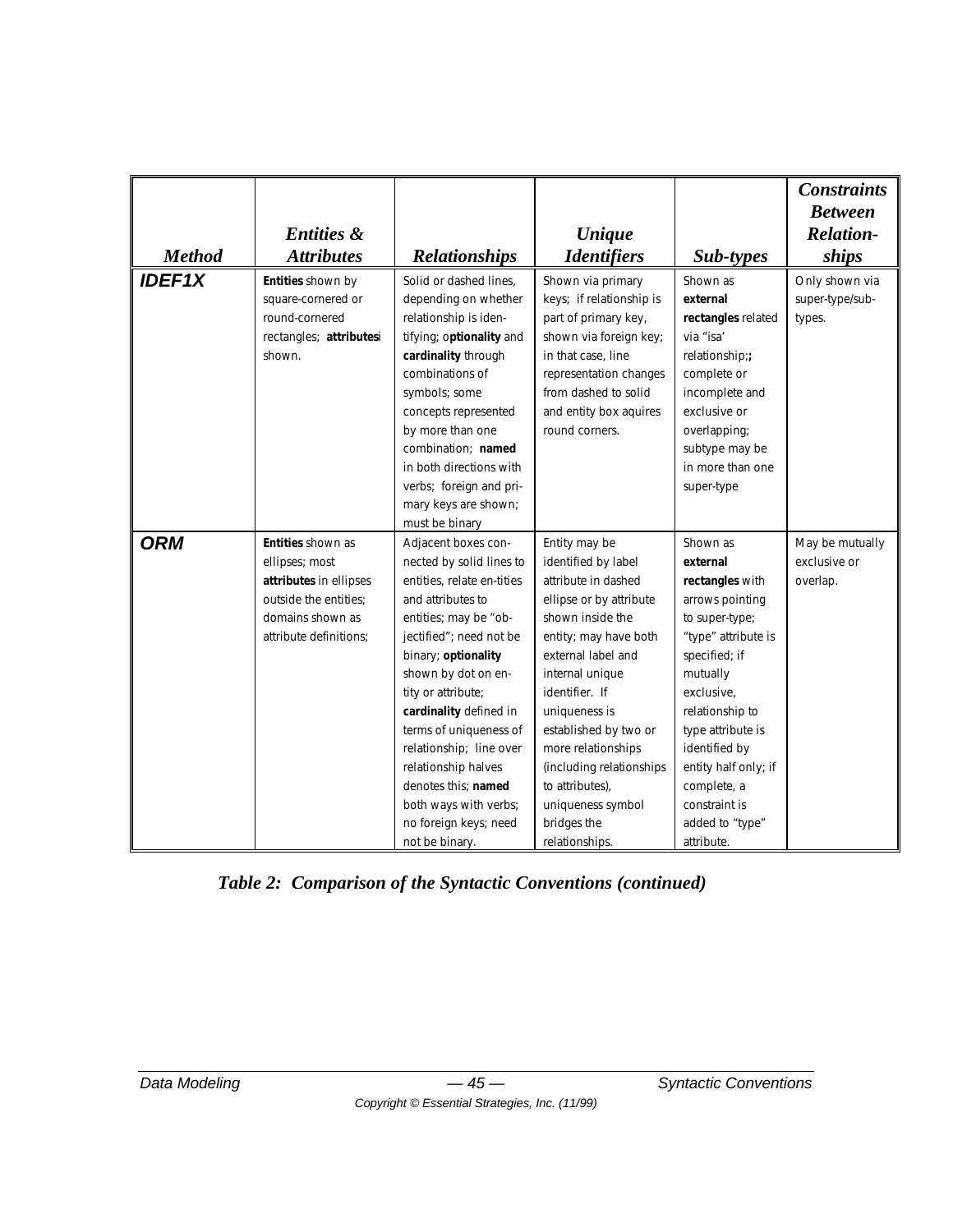| *Method* | *Entities & Attributes* | *Relationships* | *Unique Identifiers* | *Sub-types* | *Constraints Between Relation-ships* |
|---|---|---|---|---|---|
| **IDEF1X** | **Entities** shown by square-cornered or round-cornered rectangles; **attributes**i shown. | Solid or dashed lines, depending on whether relationship is iden-tifying; o**ptionality** and **cardinality** through combinations of symbols; some concepts represented by more than one combination; **named** in both directions with verbs; foreign and pri-mary keys are shown; must be binary | Shown via primary keys; if relationship is part of primary key, shown via foreign key; in that case, line representation changes from dashed to solid and entity box aquires round corners. | Shown as **external rectangles** related via "isa' relationship;**;** complete or incomplete and exclusive or overlapping; subtype may be in more than one super-type | Only shown via super-type/sub-types. |
| **ORM** | **Entities** shown as ellipses; most **attributes** in ellipses outside the entities; domains shown as attribute definitions; | Adjacent boxes con-nected by solid lines to entities, relate en-tities and attributes to entities; may be "ob-jectified"; need not be binary; **optionality** shown by dot on en-tity or attribute; **cardinality** defined in terms of uniqueness of relationship; line over relationship halves denotes this; **named** both ways with verbs; no foreign keys; need not be binary. | Entity may be identified by label attribute in dashed ellipse or by attribute shown inside the entity; may have both external label and internal unique identifier. If uniqueness is established by two or more relationships (including relationships to attributes), uniqueness symbol bridges the relationships. | Shown as **external rectangles** with arrows pointing to super-type; "type" attribute is specified; if mutually exclusive, relationship to type attribute is identified by entity half only; if complete, a constraint is added to "type" attribute. | May be mutually exclusive or overlap. |

***Table 2: Comparison of the Syntactic Conventions (continued)***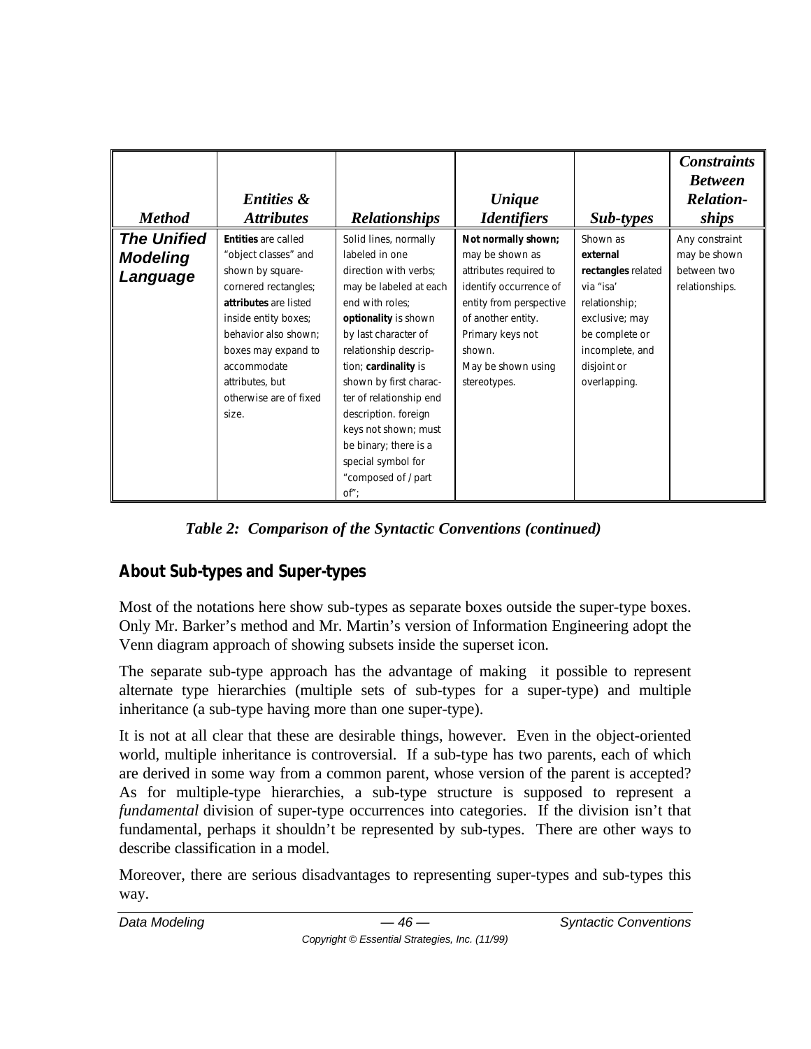| *Method* | *Entities & Attributes* | *Relationships* | *Unique Identifiers* | *Sub-types* | *Constraints Between Relation-ships* |
|---|---|---|---|---|---|
| **The Unified Modeling Language** | **Entities** are called "object classes" and shown by square-cornered rectangles; **attributes** are listed inside entity boxes; behavior also shown; boxes may expand to accommodate attributes, but otherwise are of fixed size. | Solid lines, normally labeled in one direction with verbs; may be labeled at each end with roles; **optionality** is shown by last character of relationship description; **cardinality** is shown by first character of relationship end description. foreign keys not shown; must be binary; there is a special symbol for "composed of / part of"; | **Not normally shown;** may be shown as attributes required to identify occurrence of entity from perspective of another entity. Primary keys not shown. May be shown using stereotypes. | Shown as **external rectangles** related via "isa' relationship; exclusive; may be complete or incomplete, and disjoint or overlapping. | Any constraint may be shown between two relationships. |

*Table 2: Comparison of the Syntactic Conventions (continued)*

## About Sub-types and Super-types

Most of the notations here show sub-types as separate boxes outside the super-type boxes. Only Mr. Barker's method and Mr. Martin's version of Information Engineering adopt the Venn diagram approach of showing subsets inside the superset icon.

The separate sub-type approach has the advantage of making it possible to represent alternate type hierarchies (multiple sets of sub-types for a super-type) and multiple inheritance (a sub-type having more than one super-type).

It is not at all clear that these are desirable things, however. Even in the object-oriented world, multiple inheritance is controversial. If a sub-type has two parents, each of which are derived in some way from a common parent, whose version of the parent is accepted? As for multiple-type hierarchies, a sub-type structure is supposed to represent a *fundamental* division of super-type occurrences into categories. If the division isn't that fundamental, perhaps it shouldn't be represented by sub-types. There are other ways to describe classification in a model.

Moreover, there are serious disadvantages to representing super-types and sub-types this way.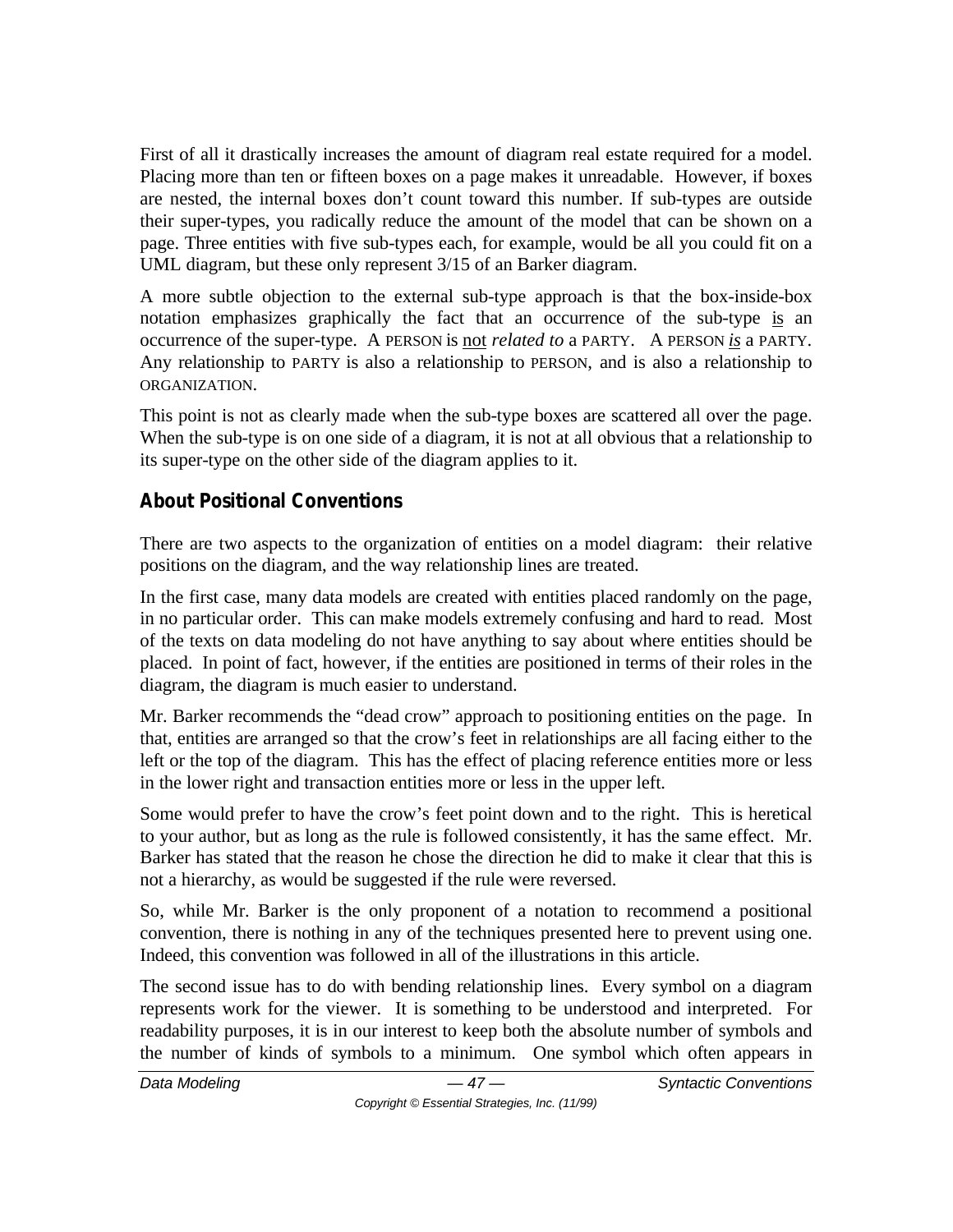First of all it drastically increases the amount of diagram real estate required for a model. Placing more than ten or fifteen boxes on a page makes it unreadable. However, if boxes are nested, the internal boxes don't count toward this number. If sub-types are outside their super-types, you radically reduce the amount of the model that can be shown on a page. Three entities with five sub-types each, for example, would be all you could fit on a UML diagram, but these only represent 3/15 of an Barker diagram.

A more subtle objection to the external sub-type approach is that the box-inside-box notation emphasizes graphically the fact that an occurrence of the sub-type is an occurrence of the super-type. A PERSON is not *related to* a PARTY. A PERSON *is* a PARTY. Any relationship to PARTY is also a relationship to PERSON, and is also a relationship to ORGANIZATION.

This point is not as clearly made when the sub-type boxes are scattered all over the page. When the sub-type is on one side of a diagram, it is not at all obvious that a relationship to its super-type on the other side of the diagram applies to it.

## About Positional Conventions

There are two aspects to the organization of entities on a model diagram: their relative positions on the diagram, and the way relationship lines are treated.

In the first case, many data models are created with entities placed randomly on the page, in no particular order. This can make models extremely confusing and hard to read. Most of the texts on data modeling do not have anything to say about where entities should be placed. In point of fact, however, if the entities are positioned in terms of their roles in the diagram, the diagram is much easier to understand.

Mr. Barker recommends the "dead crow" approach to positioning entities on the page. In that, entities are arranged so that the crow's feet in relationships are all facing either to the left or the top of the diagram. This has the effect of placing reference entities more or less in the lower right and transaction entities more or less in the upper left.

Some would prefer to have the crow's feet point down and to the right. This is heretical to your author, but as long as the rule is followed consistently, it has the same effect. Mr. Barker has stated that the reason he chose the direction he did to make it clear that this is not a hierarchy, as would be suggested if the rule were reversed.

So, while Mr. Barker is the only proponent of a notation to recommend a positional convention, there is nothing in any of the techniques presented here to prevent using one. Indeed, this convention was followed in all of the illustrations in this article.

The second issue has to do with bending relationship lines. Every symbol on a diagram represents work for the viewer. It is something to be understood and interpreted. For readability purposes, it is in our interest to keep both the absolute number of symbols and the number of kinds of symbols to a minimum. One symbol which often appears in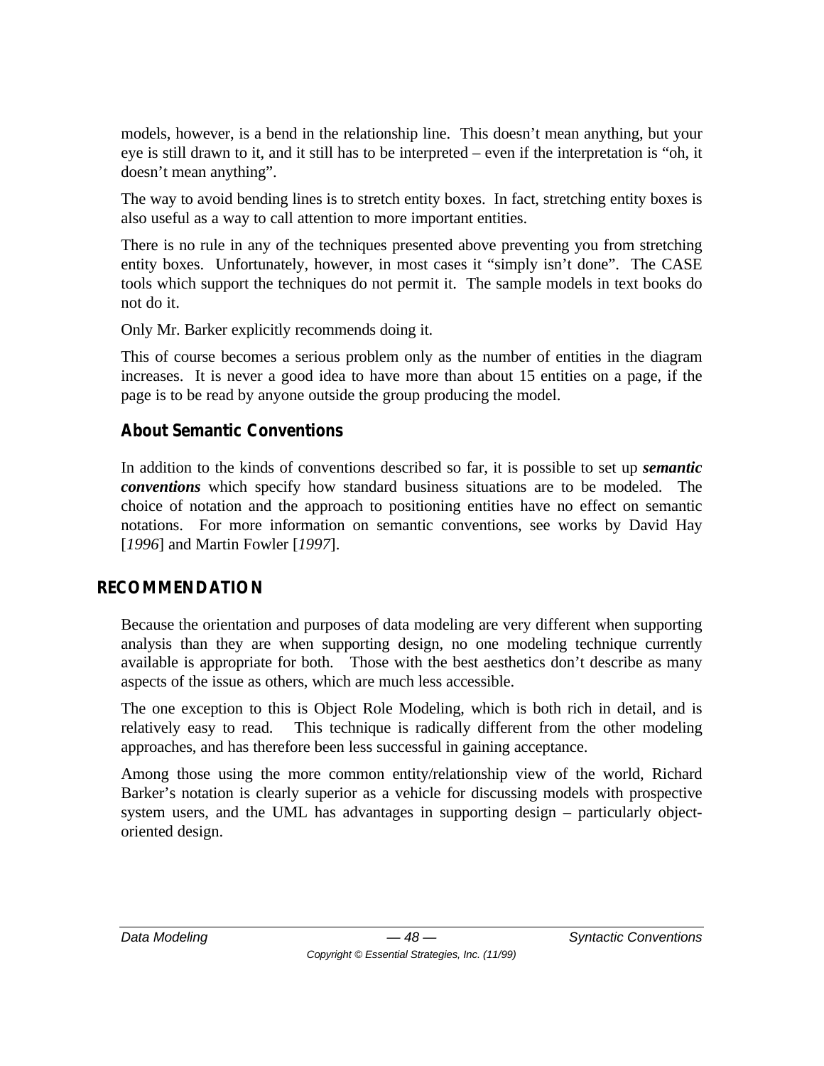models, however, is a bend in the relationship line. This doesn't mean anything, but your eye is still drawn to it, and it still has to be interpreted – even if the interpretation is "oh, it doesn't mean anything".

The way to avoid bending lines is to stretch entity boxes. In fact, stretching entity boxes is also useful as a way to call attention to more important entities.

There is no rule in any of the techniques presented above preventing you from stretching entity boxes. Unfortunately, however, in most cases it "simply isn't done". The CASE tools which support the techniques do not permit it. The sample models in text books do not do it.

Only Mr. Barker explicitly recommends doing it.

This of course becomes a serious problem only as the number of entities in the diagram increases. It is never a good idea to have more than about 15 entities on a page, if the page is to be read by anyone outside the group producing the model.

### About Semantic Conventions

In addition to the kinds of conventions described so far, it is possible to set up ***semantic conventions*** which specify how standard business situations are to be modeled. The choice of notation and the approach to positioning entities have no effect on semantic notations. For more information on semantic conventions, see works by David Hay [*1996*] and Martin Fowler [*1997*].

## RECOMMENDATION

Because the orientation and purposes of data modeling are very different when supporting analysis than they are when supporting design, no one modeling technique currently available is appropriate for both. Those with the best aesthetics don't describe as many aspects of the issue as others, which are much less accessible.

The one exception to this is Object Role Modeling, which is both rich in detail, and is relatively easy to read. This technique is radically different from the other modeling approaches, and has therefore been less successful in gaining acceptance.

Among those using the more common entity/relationship view of the world, Richard Barker's notation is clearly superior as a vehicle for discussing models with prospective system users, and the UML has advantages in supporting design – particularly object-oriented design.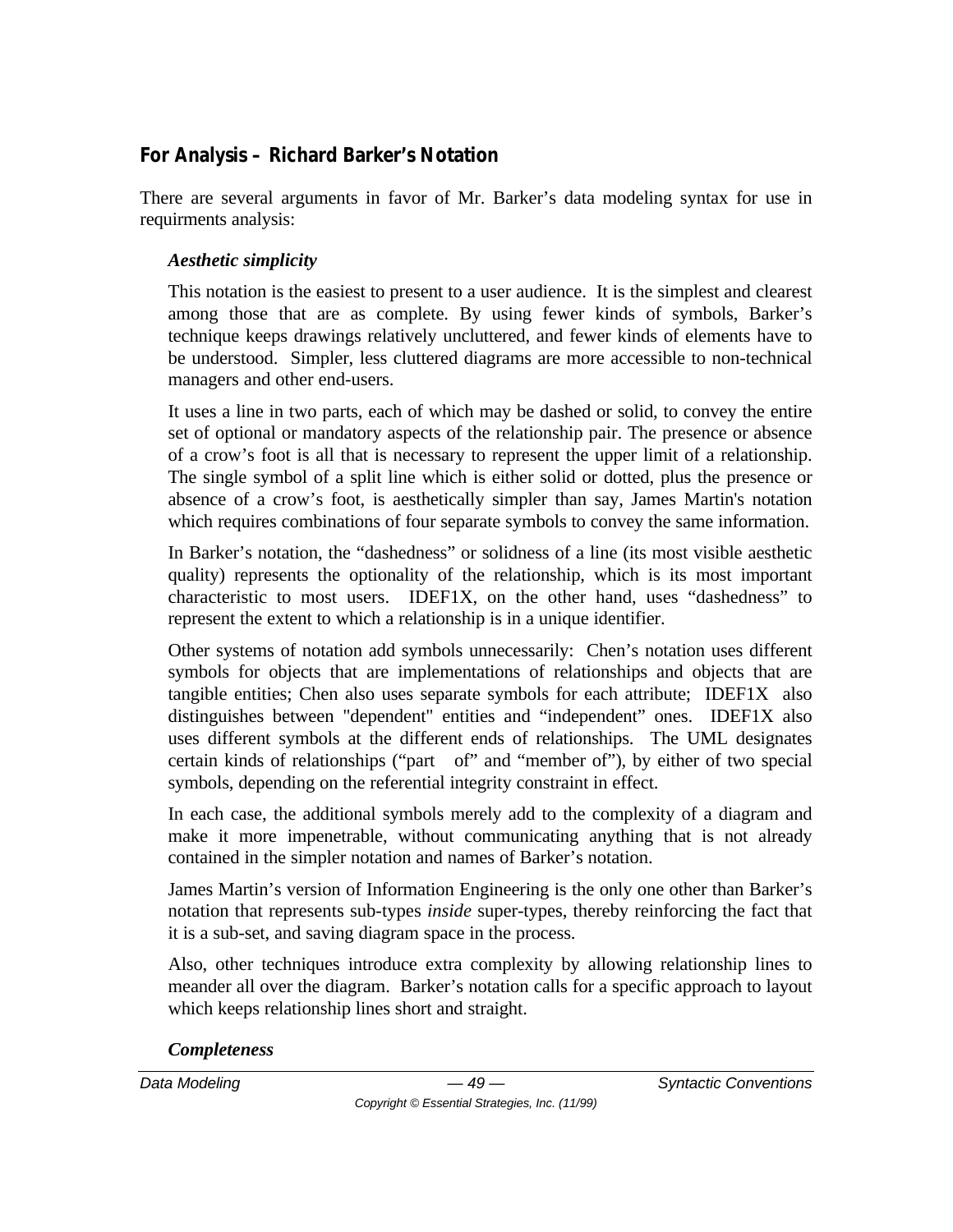## For Analysis – Richard Barker's Notation

There are several arguments in favor of Mr. Barker's data modeling syntax for use in requirments analysis:

### *Aesthetic simplicity*

This notation is the easiest to present to a user audience. It is the simplest and clearest among those that are as complete. By using fewer kinds of symbols, Barker's technique keeps drawings relatively uncluttered, and fewer kinds of elements have to be understood. Simpler, less cluttered diagrams are more accessible to non-technical managers and other end-users.

It uses a line in two parts, each of which may be dashed or solid, to convey the entire set of optional or mandatory aspects of the relationship pair. The presence or absence of a crow's foot is all that is necessary to represent the upper limit of a relationship. The single symbol of a split line which is either solid or dotted, plus the presence or absence of a crow's foot, is aesthetically simpler than say, James Martin's notation which requires combinations of four separate symbols to convey the same information.

In Barker's notation, the "dashedness" or solidness of a line (its most visible aesthetic quality) represents the optionality of the relationship, which is its most important characteristic to most users. IDEF1X, on the other hand, uses "dashedness" to represent the extent to which a relationship is in a unique identifier.

Other systems of notation add symbols unnecessarily: Chen's notation uses different symbols for objects that are implementations of relationships and objects that are tangible entities; Chen also uses separate symbols for each attribute; IDEF1X also distinguishes between "dependent" entities and "independent" ones. IDEF1X also uses different symbols at the different ends of relationships. The UML designates certain kinds of relationships ("part of" and "member of"), by either of two special symbols, depending on the referential integrity constraint in effect.

In each case, the additional symbols merely add to the complexity of a diagram and make it more impenetrable, without communicating anything that is not already contained in the simpler notation and names of Barker's notation.

James Martin's version of Information Engineering is the only one other than Barker's notation that represents sub-types *inside* super-types, thereby reinforcing the fact that it is a sub-set, and saving diagram space in the process.

Also, other techniques introduce extra complexity by allowing relationship lines to meander all over the diagram. Barker's notation calls for a specific approach to layout which keeps relationship lines short and straight.

### *Completeness*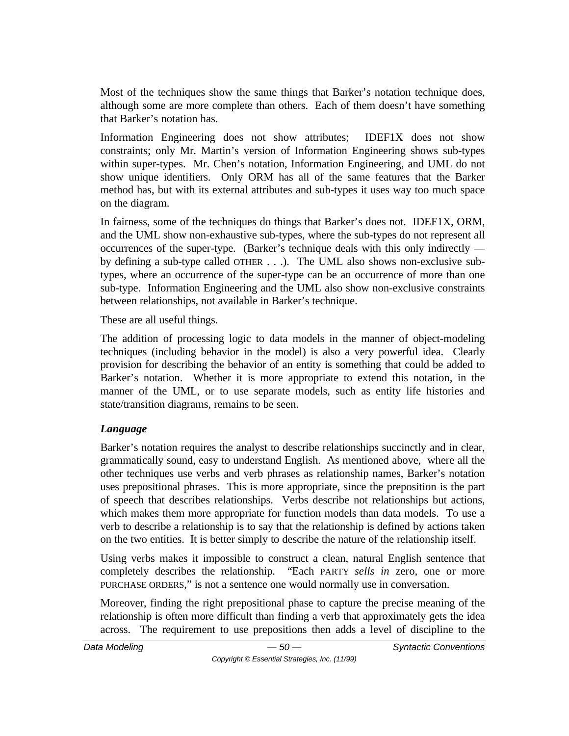Most of the techniques show the same things that Barker's notation technique does, although some are more complete than others. Each of them doesn't have something that Barker's notation has.

Information Engineering does not show attributes; IDEF1X does not show constraints; only Mr. Martin's version of Information Engineering shows sub-types within super-types. Mr. Chen's notation, Information Engineering, and UML do not show unique identifiers. Only ORM has all of the same features that the Barker method has, but with its external attributes and sub-types it uses way too much space on the diagram.

In fairness, some of the techniques do things that Barker's does not. IDEF1X, ORM, and the UML show non-exhaustive sub-types, where the sub-types do not represent all occurrences of the super-type. (Barker's technique deals with this only indirectly — by defining a sub-type called OTHER . . .). The UML also shows non-exclusive sub-types, where an occurrence of the super-type can be an occurrence of more than one sub-type. Information Engineering and the UML also show non-exclusive constraints between relationships, not available in Barker's technique.

These are all useful things.

The addition of processing logic to data models in the manner of object-modeling techniques (including behavior in the model) is also a very powerful idea. Clearly provision for describing the behavior of an entity is something that could be added to Barker's notation. Whether it is more appropriate to extend this notation, in the manner of the UML, or to use separate models, such as entity life histories and state/transition diagrams, remains to be seen.

### *Language*

Barker's notation requires the analyst to describe relationships succinctly and in clear, grammatically sound, easy to understand English. As mentioned above, where all the other techniques use verbs and verb phrases as relationship names, Barker's notation uses prepositional phrases. This is more appropriate, since the preposition is the part of speech that describes relationships. Verbs describe not relationships but actions, which makes them more appropriate for function models than data models. To use a verb to describe a relationship is to say that the relationship is defined by actions taken on the two entities. It is better simply to describe the nature of the relationship itself.

Using verbs makes it impossible to construct a clean, natural English sentence that completely describes the relationship. "Each PARTY *sells in* zero, one or more PURCHASE ORDERS," is not a sentence one would normally use in conversation.

Moreover, finding the right prepositional phase to capture the precise meaning of the relationship is often more difficult than finding a verb that approximately gets the idea across. The requirement to use prepositions then adds a level of discipline to the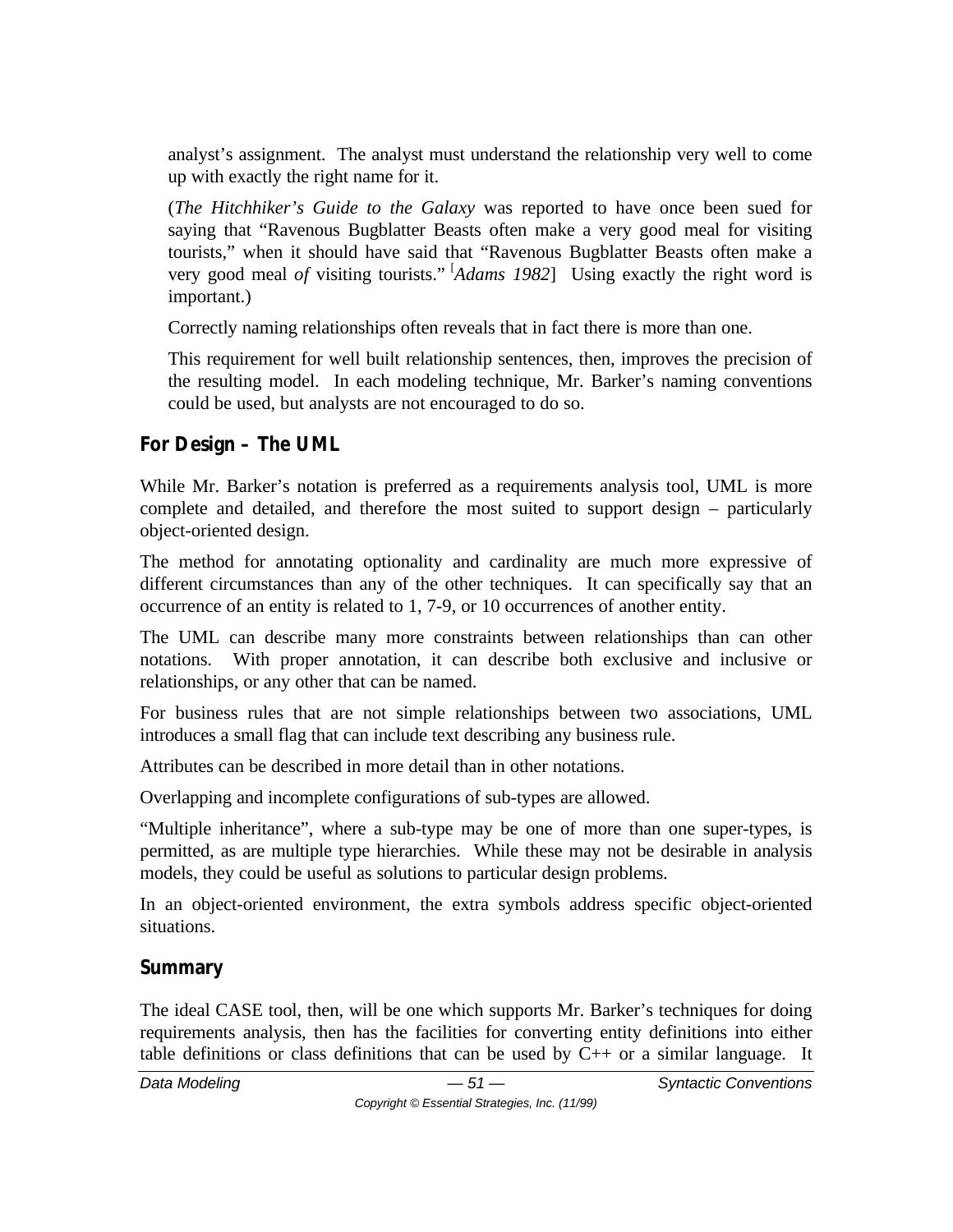analyst's assignment. The analyst must understand the relationship very well to come up with exactly the right name for it.

(*The Hitchhiker's Guide to the Galaxy* was reported to have once been sued for saying that "Ravenous Bugblatter Beasts often make a very good meal for visiting tourists," when it should have said that "Ravenous Bugblatter Beasts often make a very good meal *of* visiting tourists." [*Adams 1982*] Using exactly the right word is important.)

Correctly naming relationships often reveals that in fact there is more than one.

This requirement for well built relationship sentences, then, improves the precision of the resulting model. In each modeling technique, Mr. Barker's naming conventions could be used, but analysts are not encouraged to do so.

### For Design – The UML

While Mr. Barker's notation is preferred as a requirements analysis tool, UML is more complete and detailed, and therefore the most suited to support design – particularly object-oriented design.

The method for annotating optionality and cardinality are much more expressive of different circumstances than any of the other techniques. It can specifically say that an occurrence of an entity is related to 1, 7-9, or 10 occurrences of another entity.

The UML can describe many more constraints between relationships than can other notations. With proper annotation, it can describe both exclusive and inclusive or relationships, or any other that can be named.

For business rules that are not simple relationships between two associations, UML introduces a small flag that can include text describing any business rule.

Attributes can be described in more detail than in other notations.

Overlapping and incomplete configurations of sub-types are allowed.

"Multiple inheritance", where a sub-type may be one of more than one super-types, is permitted, as are multiple type hierarchies. While these may not be desirable in analysis models, they could be useful as solutions to particular design problems.

In an object-oriented environment, the extra symbols address specific object-oriented situations.

### Summary

The ideal CASE tool, then, will be one which supports Mr. Barker's techniques for doing requirements analysis, then has the facilities for converting entity definitions into either table definitions or class definitions that can be used by C++ or a similar language. It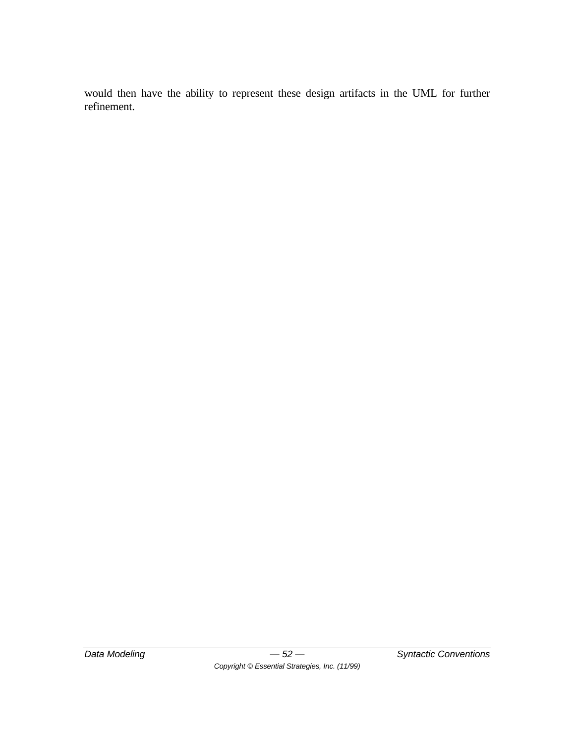would then have the ability to represent these design artifacts in the UML for further refinement.